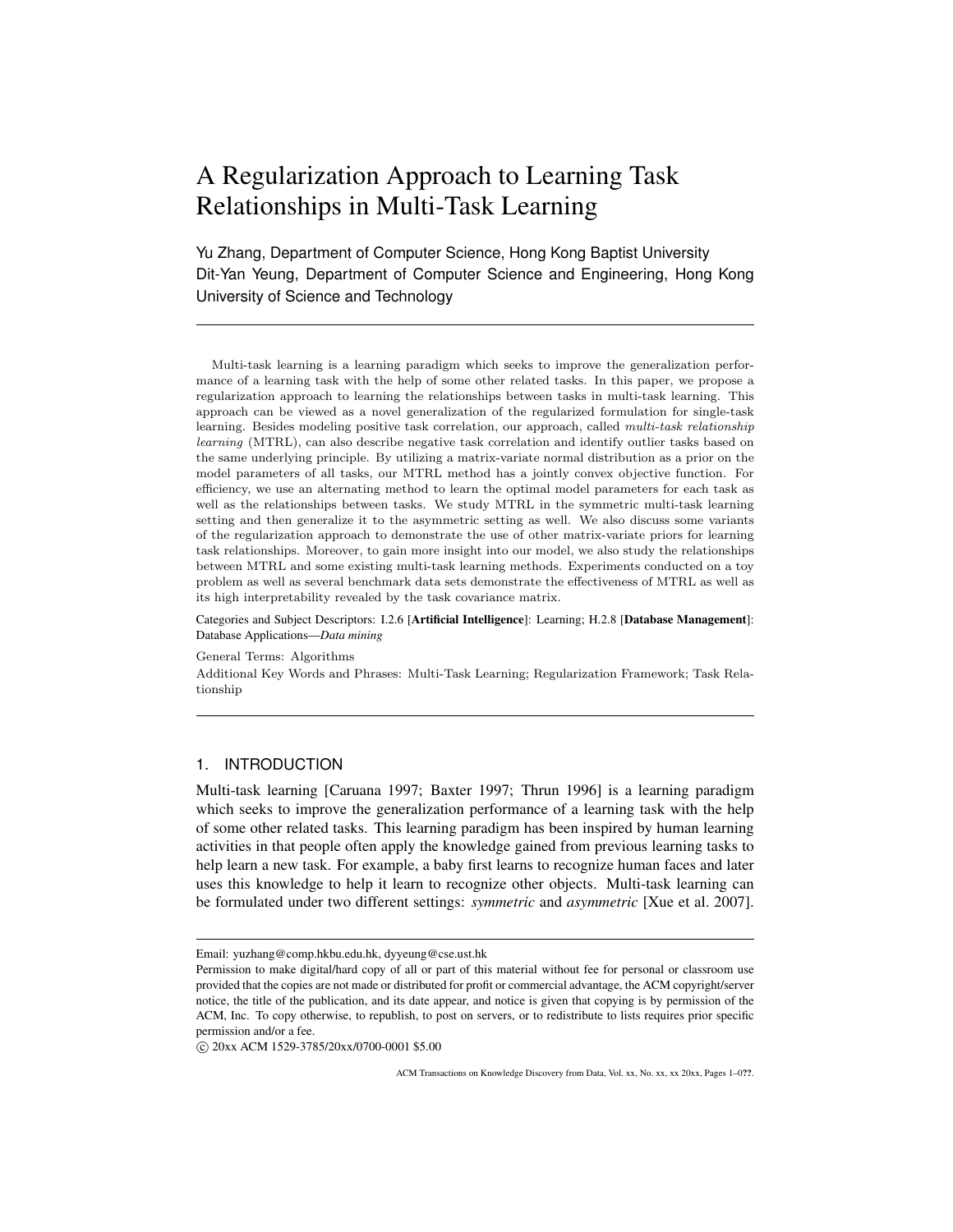# A Regularization Approach to Learning Task Relationships in Multi-Task Learning

Yu Zhang, Department of Computer Science, Hong Kong Baptist University
Dit-Yan Yeung, Department of Computer Science and Engineering, Hong Kong University of Science and Technology

---

Multi-task learning is a learning paradigm which seeks to improve the generalization performance of a learning task with the help of some other related tasks. In this paper, we propose a regularization approach to learning the relationships between tasks in multi-task learning. This approach can be viewed as a novel generalization of the regularized formulation for single-task learning. Besides modeling positive task correlation, our approach, called *multi-task relationship learning* (MTRL), can also describe negative task correlation and identify outlier tasks based on the same underlying principle. By utilizing a matrix-variate normal distribution as a prior on the model parameters of all tasks, our MTRL method has a jointly convex objective function. For efficiency, we use an alternating method to learn the optimal model parameters for each task as well as the relationships between tasks. We study MTRL in the symmetric multi-task learning setting and then generalize it to the asymmetric setting as well. We also discuss some variants of the regularization approach to demonstrate the use of other matrix-variate priors for learning task relationships. Moreover, to gain more insight into our model, we also study the relationships between MTRL and some existing multi-task learning methods. Experiments conducted on a toy problem as well as several benchmark data sets demonstrate the effectiveness of MTRL as well as its high interpretability revealed by the task covariance matrix.

Categories and Subject Descriptors: I.2.6 [**Artificial Intelligence**]: Learning; H.2.8 [**Database Management**]: Database Applications—*Data mining*

General Terms: Algorithms

Additional Key Words and Phrases: Multi-Task Learning; Regularization Framework; Task Relationship

---

## 1. INTRODUCTION

Multi-task learning [Caruana 1997; Baxter 1997; Thrun 1996] is a learning paradigm which seeks to improve the generalization performance of a learning task with the help of some other related tasks. This learning paradigm has been inspired by human learning activities in that people often apply the knowledge gained from previous learning tasks to help learn a new task. For example, a baby first learns to recognize human faces and later uses this knowledge to help it learn to recognize other objects. Multi-task learning can be formulated under two different settings: *symmetric* and *asymmetric* [Xue et al. 2007].

---

Email: yuzhang@comp.hkbu.edu.hk, dyyeung@cse.ust.hk

Permission to make digital/hard copy of all or part of this material without fee for personal or classroom use provided that the copies are not made or distributed for profit or commercial advantage, the ACM copyright/server notice, the title of the publication, and its date appear, and notice is given that copying is by permission of the ACM, Inc. To copy otherwise, to republish, to post on servers, or to redistribute to lists requires prior specific permission and/or a fee.

© 20xx ACM 1529-3785/20xx/0700-0001 $5.00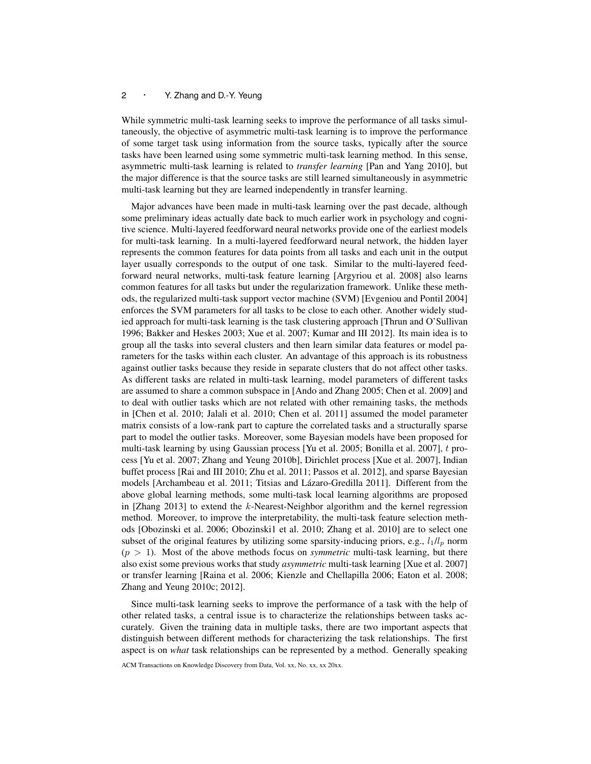While symmetric multi-task learning seeks to improve the performance of all tasks simultaneously, the objective of asymmetric multi-task learning is to improve the performance of some target task using information from the source tasks, typically after the source tasks have been learned using some symmetric multi-task learning method. In this sense, asymmetric multi-task learning is related to *transfer learning* [Pan and Yang 2010], but the major difference is that the source tasks are still learned simultaneously in asymmetric multi-task learning but they are learned independently in transfer learning.

Major advances have been made in multi-task learning over the past decade, although some preliminary ideas actually date back to much earlier work in psychology and cognitive science. Multi-layered feedforward neural networks provide one of the earliest models for multi-task learning. In a multi-layered feedforward neural network, the hidden layer represents the common features for data points from all tasks and each unit in the output layer usually corresponds to the output of one task. Similar to the multi-layered feedforward neural networks, multi-task feature learning [Argyriou et al. 2008] also learns common features for all tasks but under the regularization framework. Unlike these methods, the regularized multi-task support vector machine (SVM) [Evgeniou and Pontil 2004] enforces the SVM parameters for all tasks to be close to each other. Another widely studied approach for multi-task learning is the task clustering approach [Thrun and O'Sullivan 1996; Bakker and Heskes 2003; Xue et al. 2007; Kumar and III 2012]. Its main idea is to group all the tasks into several clusters and then learn similar data features or model parameters for the tasks within each cluster. An advantage of this approach is its robustness against outlier tasks because they reside in separate clusters that do not affect other tasks. As different tasks are related in multi-task learning, model parameters of different tasks are assumed to share a common subspace in [Ando and Zhang 2005; Chen et al. 2009] and to deal with outlier tasks which are not related with other remaining tasks, the methods in [Chen et al. 2010; Jalali et al. 2010; Chen et al. 2011] assumed the model parameter matrix consists of a low-rank part to capture the correlated tasks and a structurally sparse part to model the outlier tasks. Moreover, some Bayesian models have been proposed for multi-task learning by using Gaussian process [Yu et al. 2005; Bonilla et al. 2007], $t$ process [Yu et al. 2007; Zhang and Yeung 2010b], Dirichlet process [Xue et al. 2007], Indian buffet process [Rai and III 2010; Zhu et al. 2011; Passos et al. 2012], and sparse Bayesian models [Archambeau et al. 2011; Titsias and Lázaro-Gredilla 2011]. Different from the above global learning methods, some multi-task local learning algorithms are proposed in [Zhang 2013] to extend the $k$-Nearest-Neighbor algorithm and the kernel regression method. Moreover, to improve the interpretability, the multi-task feature selection methods [Obozinski et al. 2006; Obozinski1 et al. 2010; Zhang et al. 2010] are to select one subset of the original features by utilizing some sparsity-inducing priors, e.g., $l_1/l_p$ norm ($p > 1$). Most of the above methods focus on *symmetric* multi-task learning, but there also exist some previous works that study *asymmetric* multi-task learning [Xue et al. 2007] or transfer learning [Raina et al. 2006; Kienzle and Chellapilla 2006; Eaton et al. 2008; Zhang and Yeung 2010c; 2012].

Since multi-task learning seeks to improve the performance of a task with the help of other related tasks, a central issue is to characterize the relationships between tasks accurately. Given the training data in multiple tasks, there are two important aspects that distinguish between different methods for characterizing the task relationships. The first aspect is on *what* task relationships can be represented by a method. Generally speaking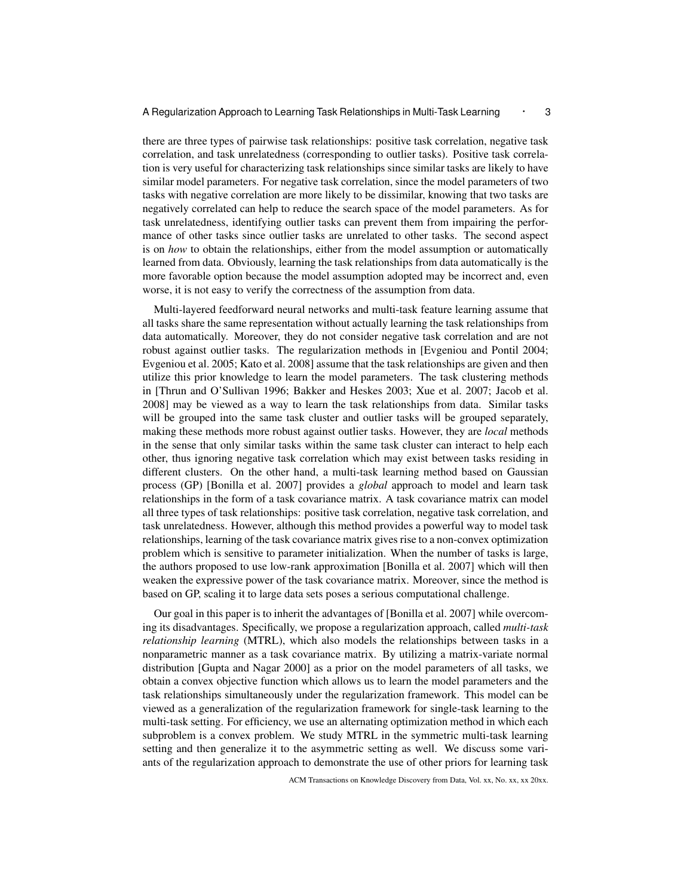there are three types of pairwise task relationships: positive task correlation, negative task correlation, and task unrelatedness (corresponding to outlier tasks). Positive task correlation is very useful for characterizing task relationships since similar tasks are likely to have similar model parameters. For negative task correlation, since the model parameters of two tasks with negative correlation are more likely to be dissimilar, knowing that two tasks are negatively correlated can help to reduce the search space of the model parameters. As for task unrelatedness, identifying outlier tasks can prevent them from impairing the performance of other tasks since outlier tasks are unrelated to other tasks. The second aspect is on *how* to obtain the relationships, either from the model assumption or automatically learned from data. Obviously, learning the task relationships from data automatically is the more favorable option because the model assumption adopted may be incorrect and, even worse, it is not easy to verify the correctness of the assumption from data.

Multi-layered feedforward neural networks and multi-task feature learning assume that all tasks share the same representation without actually learning the task relationships from data automatically. Moreover, they do not consider negative task correlation and are not robust against outlier tasks. The regularization methods in [Evgeniou and Pontil 2004; Evgeniou et al. 2005; Kato et al. 2008] assume that the task relationships are given and then utilize this prior knowledge to learn the model parameters. The task clustering methods in [Thrun and O'Sullivan 1996; Bakker and Heskes 2003; Xue et al. 2007; Jacob et al. 2008] may be viewed as a way to learn the task relationships from data. Similar tasks will be grouped into the same task cluster and outlier tasks will be grouped separately, making these methods more robust against outlier tasks. However, they are *local* methods in the sense that only similar tasks within the same task cluster can interact to help each other, thus ignoring negative task correlation which may exist between tasks residing in different clusters. On the other hand, a multi-task learning method based on Gaussian process (GP) [Bonilla et al. 2007] provides a *global* approach to model and learn task relationships in the form of a task covariance matrix. A task covariance matrix can model all three types of task relationships: positive task correlation, negative task correlation, and task unrelatedness. However, although this method provides a powerful way to model task relationships, learning of the task covariance matrix gives rise to a non-convex optimization problem which is sensitive to parameter initialization. When the number of tasks is large, the authors proposed to use low-rank approximation [Bonilla et al. 2007] which will then weaken the expressive power of the task covariance matrix. Moreover, since the method is based on GP, scaling it to large data sets poses a serious computational challenge.

Our goal in this paper is to inherit the advantages of [Bonilla et al. 2007] while overcoming its disadvantages. Specifically, we propose a regularization approach, called *multi-task relationship learning* (MTRL), which also models the relationships between tasks in a nonparametric manner as a task covariance matrix. By utilizing a matrix-variate normal distribution [Gupta and Nagar 2000] as a prior on the model parameters of all tasks, we obtain a convex objective function which allows us to learn the model parameters and the task relationships simultaneously under the regularization framework. This model can be viewed as a generalization of the regularization framework for single-task learning to the multi-task setting. For efficiency, we use an alternating optimization method in which each subproblem is a convex problem. We study MTRL in the symmetric multi-task learning setting and then generalize it to the asymmetric setting as well. We discuss some variants of the regularization approach to demonstrate the use of other priors for learning task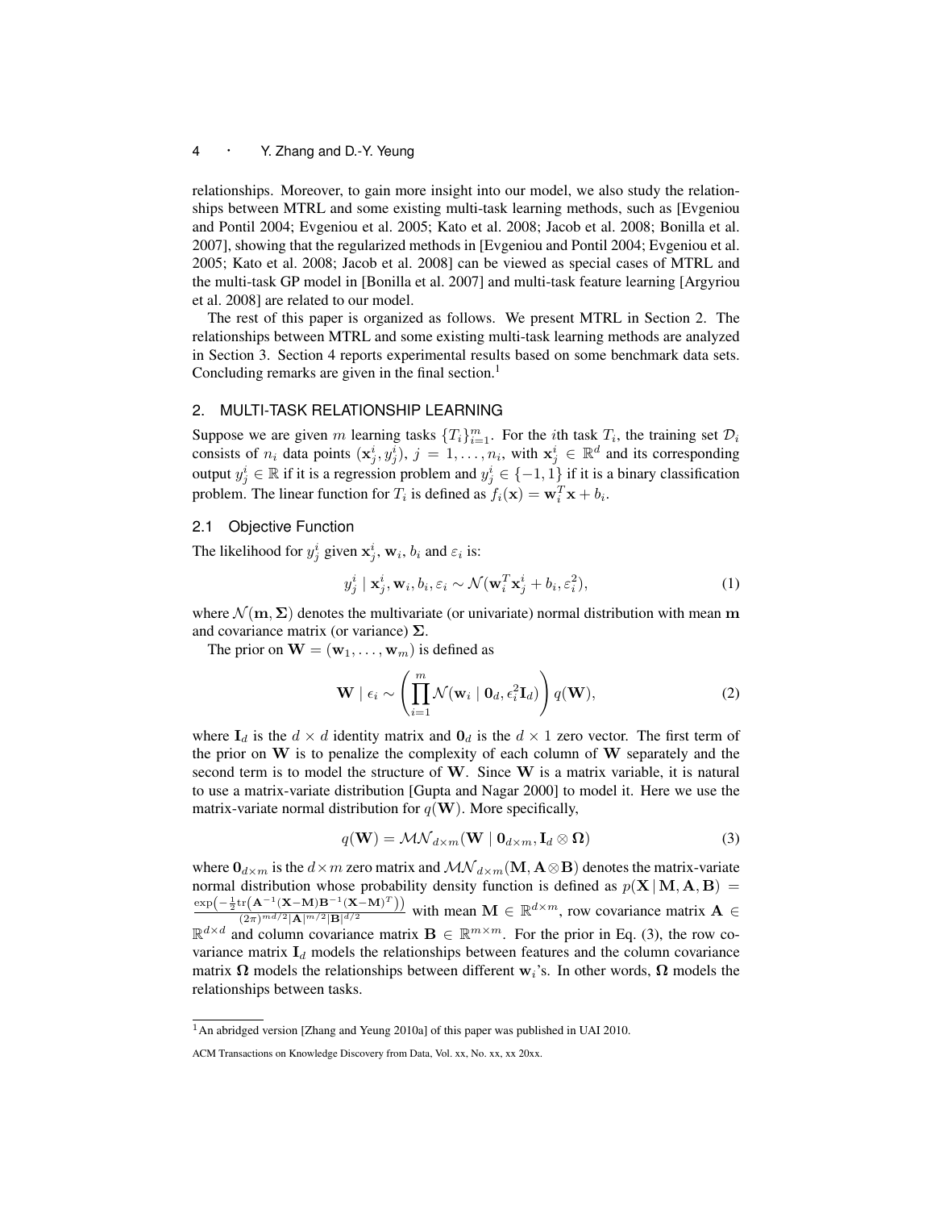relationships. Moreover, to gain more insight into our model, we also study the relationships between MTRL and some existing multi-task learning methods, such as [Evgeniou and Pontil 2004; Evgeniou et al. 2005; Kato et al. 2008; Jacob et al. 2008; Bonilla et al. 2007], showing that the regularized methods in [Evgeniou and Pontil 2004; Evgeniou et al. 2005; Kato et al. 2008; Jacob et al. 2008] can be viewed as special cases of MTRL and the multi-task GP model in [Bonilla et al. 2007] and multi-task feature learning [Argyriou et al. 2008] are related to our model.

The rest of this paper is organized as follows. We present MTRL in Section 2. The relationships between MTRL and some existing multi-task learning methods are analyzed in Section 3. Section 4 reports experimental results based on some benchmark data sets. Concluding remarks are given in the final section.[1]

## 2. MULTI-TASK RELATIONSHIP LEARNING

Suppose we are given $m$ learning tasks $\{T_i\}_{i=1}^m$. For the $i$th task $T_i$, the training set $\mathcal{D}_i$ consists of $n_i$ data points $(\mathbf{x}_j^i, y_j^i)$, $j = 1, \ldots, n_i$, with $\mathbf{x}_j^i \in \mathbb{R}^d$ and its corresponding output $y_j^i \in \mathbb{R}$ if it is a regression problem and $y_j^i \in \{-1, 1\}$ if it is a binary classification problem. The linear function for $T_i$ is defined as $f_i(\mathbf{x}) = \mathbf{w}_i^T \mathbf{x} + b_i$.

### 2.1 Objective Function

The likelihood for $y_j^i$ given $\mathbf{x}_j^i$, $\mathbf{w}_i$, $b_i$ and $\varepsilon_i$ is:

$$y_j^i \mid \mathbf{x}_j^i, \mathbf{w}_i, b_i, \varepsilon_i \sim \mathcal{N}(\mathbf{w}_i^T \mathbf{x}_j^i + b_i, \varepsilon_i^2), \tag{1}$$

where $\mathcal{N}(\mathbf{m}, \mathbf{\Sigma})$ denotes the multivariate (or univariate) normal distribution with mean $\mathbf{m}$ and covariance matrix (or variance) $\mathbf{\Sigma}$.

The prior on $\mathbf{W} = (\mathbf{w}_1, \ldots, \mathbf{w}_m)$ is defined as

$$\mathbf{W} \mid \epsilon_i \sim \left( \prod_{i=1}^m \mathcal{N}(\mathbf{w}_i \mid \mathbf{0}_d, \epsilon_i^2 \mathbf{I}_d) \right) q(\mathbf{W}), \tag{2}$$

where $\mathbf{I}_d$ is the $d \times d$ identity matrix and $\mathbf{0}_d$ is the $d \times 1$ zero vector. The first term of the prior on $\mathbf{W}$ is to penalize the complexity of each column of $\mathbf{W}$ separately and the second term is to model the structure of $\mathbf{W}$. Since $\mathbf{W}$ is a matrix variable, it is natural to use a matrix-variate distribution [Gupta and Nagar 2000] to model it. Here we use the matrix-variate normal distribution for $q(\mathbf{W})$. More specifically,

$$q(\mathbf{W}) = \mathcal{MN}_{d \times m}(\mathbf{W} \mid \mathbf{0}_{d \times m}, \mathbf{I}_d \otimes \mathbf{\Omega}) \tag{3}$$

where $\mathbf{0}_{d \times m}$ is the $d \times m$ zero matrix and $\mathcal{MN}_{d \times m}(\mathbf{M}, \mathbf{A} \otimes \mathbf{B})$ denotes the matrix-variate normal distribution whose probability density function is defined as $p(\mathbf{X} \mid \mathbf{M}, \mathbf{A}, \mathbf{B}) = \frac{\exp\left(-\frac{1}{2}\mathrm{tr}\left(\mathbf{A}^{-1}(\mathbf{X}-\mathbf{M})\mathbf{B}^{-1}(\mathbf{X}-\mathbf{M})^T\right)\right)}{(2\pi)^{md/2}|\mathbf{A}|^{m/2}|\mathbf{B}|^{d/2}}$ with mean $\mathbf{M} \in \mathbb{R}^{d \times m}$, row covariance matrix $\mathbf{A} \in \mathbb{R}^{d \times d}$ and column covariance matrix $\mathbf{B} \in \mathbb{R}^{m \times m}$. For the prior in Eq. (3), the row covariance matrix $\mathbf{I}_d$ models the relationships between features and the column covariance matrix $\mathbf{\Omega}$ models the relationships between different $\mathbf{w}_i$'s. In other words, $\mathbf{\Omega}$ models the relationships between tasks.

[1] An abridged version [Zhang and Yeung 2010a] of this paper was published in UAI 2010.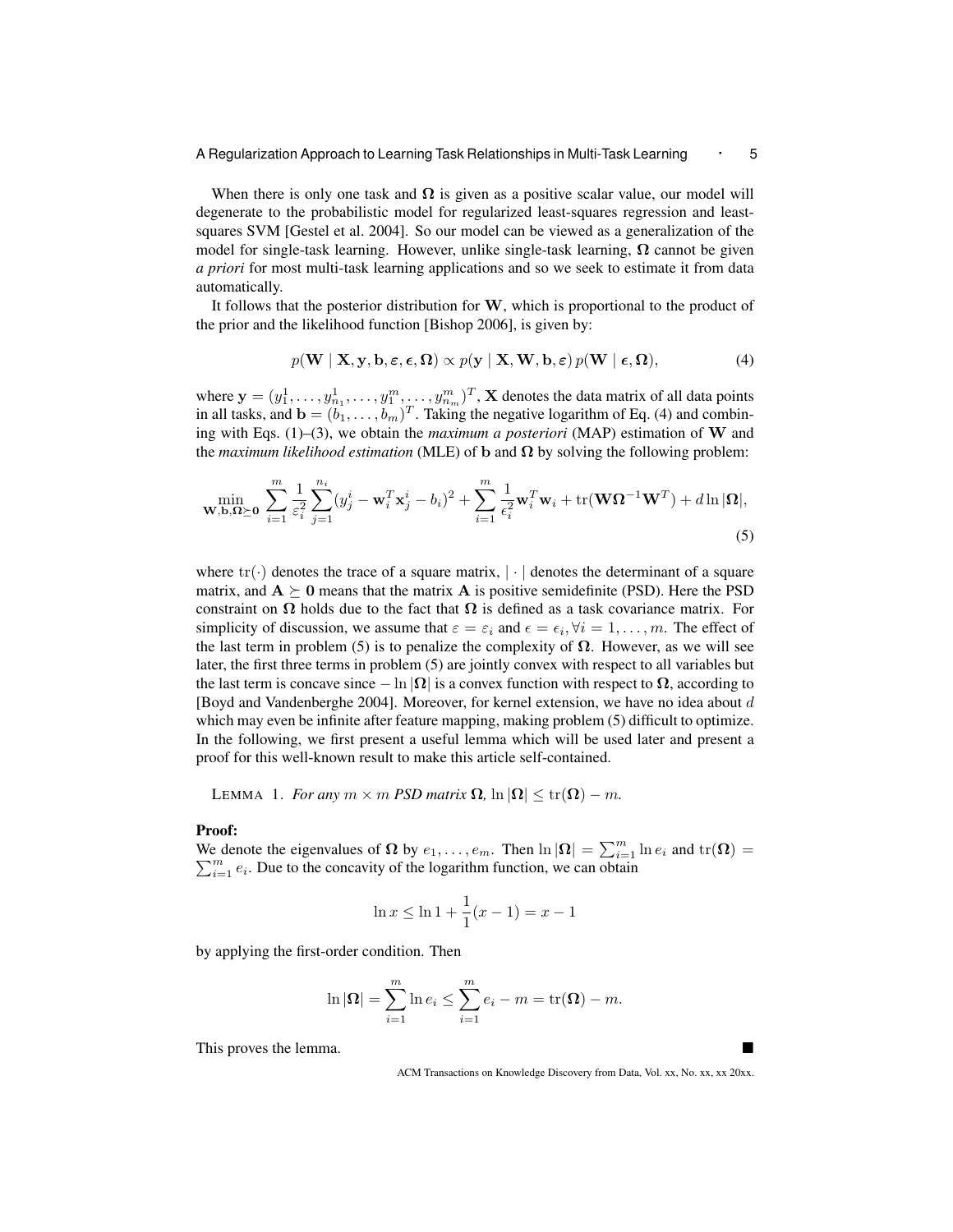When there is only one task and $\mathbf{\Omega}$ is given as a positive scalar value, our model will degenerate to the probabilistic model for regularized least-squares regression and least-squares SVM [Gestel et al. 2004]. So our model can be viewed as a generalization of the model for single-task learning. However, unlike single-task learning, $\mathbf{\Omega}$ cannot be given *a priori* for most multi-task learning applications and so we seek to estimate it from data automatically.

It follows that the posterior distribution for $\mathbf{W}$, which is proportional to the product of the prior and the likelihood function [Bishop 2006], is given by:

$$p(\mathbf{W} \mid \mathbf{X}, \mathbf{y}, \mathbf{b}, \boldsymbol{\varepsilon}, \boldsymbol{\epsilon}, \mathbf{\Omega}) \propto p(\mathbf{y} \mid \mathbf{X}, \mathbf{W}, \mathbf{b}, \boldsymbol{\varepsilon})\, p(\mathbf{W} \mid \boldsymbol{\epsilon}, \mathbf{\Omega}), \tag{4}$$

where $\mathbf{y} = (y_1^1, \ldots, y_{n_1}^1, \ldots, y_1^m, \ldots, y_{n_m}^m)^T$, $\mathbf{X}$ denotes the data matrix of all data points in all tasks, and $\mathbf{b} = (b_1, \ldots, b_m)^T$. Taking the negative logarithm of Eq. (4) and combining with Eqs. (1)–(3), we obtain the *maximum a posteriori* (MAP) estimation of $\mathbf{W}$ and the *maximum likelihood estimation* (MLE) of $\mathbf{b}$ and $\mathbf{\Omega}$ by solving the following problem:

$$\min_{\mathbf{W}, \mathbf{b}, \mathbf{\Omega} \succeq \mathbf{0}} \sum_{i=1}^{m} \frac{1}{\varepsilon_i^2} \sum_{j=1}^{n_i} (y_j^i - \mathbf{w}_i^T \mathbf{x}_j^i - b_i)^2 + \sum_{i=1}^{m} \frac{1}{\epsilon_i^2} \mathbf{w}_i^T \mathbf{w}_i + \mathrm{tr}(\mathbf{W}\mathbf{\Omega}^{-1}\mathbf{W}^T) + d \ln |\mathbf{\Omega}|, \tag{5}$$

where $\mathrm{tr}(\cdot)$ denotes the trace of a square matrix, $|\cdot|$ denotes the determinant of a square matrix, and $\mathbf{A} \succeq \mathbf{0}$ means that the matrix $\mathbf{A}$ is positive semidefinite (PSD). Here the PSD constraint on $\mathbf{\Omega}$ holds due to the fact that $\mathbf{\Omega}$ is defined as a task covariance matrix. For simplicity of discussion, we assume that $\varepsilon = \varepsilon_i$ and $\epsilon = \epsilon_i, \forall i = 1, \ldots, m$. The effect of the last term in problem (5) is to penalize the complexity of $\mathbf{\Omega}$. However, as we will see later, the first three terms in problem (5) are jointly convex with respect to all variables but the last term is concave since $-\ln |\mathbf{\Omega}|$ is a convex function with respect to $\mathbf{\Omega}$, according to [Boyd and Vandenberghe 2004]. Moreover, for kernel extension, we have no idea about $d$ which may even be infinite after feature mapping, making problem (5) difficult to optimize. In the following, we first present a useful lemma which will be used later and present a proof for this well-known result to make this article self-contained.

LEMMA 1. *For any $m \times m$ PSD matrix $\mathbf{\Omega}$, $\ln |\mathbf{\Omega}| \leq \mathrm{tr}(\mathbf{\Omega}) - m$.*

**Proof:**
We denote the eigenvalues of $\mathbf{\Omega}$ by $e_1, \ldots, e_m$. Then $\ln |\mathbf{\Omega}| = \sum_{i=1}^{m} \ln e_i$ and $\mathrm{tr}(\mathbf{\Omega}) = \sum_{i=1}^{m} e_i$. Due to the concavity of the logarithm function, we can obtain

$$\ln x \leq \ln 1 + \frac{1}{1}(x - 1) = x - 1$$

by applying the first-order condition. Then

$$\ln |\mathbf{\Omega}| = \sum_{i=1}^{m} \ln e_i \leq \sum_{i=1}^{m} e_i - m = \mathrm{tr}(\mathbf{\Omega}) - m.$$

This proves the lemma. ∎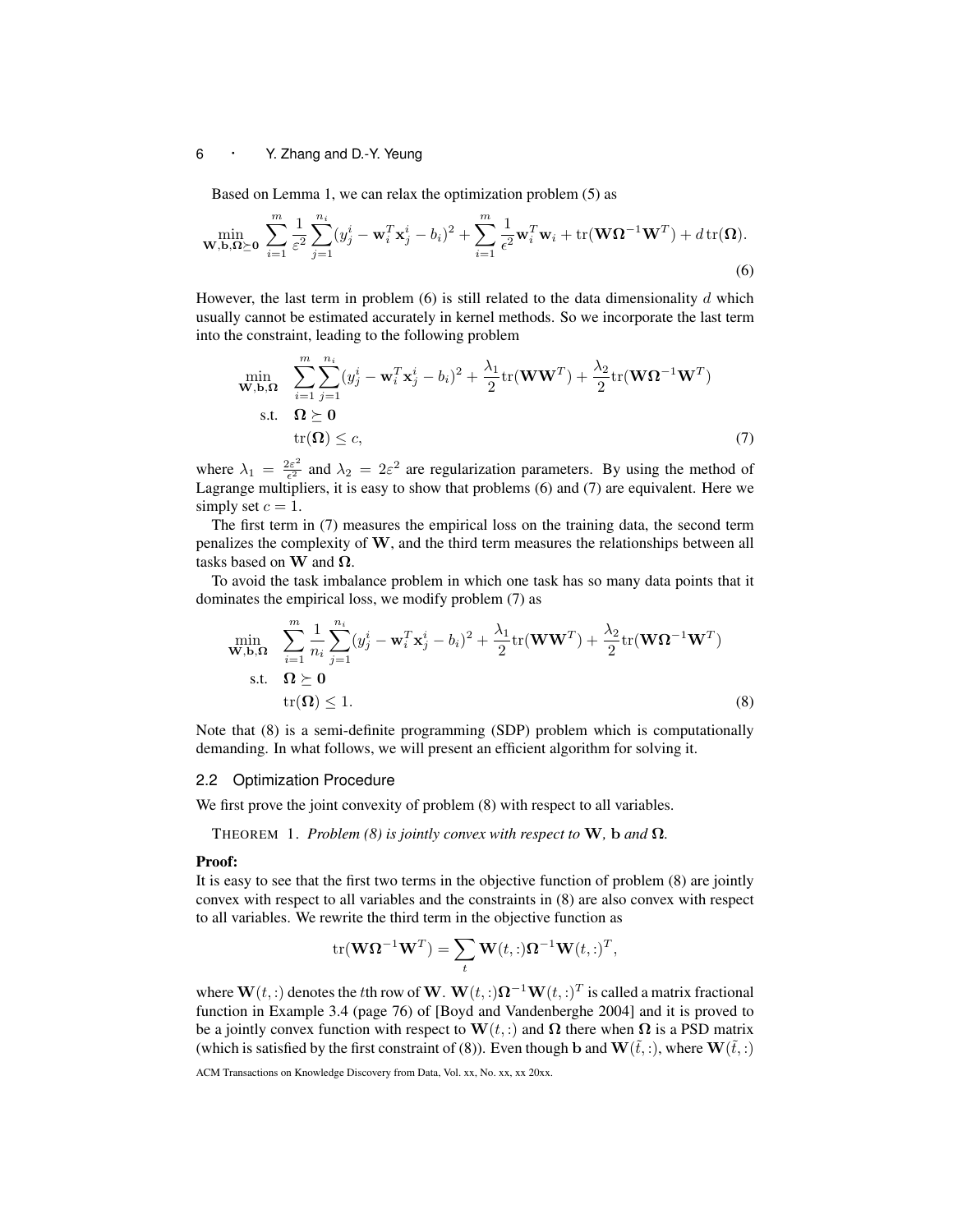Based on Lemma 1, we can relax the optimization problem (5) as

$$\min_{\mathbf{W},\mathbf{b},\mathbf{\Omega}\succeq\mathbf{0}} \sum_{i=1}^{m} \frac{1}{\varepsilon^2} \sum_{j=1}^{n_i} (y_j^i - \mathbf{w}_i^T \mathbf{x}_j^i - b_i)^2 + \sum_{i=1}^{m} \frac{1}{\epsilon^2} \mathbf{w}_i^T \mathbf{w}_i + \operatorname{tr}(\mathbf{W}\mathbf{\Omega}^{-1}\mathbf{W}^T) + d\operatorname{tr}(\mathbf{\Omega}). \tag{6}$$

However, the last term in problem (6) is still related to the data dimensionality $d$ which usually cannot be estimated accurately in kernel methods. So we incorporate the last term into the constraint, leading to the following problem

$$\begin{aligned}
\min_{\mathbf{W},\mathbf{b},\mathbf{\Omega}} \quad & \sum_{i=1}^{m} \sum_{j=1}^{n_i} (y_j^i - \mathbf{w}_i^T \mathbf{x}_j^i - b_i)^2 + \frac{\lambda_1}{2}\operatorname{tr}(\mathbf{W}\mathbf{W}^T) + \frac{\lambda_2}{2}\operatorname{tr}(\mathbf{W}\mathbf{\Omega}^{-1}\mathbf{W}^T) \\
\text{s.t.} \quad & \mathbf{\Omega} \succeq \mathbf{0} \\
& \operatorname{tr}(\mathbf{\Omega}) \leq c,
\end{aligned} \tag{7}$$

where $\lambda_1 = \frac{2\varepsilon^2}{\epsilon^2}$ and $\lambda_2 = 2\varepsilon^2$ are regularization parameters. By using the method of Lagrange multipliers, it is easy to show that problems (6) and (7) are equivalent. Here we simply set $c = 1$.

The first term in (7) measures the empirical loss on the training data, the second term penalizes the complexity of $\mathbf{W}$, and the third term measures the relationships between all tasks based on $\mathbf{W}$ and $\mathbf{\Omega}$.

To avoid the task imbalance problem in which one task has so many data points that it dominates the empirical loss, we modify problem (7) as

$$\begin{aligned}
\min_{\mathbf{W},\mathbf{b},\mathbf{\Omega}} \quad & \sum_{i=1}^{m} \frac{1}{n_i} \sum_{j=1}^{n_i} (y_j^i - \mathbf{w}_i^T \mathbf{x}_j^i - b_i)^2 + \frac{\lambda_1}{2}\operatorname{tr}(\mathbf{W}\mathbf{W}^T) + \frac{\lambda_2}{2}\operatorname{tr}(\mathbf{W}\mathbf{\Omega}^{-1}\mathbf{W}^T) \\
\text{s.t.} \quad & \mathbf{\Omega} \succeq \mathbf{0} \\
& \operatorname{tr}(\mathbf{\Omega}) \leq 1.
\end{aligned} \tag{8}$$

Note that (8) is a semi-definite programming (SDP) problem which is computationally demanding. In what follows, we will present an efficient algorithm for solving it.

### 2.2 Optimization Procedure

We first prove the joint convexity of problem (8) with respect to all variables.

THEOREM 1. *Problem (8) is jointly convex with respect to $\mathbf{W}$, $\mathbf{b}$ and $\mathbf{\Omega}$.*

**Proof:**

It is easy to see that the first two terms in the objective function of problem (8) are jointly convex with respect to all variables and the constraints in (8) are also convex with respect to all variables. We rewrite the third term in the objective function as

$$\operatorname{tr}(\mathbf{W}\mathbf{\Omega}^{-1}\mathbf{W}^T) = \sum_t \mathbf{W}(t,:)\mathbf{\Omega}^{-1}\mathbf{W}(t,:)^T,$$

where $\mathbf{W}(t,:)$ denotes the $t$th row of $\mathbf{W}$. $\mathbf{W}(t,:)\mathbf{\Omega}^{-1}\mathbf{W}(t,:)^T$ is called a matrix fractional function in Example 3.4 (page 76) of [Boyd and Vandenberghe 2004] and it is proved to be a jointly convex function with respect to $\mathbf{W}(t,:)$ and $\mathbf{\Omega}$ there when $\mathbf{\Omega}$ is a PSD matrix (which is satisfied by the first constraint of (8)). Even though $\mathbf{b}$ and $\mathbf{W}(\tilde{t},:)$, where $\mathbf{W}(\tilde{t},:)$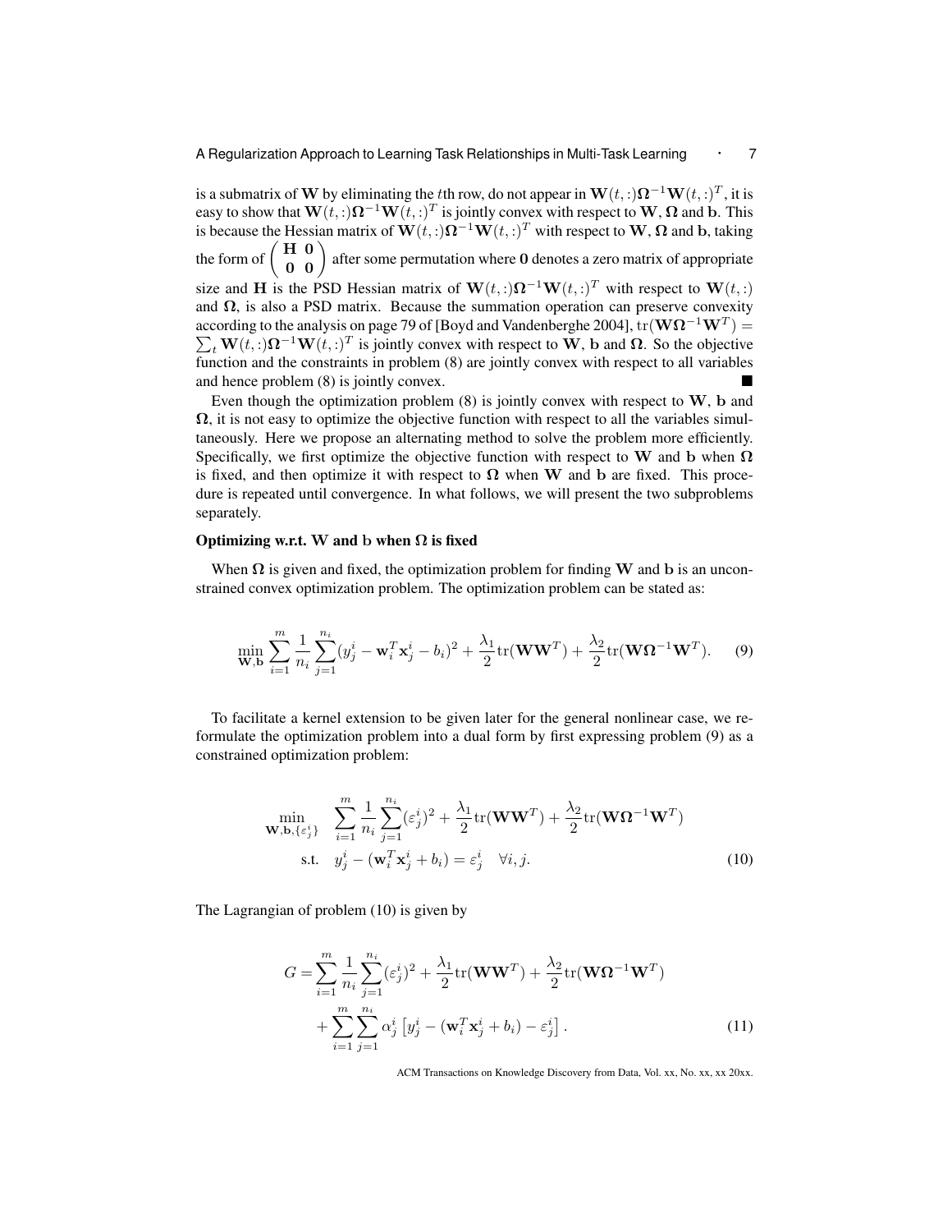is a submatrix of $\mathbf{W}$ by eliminating the $t$th row, do not appear in $\mathbf{W}(t,:)\mathbf{\Omega}^{-1}\mathbf{W}(t,:)^T$, it is easy to show that $\mathbf{W}(t,:)\mathbf{\Omega}^{-1}\mathbf{W}(t,:)^T$ is jointly convex with respect to $\mathbf{W}$, $\mathbf{\Omega}$ and $\mathbf{b}$. This is because the Hessian matrix of $\mathbf{W}(t,:)\mathbf{\Omega}^{-1}\mathbf{W}(t,:)^T$ with respect to $\mathbf{W}$, $\mathbf{\Omega}$ and $\mathbf{b}$, taking the form of $\begin{pmatrix} \mathbf{H} & \mathbf{0} \\ \mathbf{0} & \mathbf{0} \end{pmatrix}$ after some permutation where $\mathbf{0}$ denotes a zero matrix of appropriate size and $\mathbf{H}$ is the PSD Hessian matrix of $\mathbf{W}(t,:)\mathbf{\Omega}^{-1}\mathbf{W}(t,:)^T$ with respect to $\mathbf{W}(t,:)$ and $\mathbf{\Omega}$, is also a PSD matrix. Because the summation operation can preserve convexity according to the analysis on page 79 of [Boyd and Vandenberghe 2004], $\mathrm{tr}(\mathbf{W}\mathbf{\Omega}^{-1}\mathbf{W}^T) = \sum_t \mathbf{W}(t,:)\mathbf{\Omega}^{-1}\mathbf{W}(t,:)^T$ is jointly convex with respect to $\mathbf{W}$, $\mathbf{b}$ and $\mathbf{\Omega}$. So the objective function and the constraints in problem (8) are jointly convex with respect to all variables and hence problem (8) is jointly convex. ■

Even though the optimization problem (8) is jointly convex with respect to $\mathbf{W}$, $\mathbf{b}$ and $\mathbf{\Omega}$, it is not easy to optimize the objective function with respect to all the variables simultaneously. Here we propose an alternating method to solve the problem more efficiently. Specifically, we first optimize the objective function with respect to $\mathbf{W}$ and $\mathbf{b}$ when $\mathbf{\Omega}$ is fixed, and then optimize it with respect to $\mathbf{\Omega}$ when $\mathbf{W}$ and $\mathbf{b}$ are fixed. This procedure is repeated until convergence. In what follows, we will present the two subproblems separately.

**Optimizing w.r.t. $\mathbf{W}$ and $\mathbf{b}$ when $\mathbf{\Omega}$ is fixed**

When $\mathbf{\Omega}$ is given and fixed, the optimization problem for finding $\mathbf{W}$ and $\mathbf{b}$ is an unconstrained convex optimization problem. The optimization problem can be stated as:

$$\min_{\mathbf{W},\mathbf{b}} \sum_{i=1}^{m} \frac{1}{n_i} \sum_{j=1}^{n_i} (y_j^i - \mathbf{w}_i^T \mathbf{x}_j^i - b_i)^2 + \frac{\lambda_1}{2}\mathrm{tr}(\mathbf{W}\mathbf{W}^T) + \frac{\lambda_2}{2}\mathrm{tr}(\mathbf{W}\mathbf{\Omega}^{-1}\mathbf{W}^T). \tag{9}$$

To facilitate a kernel extension to be given later for the general nonlinear case, we reformulate the optimization problem into a dual form by first expressing problem (9) as a constrained optimization problem:

$$\begin{aligned}
\min_{\mathbf{W},\mathbf{b},\{\varepsilon_j^i\}} \quad & \sum_{i=1}^{m} \frac{1}{n_i} \sum_{j=1}^{n_i} (\varepsilon_j^i)^2 + \frac{\lambda_1}{2}\mathrm{tr}(\mathbf{W}\mathbf{W}^T) + \frac{\lambda_2}{2}\mathrm{tr}(\mathbf{W}\mathbf{\Omega}^{-1}\mathbf{W}^T) \\
\text{s.t.} \quad & y_j^i - (\mathbf{w}_i^T \mathbf{x}_j^i + b_i) = \varepsilon_j^i \quad \forall i, j.
\end{aligned} \tag{10}$$

The Lagrangian of problem (10) is given by

$$\begin{aligned}
G = & \sum_{i=1}^{m} \frac{1}{n_i} \sum_{j=1}^{n_i} (\varepsilon_j^i)^2 + \frac{\lambda_1}{2}\mathrm{tr}(\mathbf{W}\mathbf{W}^T) + \frac{\lambda_2}{2}\mathrm{tr}(\mathbf{W}\mathbf{\Omega}^{-1}\mathbf{W}^T) \\
& + \sum_{i=1}^{m} \sum_{j=1}^{n_i} \alpha_j^i \left[ y_j^i - (\mathbf{w}_i^T \mathbf{x}_j^i + b_i) - \varepsilon_j^i \right].
\end{aligned} \tag{11}$$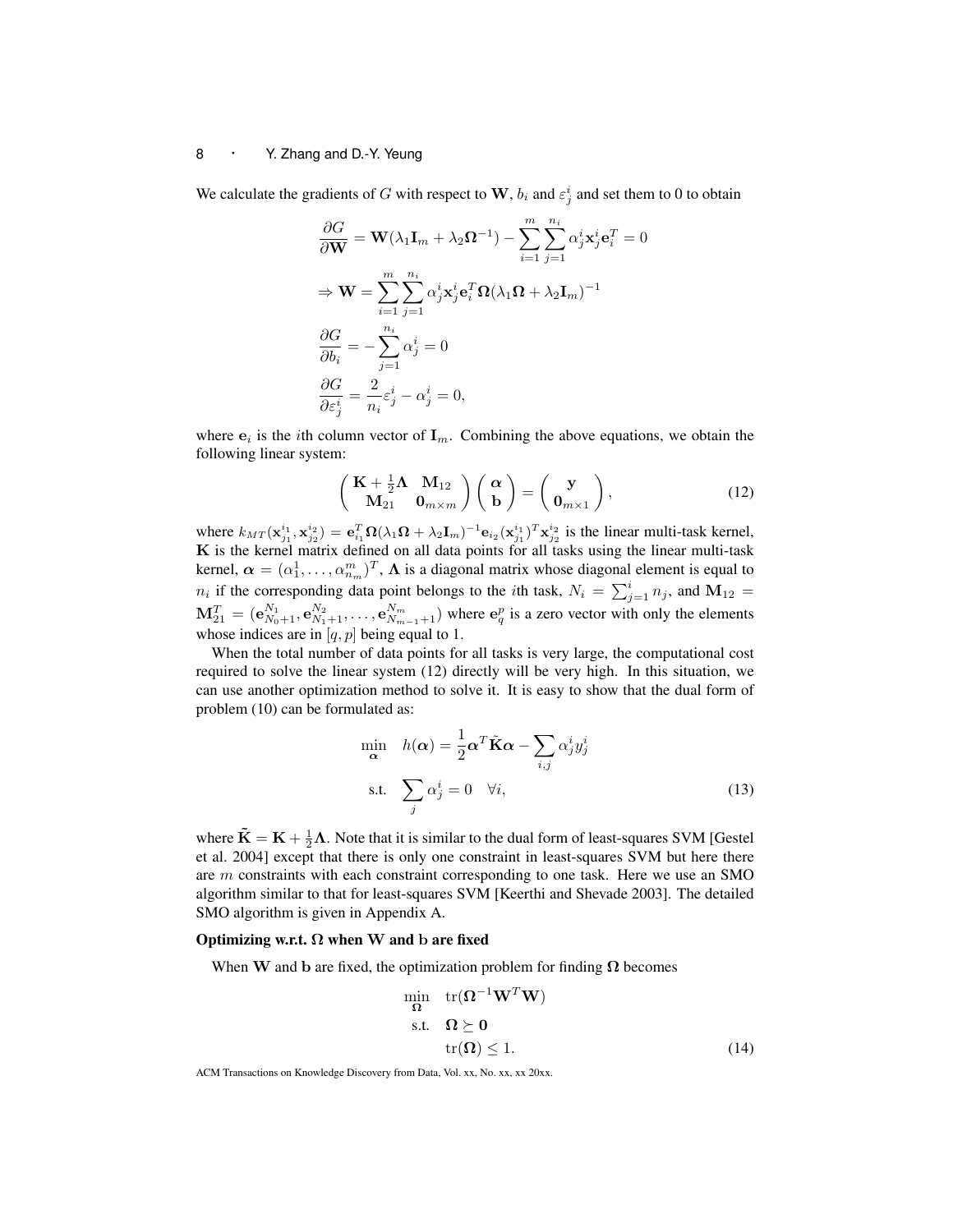We calculate the gradients of $G$ with respect to $\mathbf{W}$, $b_i$ and $\varepsilon_j^i$ and set them to 0 to obtain

$$
\begin{aligned}
\frac{\partial G}{\partial \mathbf{W}} &= \mathbf{W}(\lambda_1 \mathbf{I}_m + \lambda_2 \mathbf{\Omega}^{-1}) - \sum_{i=1}^{m}\sum_{j=1}^{n_i} \alpha_j^i \mathbf{x}_j^i \mathbf{e}_i^T = 0 \\
\Rightarrow \mathbf{W} &= \sum_{i=1}^{m}\sum_{j=1}^{n_i} \alpha_j^i \mathbf{x}_j^i \mathbf{e}_i^T \mathbf{\Omega}(\lambda_1 \mathbf{\Omega} + \lambda_2 \mathbf{I}_m)^{-1} \\
\frac{\partial G}{\partial b_i} &= -\sum_{j=1}^{n_i} \alpha_j^i = 0 \\
\frac{\partial G}{\partial \varepsilon_j^i} &= \frac{2}{n_i}\varepsilon_j^i - \alpha_j^i = 0,
\end{aligned}
$$

where $\mathbf{e}_i$ is the $i$th column vector of $\mathbf{I}_m$. Combining the above equations, we obtain the following linear system:

$$
\begin{pmatrix} \mathbf{K} + \frac{1}{2}\mathbf{\Lambda} & \mathbf{M}_{12} \\ \mathbf{M}_{21} & \mathbf{0}_{m\times m} \end{pmatrix} \begin{pmatrix} \boldsymbol{\alpha} \\ \mathbf{b} \end{pmatrix} = \begin{pmatrix} \mathbf{y} \\ \mathbf{0}_{m\times 1} \end{pmatrix}, \tag{12}
$$

where $k_{MT}(\mathbf{x}_{j_1}^{i_1}, \mathbf{x}_{j_2}^{i_2}) = \mathbf{e}_{i_1}^T \mathbf{\Omega}(\lambda_1 \mathbf{\Omega} + \lambda_2 \mathbf{I}_m)^{-1}\mathbf{e}_{i_2}(\mathbf{x}_{j_1}^{i_1})^T \mathbf{x}_{j_2}^{i_2}$ is the linear multi-task kernel, $\mathbf{K}$ is the kernel matrix defined on all data points for all tasks using the linear multi-task kernel, $\boldsymbol{\alpha} = (\alpha_1^1, \ldots, \alpha_{n_m}^m)^T$, $\mathbf{\Lambda}$ is a diagonal matrix whose diagonal element is equal to $n_i$ if the corresponding data point belongs to the $i$th task, $N_i = \sum_{j=1}^{i} n_j$, and $\mathbf{M}_{12} = \mathbf{M}_{21}^T = (\mathbf{e}_{N_0+1}^{N_1}, \mathbf{e}_{N_1+1}^{N_2}, \ldots, \mathbf{e}_{N_{m-1}+1}^{N_m})$ where $\mathbf{e}_q^p$ is a zero vector with only the elements whose indices are in $[q, p]$ being equal to 1.

When the total number of data points for all tasks is very large, the computational cost required to solve the linear system (12) directly will be very high. In this situation, we can use another optimization method to solve it. It is easy to show that the dual form of problem (10) can be formulated as:

$$
\begin{aligned}
\min_{\boldsymbol{\alpha}} \quad & h(\boldsymbol{\alpha}) = \frac{1}{2}\boldsymbol{\alpha}^T \tilde{\mathbf{K}} \boldsymbol{\alpha} - \sum_{i,j} \alpha_j^i y_j^i \\
\text{s.t.} \quad & \sum_j \alpha_j^i = 0 \quad \forall i,
\end{aligned} \tag{13}
$$

where $\tilde{\mathbf{K}} = \mathbf{K} + \frac{1}{2}\mathbf{\Lambda}$. Note that it is similar to the dual form of least-squares SVM [Gestel et al. 2004] except that there is only one constraint in least-squares SVM but here there are $m$ constraints with each constraint corresponding to one task. Here we use an SMO algorithm similar to that for least-squares SVM [Keerthi and Shevade 2003]. The detailed SMO algorithm is given in Appendix A.

**Optimizing w.r.t. $\mathbf{\Omega}$ when $\mathbf{W}$ and $\mathbf{b}$ are fixed**

When $\mathbf{W}$ and $\mathbf{b}$ are fixed, the optimization problem for finding $\mathbf{\Omega}$ becomes

$$
\begin{aligned}
\min_{\mathbf{\Omega}} \quad & \operatorname{tr}(\mathbf{\Omega}^{-1}\mathbf{W}^T\mathbf{W}) \\
\text{s.t.} \quad & \mathbf{\Omega} \succeq \mathbf{0} \\
& \operatorname{tr}(\mathbf{\Omega}) \leq 1.
\end{aligned} \tag{14}
$$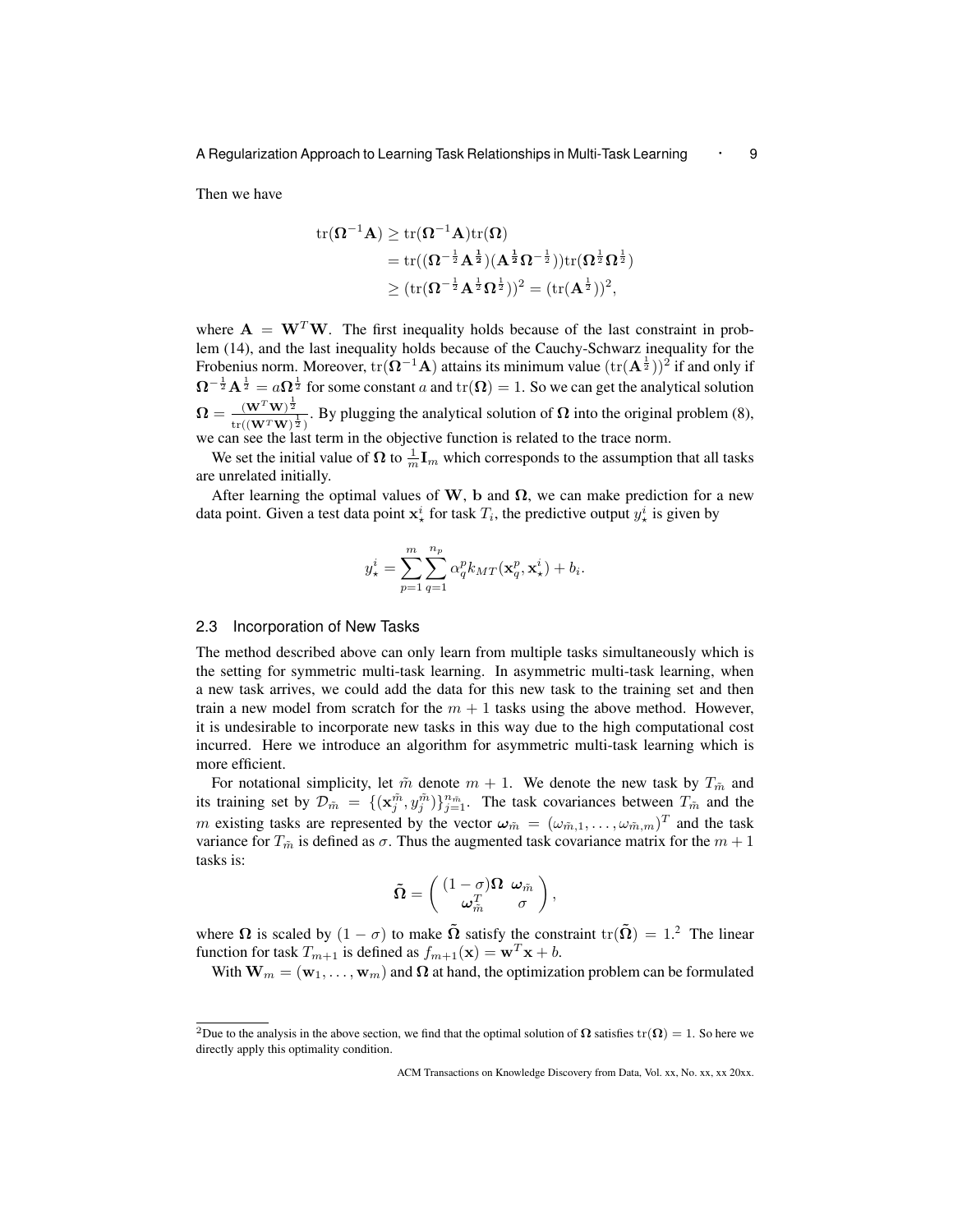Then we have

$$
\begin{aligned}
\operatorname{tr}(\mathbf{\Omega}^{-1}\mathbf{A}) &\geq \operatorname{tr}(\mathbf{\Omega}^{-1}\mathbf{A})\operatorname{tr}(\mathbf{\Omega}) \\
&= \operatorname{tr}((\mathbf{\Omega}^{-\frac{1}{2}}\mathbf{A}^{\frac{1}{2}})(\mathbf{A}^{\frac{1}{2}}\mathbf{\Omega}^{-\frac{1}{2}}))\operatorname{tr}(\mathbf{\Omega}^{\frac{1}{2}}\mathbf{\Omega}^{\frac{1}{2}}) \\
&\geq (\operatorname{tr}(\mathbf{\Omega}^{-\frac{1}{2}}\mathbf{A}^{\frac{1}{2}}\mathbf{\Omega}^{\frac{1}{2}}))^2 = (\operatorname{tr}(\mathbf{A}^{\frac{1}{2}}))^2,
\end{aligned}
$$

where $\mathbf{A} = \mathbf{W}^T\mathbf{W}$. The first inequality holds because of the last constraint in problem (14), and the last inequality holds because of the Cauchy-Schwarz inequality for the Frobenius norm. Moreover, $\operatorname{tr}(\mathbf{\Omega}^{-1}\mathbf{A})$ attains its minimum value $(\operatorname{tr}(\mathbf{A}^{\frac{1}{2}}))^2$ if and only if $\mathbf{\Omega}^{-\frac{1}{2}}\mathbf{A}^{\frac{1}{2}} = a\mathbf{\Omega}^{\frac{1}{2}}$ for some constant $a$ and $\operatorname{tr}(\mathbf{\Omega}) = 1$. So we can get the analytical solution $\mathbf{\Omega} = \frac{(\mathbf{W}^T\mathbf{W})^{\frac{1}{2}}}{\operatorname{tr}((\mathbf{W}^T\mathbf{W})^{\frac{1}{2}})}$. By plugging the analytical solution of $\mathbf{\Omega}$ into the original problem (8), we can see the last term in the objective function is related to the trace norm.

We set the initial value of $\mathbf{\Omega}$ to $\frac{1}{m}\mathbf{I}_m$ which corresponds to the assumption that all tasks are unrelated initially.

After learning the optimal values of $\mathbf{W}$, $\mathbf{b}$ and $\mathbf{\Omega}$, we can make prediction for a new data point. Given a test data point $\mathbf{x}^i_\star$ for task $T_i$, the predictive output $y^i_\star$ is given by

$$
y^i_\star = \sum_{p=1}^{m}\sum_{q=1}^{n_p} \alpha^p_q k_{MT}(\mathbf{x}^p_q, \mathbf{x}^i_\star) + b_i.
$$

### 2.3 Incorporation of New Tasks

The method described above can only learn from multiple tasks simultaneously which is the setting for symmetric multi-task learning. In asymmetric multi-task learning, when a new task arrives, we could add the data for this new task to the training set and then train a new model from scratch for the $m+1$ tasks using the above method. However, it is undesirable to incorporate new tasks in this way due to the high computational cost incurred. Here we introduce an algorithm for asymmetric multi-task learning which is more efficient.

For notational simplicity, let $\tilde{m}$ denote $m+1$. We denote the new task by $T_{\tilde{m}}$ and its training set by $\mathcal{D}_{\tilde{m}} = \{(\mathbf{x}^{\tilde{m}}_j, y^{\tilde{m}}_j)\}_{j=1}^{n_{\tilde{m}}}$. The task covariances between $T_{\tilde{m}}$ and the $m$ existing tasks are represented by the vector $\boldsymbol{\omega}_{\tilde{m}} = (\omega_{\tilde{m},1}, \ldots, \omega_{\tilde{m},m})^T$ and the task variance for $T_{\tilde{m}}$ is defined as $\sigma$. Thus the augmented task covariance matrix for the $m+1$ tasks is:

$$
\tilde{\mathbf{\Omega}} = \begin{pmatrix} (1-\sigma)\mathbf{\Omega} & \boldsymbol{\omega}_{\tilde{m}} \\ \boldsymbol{\omega}_{\tilde{m}}^T & \sigma \end{pmatrix},
$$

where $\mathbf{\Omega}$ is scaled by $(1-\sigma)$ to make $\tilde{\mathbf{\Omega}}$ satisfy the constraint $\operatorname{tr}(\tilde{\mathbf{\Omega}}) = 1$.[2] The linear function for task $T_{m+1}$ is defined as $f_{m+1}(\mathbf{x}) = \mathbf{w}^T\mathbf{x} + b$.

With $\mathbf{W}_m = (\mathbf{w}_1, \ldots, \mathbf{w}_m)$ and $\mathbf{\Omega}$ at hand, the optimization problem can be formulated

[2] Due to the analysis in the above section, we find that the optimal solution of $\mathbf{\Omega}$ satisfies $\operatorname{tr}(\mathbf{\Omega}) = 1$. So here we directly apply this optimality condition.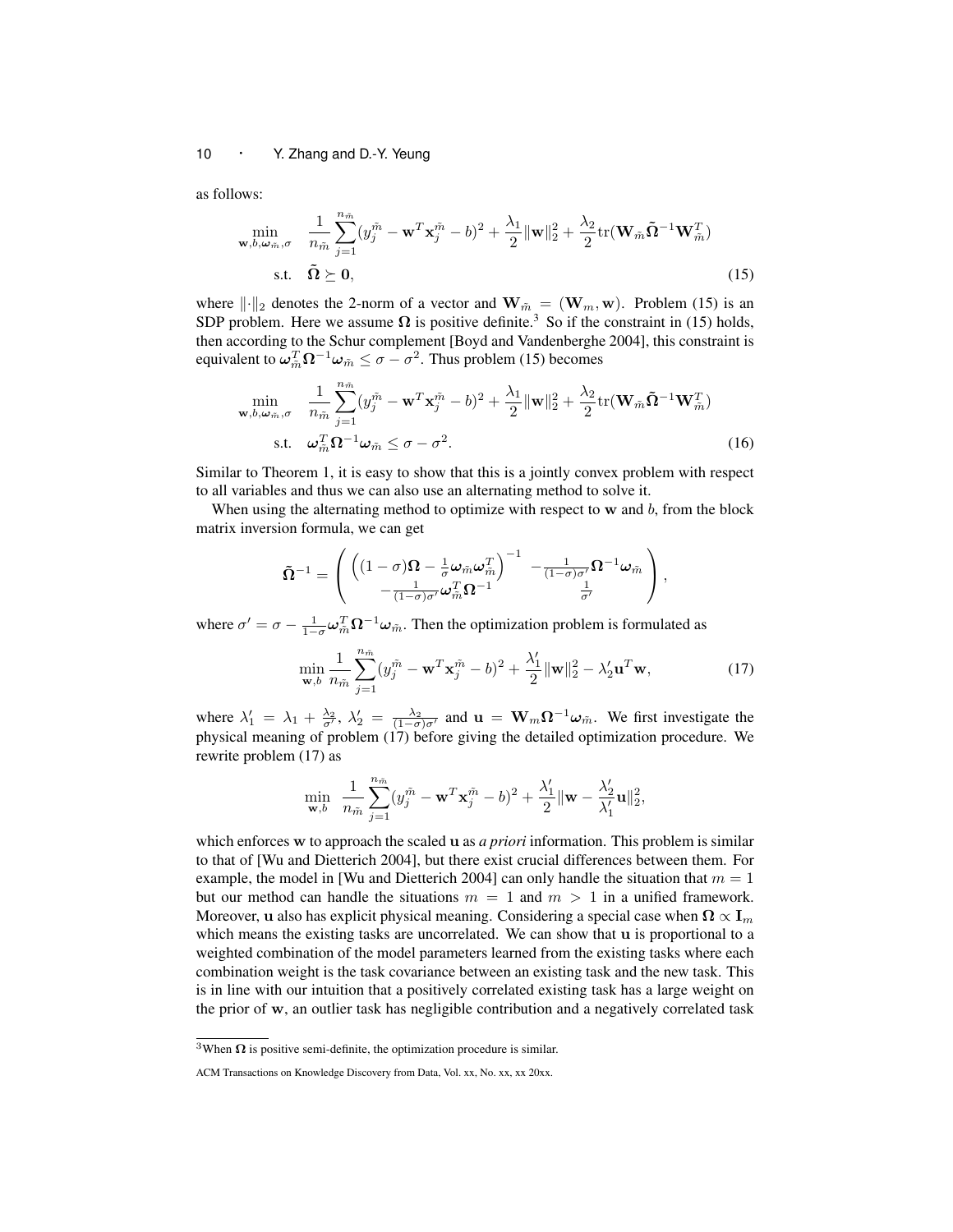as follows:

$$
\begin{aligned}
\min_{\mathbf{w},b,\boldsymbol{\omega}_{\tilde{m}},\sigma} \quad & \frac{1}{n_{\tilde{m}}}\sum_{j=1}^{n_{\tilde{m}}}(y_j^{\tilde{m}} - \mathbf{w}^T\mathbf{x}_j^{\tilde{m}} - b)^2 + \frac{\lambda_1}{2}\|\mathbf{w}\|_2^2 + \frac{\lambda_2}{2}\mathrm{tr}(\mathbf{W}_{\tilde{m}}\tilde{\boldsymbol{\Omega}}^{-1}\mathbf{W}_{\tilde{m}}^T) \\
\text{s.t.} \quad & \tilde{\boldsymbol{\Omega}} \succeq \mathbf{0},
\end{aligned} \tag{15}
$$

where $\|\cdot\|_2$ denotes the 2-norm of a vector and $\mathbf{W}_{\tilde{m}} = (\mathbf{W}_m, \mathbf{w})$. Problem (15) is an SDP problem. Here we assume $\boldsymbol{\Omega}$ is positive definite.[3] So if the constraint in (15) holds, then according to the Schur complement [Boyd and Vandenberghe 2004], this constraint is equivalent to $\boldsymbol{\omega}_{\tilde{m}}^T\boldsymbol{\Omega}^{-1}\boldsymbol{\omega}_{\tilde{m}} \leq \sigma - \sigma^2$. Thus problem (15) becomes

$$
\begin{aligned}
\min_{\mathbf{w},b,\boldsymbol{\omega}_{\tilde{m}},\sigma} \quad & \frac{1}{n_{\tilde{m}}}\sum_{j=1}^{n_{\tilde{m}}}(y_j^{\tilde{m}} - \mathbf{w}^T\mathbf{x}_j^{\tilde{m}} - b)^2 + \frac{\lambda_1}{2}\|\mathbf{w}\|_2^2 + \frac{\lambda_2}{2}\mathrm{tr}(\mathbf{W}_{\tilde{m}}\tilde{\boldsymbol{\Omega}}^{-1}\mathbf{W}_{\tilde{m}}^T) \\
\text{s.t.} \quad & \boldsymbol{\omega}_{\tilde{m}}^T\boldsymbol{\Omega}^{-1}\boldsymbol{\omega}_{\tilde{m}} \leq \sigma - \sigma^2.
\end{aligned} \tag{16}
$$

Similar to Theorem 1, it is easy to show that this is a jointly convex problem with respect to all variables and thus we can also use an alternating method to solve it.

When using the alternating method to optimize with respect to $\mathbf{w}$ and $b$, from the block matrix inversion formula, we can get

$$
\tilde{\boldsymbol{\Omega}}^{-1} = \begin{pmatrix} \left((1-\sigma)\boldsymbol{\Omega} - \frac{1}{\sigma}\boldsymbol{\omega}_{\tilde{m}}\boldsymbol{\omega}_{\tilde{m}}^T\right)^{-1} & -\frac{1}{(1-\sigma)\sigma'}\boldsymbol{\Omega}^{-1}\boldsymbol{\omega}_{\tilde{m}} \\ -\frac{1}{(1-\sigma)\sigma'}\boldsymbol{\omega}_{\tilde{m}}^T\boldsymbol{\Omega}^{-1} & \frac{1}{\sigma'} \end{pmatrix},
$$

where $\sigma' = \sigma - \frac{1}{1-\sigma}\boldsymbol{\omega}_{\tilde{m}}^T\boldsymbol{\Omega}^{-1}\boldsymbol{\omega}_{\tilde{m}}$. Then the optimization problem is formulated as

$$
\min_{\mathbf{w},b} \frac{1}{n_{\tilde{m}}}\sum_{j=1}^{n_{\tilde{m}}}(y_j^{\tilde{m}} - \mathbf{w}^T\mathbf{x}_j^{\tilde{m}} - b)^2 + \frac{\lambda_1'}{2}\|\mathbf{w}\|_2^2 - \lambda_2'\mathbf{u}^T\mathbf{w}, \tag{17}
$$

where $\lambda_1' = \lambda_1 + \frac{\lambda_2}{\sigma'}$, $\lambda_2' = \frac{\lambda_2}{(1-\sigma)\sigma'}$ and $\mathbf{u} = \mathbf{W}_m\boldsymbol{\Omega}^{-1}\boldsymbol{\omega}_{\tilde{m}}$. We first investigate the physical meaning of problem (17) before giving the detailed optimization procedure. We rewrite problem (17) as

$$
\min_{\mathbf{w},b} \frac{1}{n_{\tilde{m}}}\sum_{j=1}^{n_{\tilde{m}}}(y_j^{\tilde{m}} - \mathbf{w}^T\mathbf{x}_j^{\tilde{m}} - b)^2 + \frac{\lambda_1'}{2}\|\mathbf{w} - \frac{\lambda_2'}{\lambda_1'}\mathbf{u}\|_2^2,
$$

which enforces $\mathbf{w}$ to approach the scaled $\mathbf{u}$ as *a priori* information. This problem is similar to that of [Wu and Dietterich 2004], but there exist crucial differences between them. For example, the model in [Wu and Dietterich 2004] can only handle the situation that $m = 1$ but our method can handle the situations $m = 1$ and $m > 1$ in a unified framework. Moreover, $\mathbf{u}$ also has explicit physical meaning. Considering a special case when $\boldsymbol{\Omega} \propto \mathbf{I}_m$ which means the existing tasks are uncorrelated. We can show that $\mathbf{u}$ is proportional to a weighted combination of the model parameters learned from the existing tasks where each combination weight is the task covariance between an existing task and the new task. This is in line with our intuition that a positively correlated existing task has a large weight on the prior of $\mathbf{w}$, an outlier task has negligible contribution and a negatively correlated task

[3] When $\boldsymbol{\Omega}$ is positive semi-definite, the optimization procedure is similar.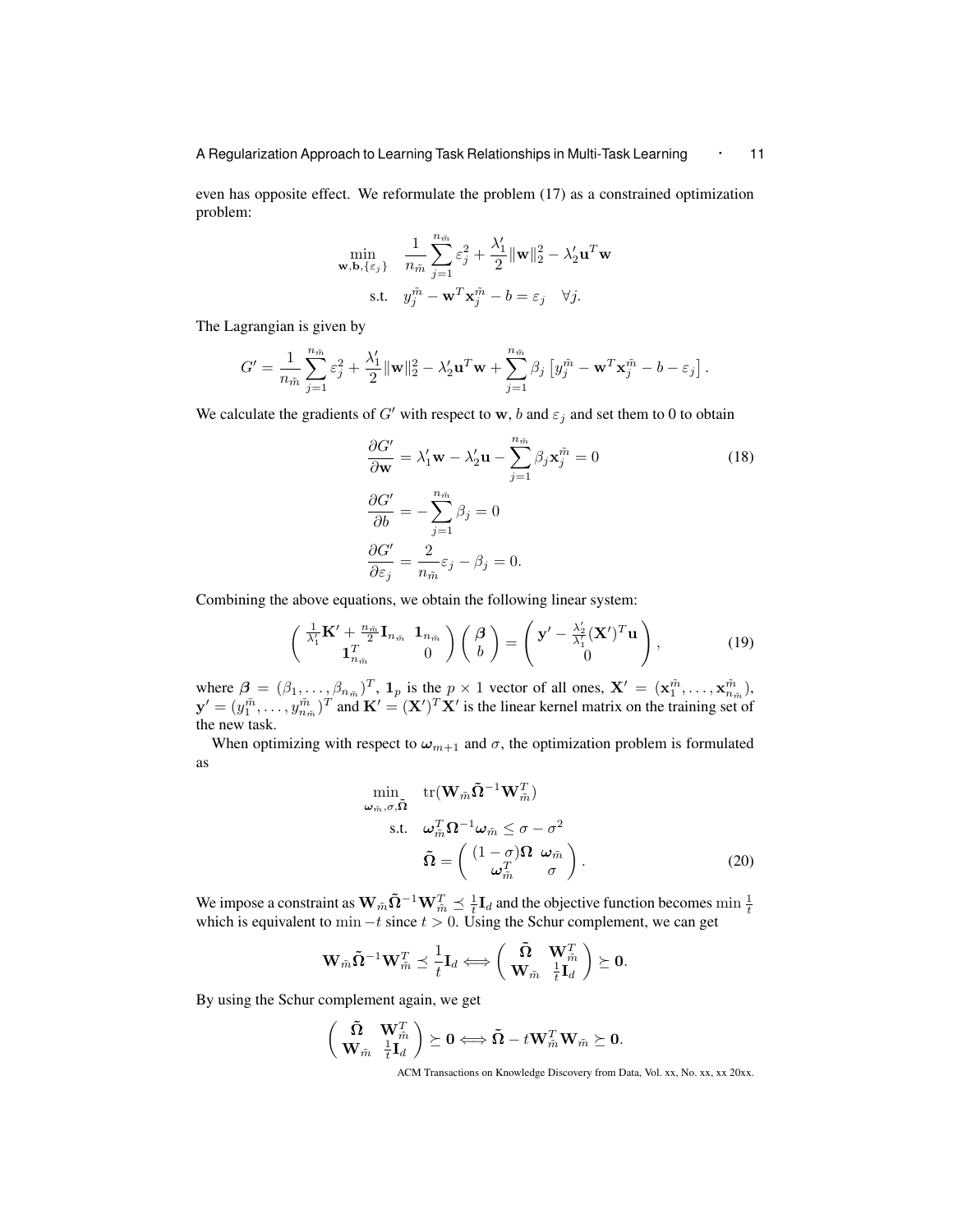even has opposite effect. We reformulate the problem (17) as a constrained optimization problem:

$$
\begin{aligned}
\min_{\mathbf{w},\mathbf{b},\{\varepsilon_j\}} \quad & \frac{1}{n_{\tilde{m}}}\sum_{j=1}^{n_{\tilde{m}}}\varepsilon_j^2 + \frac{\lambda_1'}{2}\|\mathbf{w}\|_2^2 - \lambda_2'\mathbf{u}^T\mathbf{w} \\
\text{s.t.} \quad & y_j^{\tilde{m}} - \mathbf{w}^T\mathbf{x}_j^{\tilde{m}} - b = \varepsilon_j \quad \forall j.
\end{aligned}
$$

The Lagrangian is given by

$$
G' = \frac{1}{n_{\tilde{m}}}\sum_{j=1}^{n_{\tilde{m}}}\varepsilon_j^2 + \frac{\lambda_1'}{2}\|\mathbf{w}\|_2^2 - \lambda_2'\mathbf{u}^T\mathbf{w} + \sum_{j=1}^{n_{\tilde{m}}}\beta_j\left[y_j^{\tilde{m}} - \mathbf{w}^T\mathbf{x}_j^{\tilde{m}} - b - \varepsilon_j\right].
$$

We calculate the gradients of $G'$ with respect to $\mathbf{w}$, $b$ and $\varepsilon_j$ and set them to 0 to obtain

$$
\begin{aligned}
\frac{\partial G'}{\partial \mathbf{w}} &= \lambda_1'\mathbf{w} - \lambda_2'\mathbf{u} - \sum_{j=1}^{n_{\tilde{m}}}\beta_j\mathbf{x}_j^{\tilde{m}} = 0 \qquad (18)\\
\frac{\partial G'}{\partial b} &= -\sum_{j=1}^{n_{\tilde{m}}}\beta_j = 0 \\
\frac{\partial G'}{\partial \varepsilon_j} &= \frac{2}{n_{\tilde{m}}}\varepsilon_j - \beta_j = 0.
\end{aligned}
$$

Combining the above equations, we obtain the following linear system:

$$
\begin{pmatrix} \frac{1}{\lambda_1'}\mathbf{K}' + \frac{n_{\tilde{m}}}{2}\mathbf{I}_{n_{\tilde{m}}} & \mathbf{1}_{n_{\tilde{m}}} \\ \mathbf{1}_{n_{\tilde{m}}}^T & 0 \end{pmatrix} \begin{pmatrix} \boldsymbol{\beta} \\ b \end{pmatrix} = \begin{pmatrix} \mathbf{y}' - \frac{\lambda_2'}{\lambda_1'}(\mathbf{X}')^T\mathbf{u} \\ 0 \end{pmatrix}, \qquad (19)
$$

where $\boldsymbol{\beta} = (\beta_1, \ldots, \beta_{n_{\tilde{m}}})^T$, $\mathbf{1}_p$ is the $p \times 1$ vector of all ones, $\mathbf{X}' = (\mathbf{x}_1^{\tilde{m}}, \ldots, \mathbf{x}_{n_{\tilde{m}}}^{\tilde{m}})$, $\mathbf{y}' = (y_1^{\tilde{m}}, \ldots, y_{n_{\tilde{m}}}^{\tilde{m}})^T$ and $\mathbf{K}' = (\mathbf{X}')^T\mathbf{X}'$ is the linear kernel matrix on the training set of the new task.

When optimizing with respect to $\boldsymbol{\omega}_{m+1}$ and $\sigma$, the optimization problem is formulated as

$$
\begin{aligned}
\min_{\boldsymbol{\omega}_{\tilde{m}},\sigma,\tilde{\boldsymbol{\Omega}}} \quad & \mathrm{tr}(\mathbf{W}_{\tilde{m}}\tilde{\boldsymbol{\Omega}}^{-1}\mathbf{W}_{\tilde{m}}^T) \\
\text{s.t.} \quad & \boldsymbol{\omega}_{\tilde{m}}^T\boldsymbol{\Omega}^{-1}\boldsymbol{\omega}_{\tilde{m}} \le \sigma - \sigma^2 \\
& \tilde{\boldsymbol{\Omega}} = \begin{pmatrix} (1-\sigma)\boldsymbol{\Omega} & \boldsymbol{\omega}_{\tilde{m}} \\ \boldsymbol{\omega}_{\tilde{m}}^T & \sigma \end{pmatrix}. \qquad (20)
\end{aligned}
$$

We impose a constraint as $\mathbf{W}_{\tilde{m}}\tilde{\boldsymbol{\Omega}}^{-1}\mathbf{W}_{\tilde{m}}^T \preceq \frac{1}{t}\mathbf{I}_d$ and the objective function becomes $\min \frac{1}{t}$ which is equivalent to $\min -t$ since $t > 0$. Using the Schur complement, we can get

$$
\mathbf{W}_{\tilde{m}}\tilde{\boldsymbol{\Omega}}^{-1}\mathbf{W}_{\tilde{m}}^T \preceq \frac{1}{t}\mathbf{I}_d \Longleftrightarrow \begin{pmatrix} \tilde{\boldsymbol{\Omega}} & \mathbf{W}_{\tilde{m}}^T \\ \mathbf{W}_{\tilde{m}} & \frac{1}{t}\mathbf{I}_d \end{pmatrix} \succeq \mathbf{0}.
$$

By using the Schur complement again, we get

$$
\begin{pmatrix} \tilde{\boldsymbol{\Omega}} & \mathbf{W}_{\tilde{m}}^T \\ \mathbf{W}_{\tilde{m}} & \frac{1}{t}\mathbf{I}_d \end{pmatrix} \succeq \mathbf{0} \Longleftrightarrow \tilde{\boldsymbol{\Omega}} - t\mathbf{W}_{\tilde{m}}^T\mathbf{W}_{\tilde{m}} \succeq \mathbf{0}.
$$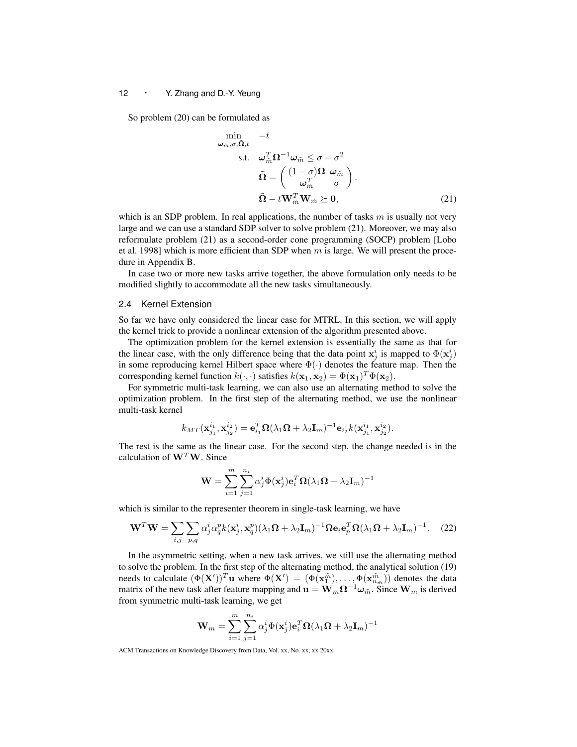So problem (20) can be formulated as

$$
\begin{aligned}
\min_{\boldsymbol{\omega}_{\tilde{m}},\sigma,\tilde{\boldsymbol{\Omega}},t} \quad & -t \\
\text{s.t.} \quad & \boldsymbol{\omega}_{\tilde{m}}^T \boldsymbol{\Omega}^{-1} \boldsymbol{\omega}_{\tilde{m}} \leq \sigma - \sigma^2 \\
& \tilde{\boldsymbol{\Omega}} = \begin{pmatrix} (1-\sigma)\boldsymbol{\Omega} & \boldsymbol{\omega}_{\tilde{m}} \\ \boldsymbol{\omega}_{\tilde{m}}^T & \sigma \end{pmatrix}. \\
& \tilde{\boldsymbol{\Omega}} - t\mathbf{W}_{\tilde{m}}^T \mathbf{W}_{\tilde{m}} \succeq \mathbf{0},
\end{aligned}
\tag{21}
$$

which is an SDP problem. In real applications, the number of tasks $m$ is usually not very large and we can use a standard SDP solver to solve problem (21). Moreover, we may also reformulate problem (21) as a second-order cone programming (SOCP) problem [Lobo et al. 1998] which is more efficient than SDP when $m$ is large. We will present the procedure in Appendix B.

In case two or more new tasks arrive together, the above formulation only needs to be modified slightly to accommodate all the new tasks simultaneously.

### 2.4 Kernel Extension

So far we have only considered the linear case for MTRL. In this section, we will apply the kernel trick to provide a nonlinear extension of the algorithm presented above.

The optimization problem for the kernel extension is essentially the same as that for the linear case, with the only difference being that the data point $\mathbf{x}_j^i$ is mapped to $\Phi(\mathbf{x}_j^i)$ in some reproducing kernel Hilbert space where $\Phi(\cdot)$ denotes the feature map. Then the corresponding kernel function $k(\cdot,\cdot)$ satisfies $k(\mathbf{x}_1,\mathbf{x}_2) = \Phi(\mathbf{x}_1)^T\Phi(\mathbf{x}_2)$.

For symmetric multi-task learning, we can also use an alternating method to solve the optimization problem. In the first step of the alternating method, we use the nonlinear multi-task kernel

$$
k_{MT}(\mathbf{x}_{j_1}^{i_1}, \mathbf{x}_{j_2}^{i_2}) = \mathbf{e}_{i_1}^T \boldsymbol{\Omega}(\lambda_1\boldsymbol{\Omega} + \lambda_2\mathbf{I}_m)^{-1}\mathbf{e}_{i_2} k(\mathbf{x}_{j_1}^{i_1}, \mathbf{x}_{j_2}^{i_2}).
$$

The rest is the same as the linear case. For the second step, the change needed is in the calculation of $\mathbf{W}^T\mathbf{W}$. Since

$$
\mathbf{W} = \sum_{i=1}^{m}\sum_{j=1}^{n_i} \alpha_j^i \Phi(\mathbf{x}_j^i)\mathbf{e}_i^T \boldsymbol{\Omega}(\lambda_1\boldsymbol{\Omega} + \lambda_2\mathbf{I}_m)^{-1}
$$

which is similar to the representer theorem in single-task learning, we have

$$
\mathbf{W}^T\mathbf{W} = \sum_{i,j}\sum_{p,q} \alpha_j^i \alpha_q^p k(\mathbf{x}_j^i, \mathbf{x}_q^p)(\lambda_1\boldsymbol{\Omega} + \lambda_2\mathbf{I}_m)^{-1}\boldsymbol{\Omega}\mathbf{e}_i\mathbf{e}_p^T\boldsymbol{\Omega}(\lambda_1\boldsymbol{\Omega} + \lambda_2\mathbf{I}_m)^{-1}. \tag{22}
$$

In the asymmetric setting, when a new task arrives, we still use the alternating method to solve the problem. In the first step of the alternating method, the analytical solution (19) needs to calculate $(\Phi(\mathbf{X}'))^T\mathbf{u}$ where $\Phi(\mathbf{X}') = (\Phi(\mathbf{x}_1^{\tilde{m}}), \ldots, \Phi(\mathbf{x}_{n_{\tilde{m}}}^{\tilde{m}}))$ denotes the data matrix of the new task after feature mapping and $\mathbf{u} = \mathbf{W}_m\boldsymbol{\Omega}^{-1}\boldsymbol{\omega}_{\tilde{m}}$. Since $\mathbf{W}_m$ is derived from symmetric multi-task learning, we get

$$
\mathbf{W}_m = \sum_{i=1}^{m}\sum_{j=1}^{n_i} \alpha_j^i \Phi(\mathbf{x}_j^i)\mathbf{e}_i^T \boldsymbol{\Omega}(\lambda_1\boldsymbol{\Omega} + \lambda_2\mathbf{I}_m)^{-1}
$$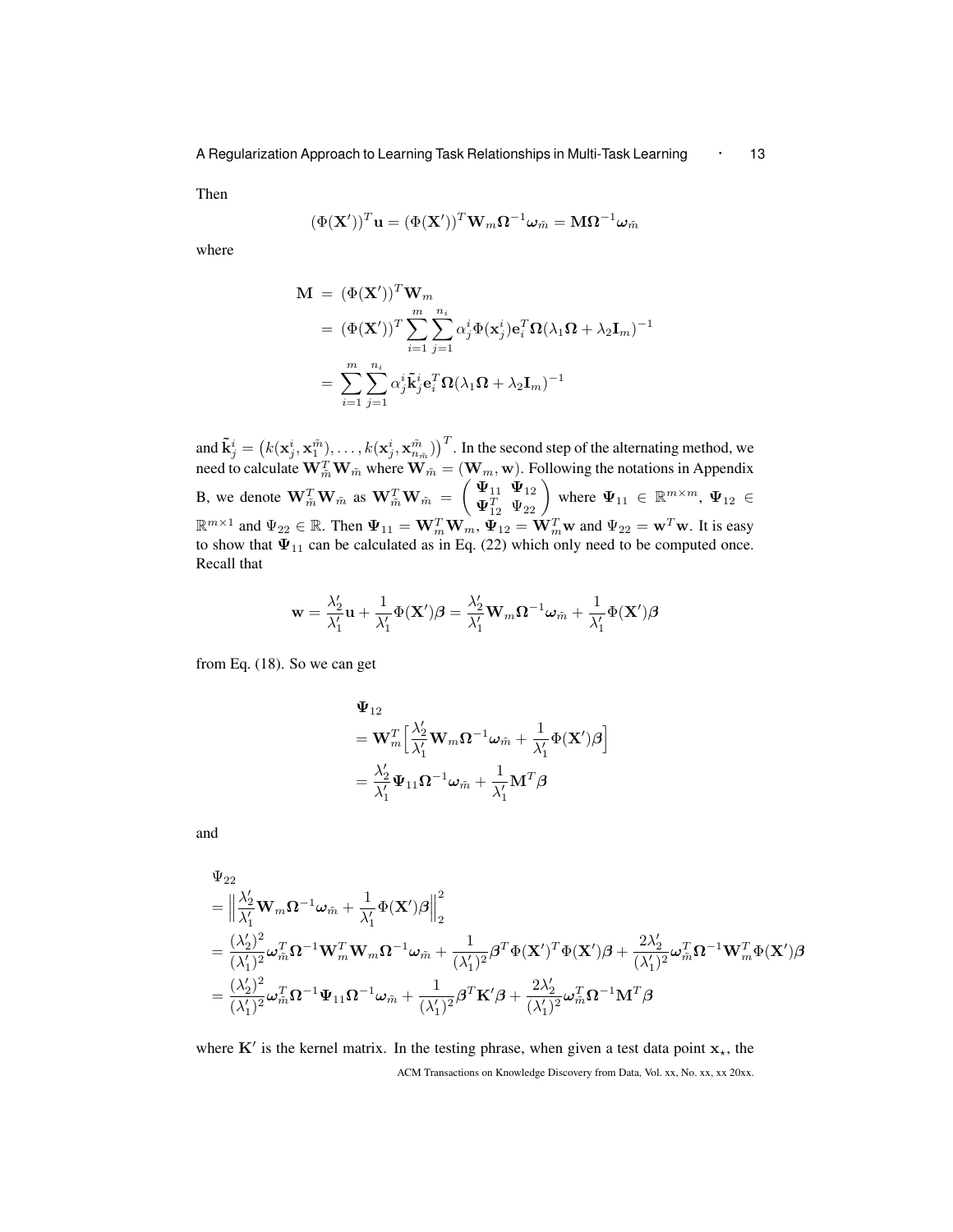Then

$$(\Phi(\mathbf{X}'))^T\mathbf{u} = (\Phi(\mathbf{X}'))^T\mathbf{W}_m\boldsymbol{\Omega}^{-1}\boldsymbol{\omega}_{\tilde{m}} = \mathbf{M}\boldsymbol{\Omega}^{-1}\boldsymbol{\omega}_{\tilde{m}}$$

where

$$\begin{aligned}
\mathbf{M} &= (\Phi(\mathbf{X}'))^T\mathbf{W}_m \\
&= (\Phi(\mathbf{X}'))^T\sum_{i=1}^{m}\sum_{j=1}^{n_i}\alpha_j^i\Phi(\mathbf{x}_j^i)\mathbf{e}_i^T\boldsymbol{\Omega}(\lambda_1\boldsymbol{\Omega}+\lambda_2\mathbf{I}_m)^{-1} \\
&= \sum_{i=1}^{m}\sum_{j=1}^{n_i}\alpha_j^i\tilde{\mathbf{k}}_j^i\mathbf{e}_i^T\boldsymbol{\Omega}(\lambda_1\boldsymbol{\Omega}+\lambda_2\mathbf{I}_m)^{-1}
\end{aligned}$$

and $\tilde{\mathbf{k}}_j^i = \left(k(\mathbf{x}_j^i,\mathbf{x}_1^{\tilde{m}}),\ldots,k(\mathbf{x}_j^i,\mathbf{x}_{n_{\tilde{m}}}^{\tilde{m}})\right)^T$. In the second step of the alternating method, we need to calculate $\mathbf{W}_{\tilde{m}}^T\mathbf{W}_{\tilde{m}}$ where $\mathbf{W}_{\tilde{m}} = (\mathbf{W}_m, \mathbf{w})$. Following the notations in Appendix B, we denote $\mathbf{W}_{\tilde{m}}^T\mathbf{W}_{\tilde{m}}$ as $\mathbf{W}_{\tilde{m}}^T\mathbf{W}_{\tilde{m}} = \begin{pmatrix}\boldsymbol{\Psi}_{11} & \boldsymbol{\Psi}_{12}\\ \boldsymbol{\Psi}_{12}^T & \Psi_{22}\end{pmatrix}$ where $\boldsymbol{\Psi}_{11}\in\mathbb{R}^{m\times m}$, $\boldsymbol{\Psi}_{12}\in\mathbb{R}^{m\times 1}$ and $\Psi_{22}\in\mathbb{R}$. Then $\boldsymbol{\Psi}_{11} = \mathbf{W}_m^T\mathbf{W}_m$, $\boldsymbol{\Psi}_{12} = \mathbf{W}_m^T\mathbf{w}$ and $\Psi_{22} = \mathbf{w}^T\mathbf{w}$. It is easy to show that $\boldsymbol{\Psi}_{11}$ can be calculated as in Eq. (22) which only need to be computed once. Recall that

$$\mathbf{w} = \frac{\lambda_2'}{\lambda_1'}\mathbf{u} + \frac{1}{\lambda_1'}\Phi(\mathbf{X}')\boldsymbol{\beta} = \frac{\lambda_2'}{\lambda_1'}\mathbf{W}_m\boldsymbol{\Omega}^{-1}\boldsymbol{\omega}_{\tilde{m}} + \frac{1}{\lambda_1'}\Phi(\mathbf{X}')\boldsymbol{\beta}$$

from Eq. (18). So we can get

$$\begin{aligned}
&\boldsymbol{\Psi}_{12} \\
&= \mathbf{W}_m^T\Big[\frac{\lambda_2'}{\lambda_1'}\mathbf{W}_m\boldsymbol{\Omega}^{-1}\boldsymbol{\omega}_{\tilde{m}} + \frac{1}{\lambda_1'}\Phi(\mathbf{X}')\boldsymbol{\beta}\Big] \\
&= \frac{\lambda_2'}{\lambda_1'}\boldsymbol{\Psi}_{11}\boldsymbol{\Omega}^{-1}\boldsymbol{\omega}_{\tilde{m}} + \frac{1}{\lambda_1'}\mathbf{M}^T\boldsymbol{\beta}
\end{aligned}$$

and

$$\begin{aligned}
&\Psi_{22} \\
&= \Big\|\frac{\lambda_2'}{\lambda_1'}\mathbf{W}_m\boldsymbol{\Omega}^{-1}\boldsymbol{\omega}_{\tilde{m}} + \frac{1}{\lambda_1'}\Phi(\mathbf{X}')\boldsymbol{\beta}\Big\|_2^2 \\
&= \frac{(\lambda_2')^2}{(\lambda_1')^2}\boldsymbol{\omega}_{\tilde{m}}^T\boldsymbol{\Omega}^{-1}\mathbf{W}_m^T\mathbf{W}_m\boldsymbol{\Omega}^{-1}\boldsymbol{\omega}_{\tilde{m}} + \frac{1}{(\lambda_1')^2}\boldsymbol{\beta}^T\Phi(\mathbf{X}')^T\Phi(\mathbf{X}')\boldsymbol{\beta} + \frac{2\lambda_2'}{(\lambda_1')^2}\boldsymbol{\omega}_{\tilde{m}}^T\boldsymbol{\Omega}^{-1}\mathbf{W}_m^T\Phi(\mathbf{X}')\boldsymbol{\beta} \\
&= \frac{(\lambda_2')^2}{(\lambda_1')^2}\boldsymbol{\omega}_{\tilde{m}}^T\boldsymbol{\Omega}^{-1}\boldsymbol{\Psi}_{11}\boldsymbol{\Omega}^{-1}\boldsymbol{\omega}_{\tilde{m}} + \frac{1}{(\lambda_1')^2}\boldsymbol{\beta}^T\mathbf{K}'\boldsymbol{\beta} + \frac{2\lambda_2'}{(\lambda_1')^2}\boldsymbol{\omega}_{\tilde{m}}^T\boldsymbol{\Omega}^{-1}\mathbf{M}^T\boldsymbol{\beta}
\end{aligned}$$

where $\mathbf{K}'$ is the kernel matrix. In the testing phrase, when given a test data point $\mathbf{x}_\star$, the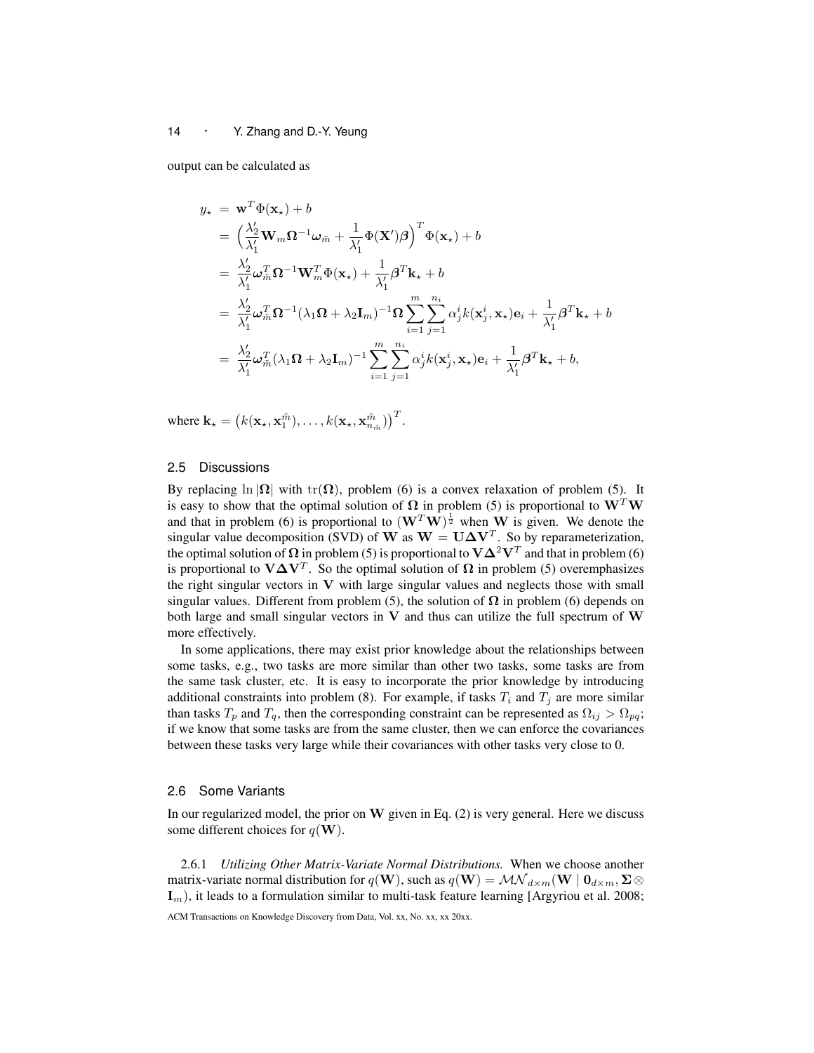output can be calculated as

$$
\begin{aligned}
y_\star &= \mathbf{w}^T \Phi(\mathbf{x}_\star) + b \\
&= \Big( \frac{\lambda_2'}{\lambda_1'} \mathbf{W}_m \mathbf{\Omega}^{-1} \boldsymbol{\omega}_{\tilde{m}} + \frac{1}{\lambda_1'} \Phi(\mathbf{X}') \boldsymbol{\beta} \Big)^T \Phi(\mathbf{x}_\star) + b \\
&= \frac{\lambda_2'}{\lambda_1'} \boldsymbol{\omega}_{\tilde{m}}^T \mathbf{\Omega}^{-1} \mathbf{W}_m^T \Phi(\mathbf{x}_\star) + \frac{1}{\lambda_1'} \boldsymbol{\beta}^T \mathbf{k}_\star + b \\
&= \frac{\lambda_2'}{\lambda_1'} \boldsymbol{\omega}_{\tilde{m}}^T \mathbf{\Omega}^{-1} (\lambda_1 \mathbf{\Omega} + \lambda_2 \mathbf{I}_m)^{-1} \mathbf{\Omega} \sum_{i=1}^{m} \sum_{j=1}^{n_i} \alpha_j^i k(\mathbf{x}_j^i, \mathbf{x}_\star) \mathbf{e}_i + \frac{1}{\lambda_1'} \boldsymbol{\beta}^T \mathbf{k}_\star + b \\
&= \frac{\lambda_2'}{\lambda_1'} \boldsymbol{\omega}_{\tilde{m}}^T (\lambda_1 \mathbf{\Omega} + \lambda_2 \mathbf{I}_m)^{-1} \sum_{i=1}^{m} \sum_{j=1}^{n_i} \alpha_j^i k(\mathbf{x}_j^i, \mathbf{x}_\star) \mathbf{e}_i + \frac{1}{\lambda_1'} \boldsymbol{\beta}^T \mathbf{k}_\star + b,
\end{aligned}
$$

where $\mathbf{k}_\star = \big( k(\mathbf{x}_\star, \mathbf{x}_1^{\tilde{m}}), \ldots, k(\mathbf{x}_\star, \mathbf{x}_{n_{\tilde{m}}}^{\tilde{m}}) \big)^T$.

### 2.5 Discussions

By replacing $\ln |\mathbf{\Omega}|$ with $\mathrm{tr}(\mathbf{\Omega})$, problem (6) is a convex relaxation of problem (5). It is easy to show that the optimal solution of $\mathbf{\Omega}$ in problem (5) is proportional to $\mathbf{W}^T \mathbf{W}$ and that in problem (6) is proportional to $(\mathbf{W}^T \mathbf{W})^{\frac{1}{2}}$ when $\mathbf{W}$ is given. We denote the singular value decomposition (SVD) of $\mathbf{W}$ as $\mathbf{W} = \mathbf{U} \mathbf{\Delta} \mathbf{V}^T$. So by reparameterization, the optimal solution of $\mathbf{\Omega}$ in problem (5) is proportional to $\mathbf{V} \mathbf{\Delta}^2 \mathbf{V}^T$ and that in problem (6) is proportional to $\mathbf{V} \mathbf{\Delta} \mathbf{V}^T$. So the optimal solution of $\mathbf{\Omega}$ in problem (5) overemphasizes the right singular vectors in $\mathbf{V}$ with large singular values and neglects those with small singular values. Different from problem (5), the solution of $\mathbf{\Omega}$ in problem (6) depends on both large and small singular vectors in $\mathbf{V}$ and thus can utilize the full spectrum of $\mathbf{W}$ more effectively.

In some applications, there may exist prior knowledge about the relationships between some tasks, e.g., two tasks are more similar than other two tasks, some tasks are from the same task cluster, etc. It is easy to incorporate the prior knowledge by introducing additional constraints into problem (8). For example, if tasks $T_i$ and $T_j$ are more similar than tasks $T_p$ and $T_q$, then the corresponding constraint can be represented as $\Omega_{ij} > \Omega_{pq}$; if we know that some tasks are from the same cluster, then we can enforce the covariances between these tasks very large while their covariances with other tasks very close to 0.

### 2.6 Some Variants

In our regularized model, the prior on $\mathbf{W}$ given in Eq. (2) is very general. Here we discuss some different choices for $q(\mathbf{W})$.

2.6.1 *Utilizing Other Matrix-Variate Normal Distributions.* When we choose another matrix-variate normal distribution for $q(\mathbf{W})$, such as $q(\mathbf{W}) = \mathcal{MN}_{d \times m}(\mathbf{W} \mid \mathbf{0}_{d \times m}, \mathbf{\Sigma} \otimes \mathbf{I}_m)$, it leads to a formulation similar to multi-task feature learning [Argyriou et al. 2008;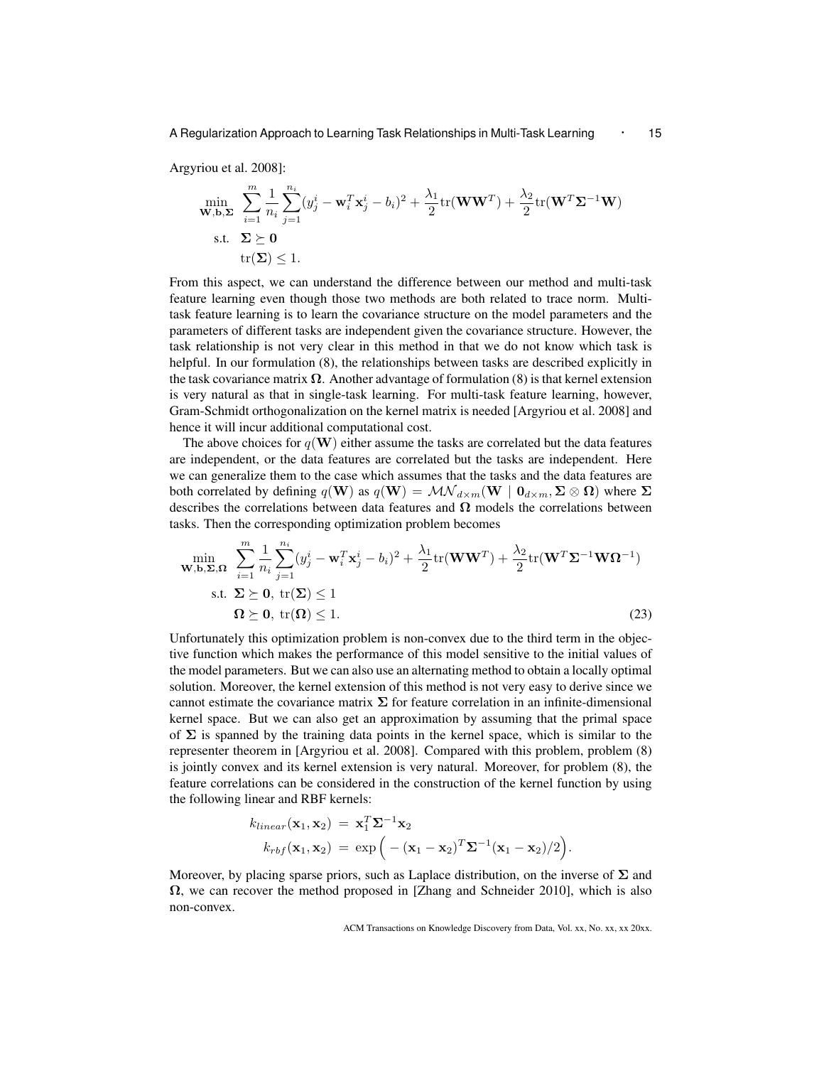Argyriou et al. 2008]:

$$
\begin{aligned}
\min_{\mathbf{W},\mathbf{b},\boldsymbol{\Sigma}} \quad & \sum_{i=1}^{m} \frac{1}{n_i} \sum_{j=1}^{n_i} (y_j^i - \mathbf{w}_i^T \mathbf{x}_j^i - b_i)^2 + \frac{\lambda_1}{2} \mathrm{tr}(\mathbf{W}\mathbf{W}^T) + \frac{\lambda_2}{2} \mathrm{tr}(\mathbf{W}^T \boldsymbol{\Sigma}^{-1} \mathbf{W}) \\
\text{s.t.} \quad & \boldsymbol{\Sigma} \succeq \mathbf{0} \\
& \mathrm{tr}(\boldsymbol{\Sigma}) \leq 1.
\end{aligned}
$$

From this aspect, we can understand the difference between our method and multi-task feature learning even though those two methods are both related to trace norm. Multi-task feature learning is to learn the covariance structure on the model parameters and the parameters of different tasks are independent given the covariance structure. However, the task relationship is not very clear in this method in that we do not know which task is helpful. In our formulation (8), the relationships between tasks are described explicitly in the task covariance matrix $\boldsymbol{\Omega}$. Another advantage of formulation (8) is that kernel extension is very natural as that in single-task learning. For multi-task feature learning, however, Gram-Schmidt orthogonalization on the kernel matrix is needed [Argyriou et al. 2008] and hence it will incur additional computational cost.

The above choices for $q(\mathbf{W})$ either assume the tasks are correlated but the data features are independent, or the data features are correlated but the tasks are independent. Here we can generalize them to the case which assumes that the tasks and the data features are both correlated by defining $q(\mathbf{W})$ as $q(\mathbf{W}) = \mathcal{MN}_{d\times m}(\mathbf{W} \mid \mathbf{0}_{d\times m}, \boldsymbol{\Sigma} \otimes \boldsymbol{\Omega})$ where $\boldsymbol{\Sigma}$ describes the correlations between data features and $\boldsymbol{\Omega}$ models the correlations between tasks. Then the corresponding optimization problem becomes

$$
\begin{aligned}
\min_{\mathbf{W},\mathbf{b},\boldsymbol{\Sigma},\boldsymbol{\Omega}} \quad & \sum_{i=1}^{m} \frac{1}{n_i} \sum_{j=1}^{n_i} (y_j^i - \mathbf{w}_i^T \mathbf{x}_j^i - b_i)^2 + \frac{\lambda_1}{2} \mathrm{tr}(\mathbf{W}\mathbf{W}^T) + \frac{\lambda_2}{2} \mathrm{tr}(\mathbf{W}^T \boldsymbol{\Sigma}^{-1} \mathbf{W} \boldsymbol{\Omega}^{-1}) \\
\text{s.t.} \quad & \boldsymbol{\Sigma} \succeq \mathbf{0},\ \mathrm{tr}(\boldsymbol{\Sigma}) \leq 1 \\
& \boldsymbol{\Omega} \succeq \mathbf{0},\ \mathrm{tr}(\boldsymbol{\Omega}) \leq 1. \qquad (23)
\end{aligned}
$$

Unfortunately this optimization problem is non-convex due to the third term in the objective function which makes the performance of this model sensitive to the initial values of the model parameters. But we can also use an alternating method to obtain a locally optimal solution. Moreover, the kernel extension of this method is not very easy to derive since we cannot estimate the covariance matrix $\boldsymbol{\Sigma}$ for feature correlation in an infinite-dimensional kernel space. But we can also get an approximation by assuming that the primal space of $\boldsymbol{\Sigma}$ is spanned by the training data points in the kernel space, which is similar to the representer theorem in [Argyriou et al. 2008]. Compared with this problem, problem (8) is jointly convex and its kernel extension is very natural. Moreover, for problem (8), the feature correlations can be considered in the construction of the kernel function by using the following linear and RBF kernels:

$$
\begin{aligned}
k_{linear}(\mathbf{x}_1, \mathbf{x}_2) &= \mathbf{x}_1^T \boldsymbol{\Sigma}^{-1} \mathbf{x}_2 \\
k_{rbf}(\mathbf{x}_1, \mathbf{x}_2) &= \exp\Big( -(\mathbf{x}_1 - \mathbf{x}_2)^T \boldsymbol{\Sigma}^{-1} (\mathbf{x}_1 - \mathbf{x}_2)/2 \Big).
\end{aligned}
$$

Moreover, by placing sparse priors, such as Laplace distribution, on the inverse of $\boldsymbol{\Sigma}$ and $\boldsymbol{\Omega}$, we can recover the method proposed in [Zhang and Schneider 2010], which is also non-convex.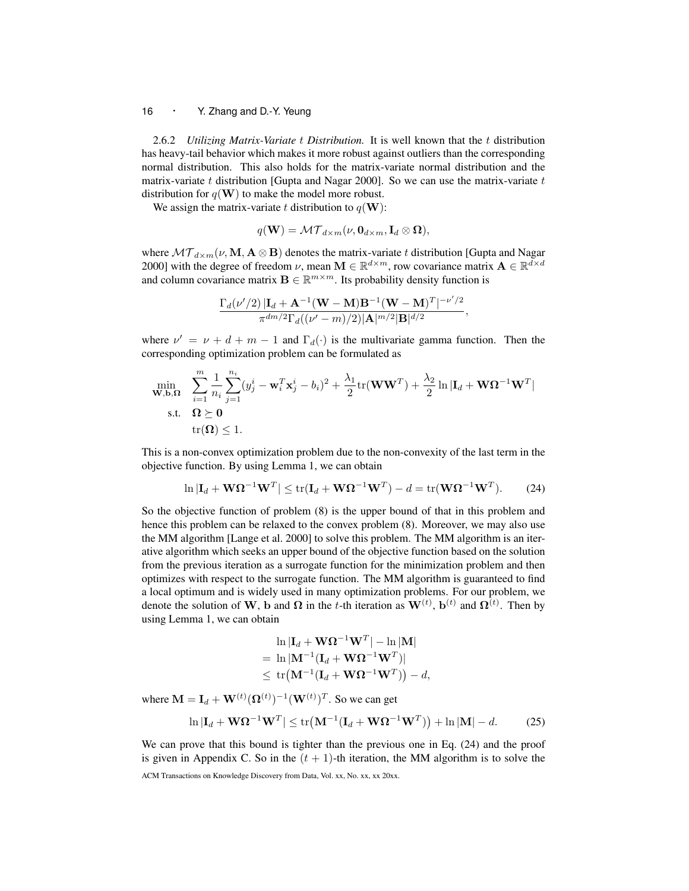#### 2.6.2 *Utilizing Matrix-Variate $t$ Distribution.*

It is well known that the $t$ distribution has heavy-tail behavior which makes it more robust against outliers than the corresponding normal distribution. This also holds for the matrix-variate normal distribution and the matrix-variate $t$ distribution [Gupta and Nagar 2000]. So we can use the matrix-variate $t$ distribution for $q(\mathbf{W})$ to make the model more robust.

We assign the matrix-variate $t$ distribution to $q(\mathbf{W})$:

$$q(\mathbf{W}) = \mathcal{MT}_{d\times m}(\nu, \mathbf{0}_{d\times m}, \mathbf{I}_d \otimes \mathbf{\Omega}),$$

where $\mathcal{MT}_{d\times m}(\nu, \mathbf{M}, \mathbf{A}\otimes\mathbf{B})$ denotes the matrix-variate $t$ distribution [Gupta and Nagar 2000] with the degree of freedom $\nu$, mean $\mathbf{M}\in\mathbb{R}^{d\times m}$, row covariance matrix $\mathbf{A}\in\mathbb{R}^{d\times d}$ and column covariance matrix $\mathbf{B}\in\mathbb{R}^{m\times m}$. Its probability density function is

$$\frac{\Gamma_d(\nu'/2)\,|\mathbf{I}_d + \mathbf{A}^{-1}(\mathbf{W}-\mathbf{M})\mathbf{B}^{-1}(\mathbf{W}-\mathbf{M})^T|^{-\nu'/2}}{\pi^{dm/2}\Gamma_d((\nu'-m)/2)|\mathbf{A}|^{m/2}|\mathbf{B}|^{d/2}},$$

where $\nu' = \nu + d + m - 1$ and $\Gamma_d(\cdot)$ is the multivariate gamma function. Then the corresponding optimization problem can be formulated as

$$\begin{aligned}
\min_{\mathbf{W},\mathbf{b},\mathbf{\Omega}} \quad & \sum_{i=1}^{m}\frac{1}{n_i}\sum_{j=1}^{n_i}(y_j^i - \mathbf{w}_i^T\mathbf{x}_j^i - b_i)^2 + \frac{\lambda_1}{2}\mathrm{tr}(\mathbf{W}\mathbf{W}^T) + \frac{\lambda_2}{2}\ln|\mathbf{I}_d + \mathbf{W}\mathbf{\Omega}^{-1}\mathbf{W}^T| \\
\text{s.t.} \quad & \mathbf{\Omega}\succeq \mathbf{0} \\
& \mathrm{tr}(\mathbf{\Omega}) \leq 1.
\end{aligned}$$

This is a non-convex optimization problem due to the non-convexity of the last term in the objective function. By using Lemma 1, we can obtain

$$\ln|\mathbf{I}_d + \mathbf{W}\mathbf{\Omega}^{-1}\mathbf{W}^T| \leq \mathrm{tr}(\mathbf{I}_d + \mathbf{W}\mathbf{\Omega}^{-1}\mathbf{W}^T) - d = \mathrm{tr}(\mathbf{W}\mathbf{\Omega}^{-1}\mathbf{W}^T). \tag{24}$$

So the objective function of problem (8) is the upper bound of that in this problem and hence this problem can be relaxed to the convex problem (8). Moreover, we may also use the MM algorithm [Lange et al. 2000] to solve this problem. The MM algorithm is an iterative algorithm which seeks an upper bound of the objective function based on the solution from the previous iteration as a surrogate function for the minimization problem and then optimizes with respect to the surrogate function. The MM algorithm is guaranteed to find a local optimum and is widely used in many optimization problems. For our problem, we denote the solution of $\mathbf{W}$, $\mathbf{b}$ and $\mathbf{\Omega}$ in the $t$-th iteration as $\mathbf{W}^{(t)}$, $\mathbf{b}^{(t)}$ and $\mathbf{\Omega}^{(t)}$. Then by using Lemma 1, we can obtain

$$\begin{aligned}
& \ln|\mathbf{I}_d + \mathbf{W}\mathbf{\Omega}^{-1}\mathbf{W}^T| - \ln|\mathbf{M}| \\
= \ & \ln|\mathbf{M}^{-1}(\mathbf{I}_d + \mathbf{W}\mathbf{\Omega}^{-1}\mathbf{W}^T)| \\
\leq \ & \mathrm{tr}\big(\mathbf{M}^{-1}(\mathbf{I}_d + \mathbf{W}\mathbf{\Omega}^{-1}\mathbf{W}^T)\big) - d,
\end{aligned}$$

where $\mathbf{M} = \mathbf{I}_d + \mathbf{W}^{(t)}(\mathbf{\Omega}^{(t)})^{-1}(\mathbf{W}^{(t)})^T$. So we can get

$$\ln|\mathbf{I}_d + \mathbf{W}\mathbf{\Omega}^{-1}\mathbf{W}^T| \leq \mathrm{tr}\big(\mathbf{M}^{-1}(\mathbf{I}_d + \mathbf{W}\mathbf{\Omega}^{-1}\mathbf{W}^T)\big) + \ln|\mathbf{M}| - d. \tag{25}$$

We can prove that this bound is tighter than the previous one in Eq. (24) and the proof is given in Appendix C. So in the $(t+1)$-th iteration, the MM algorithm is to solve the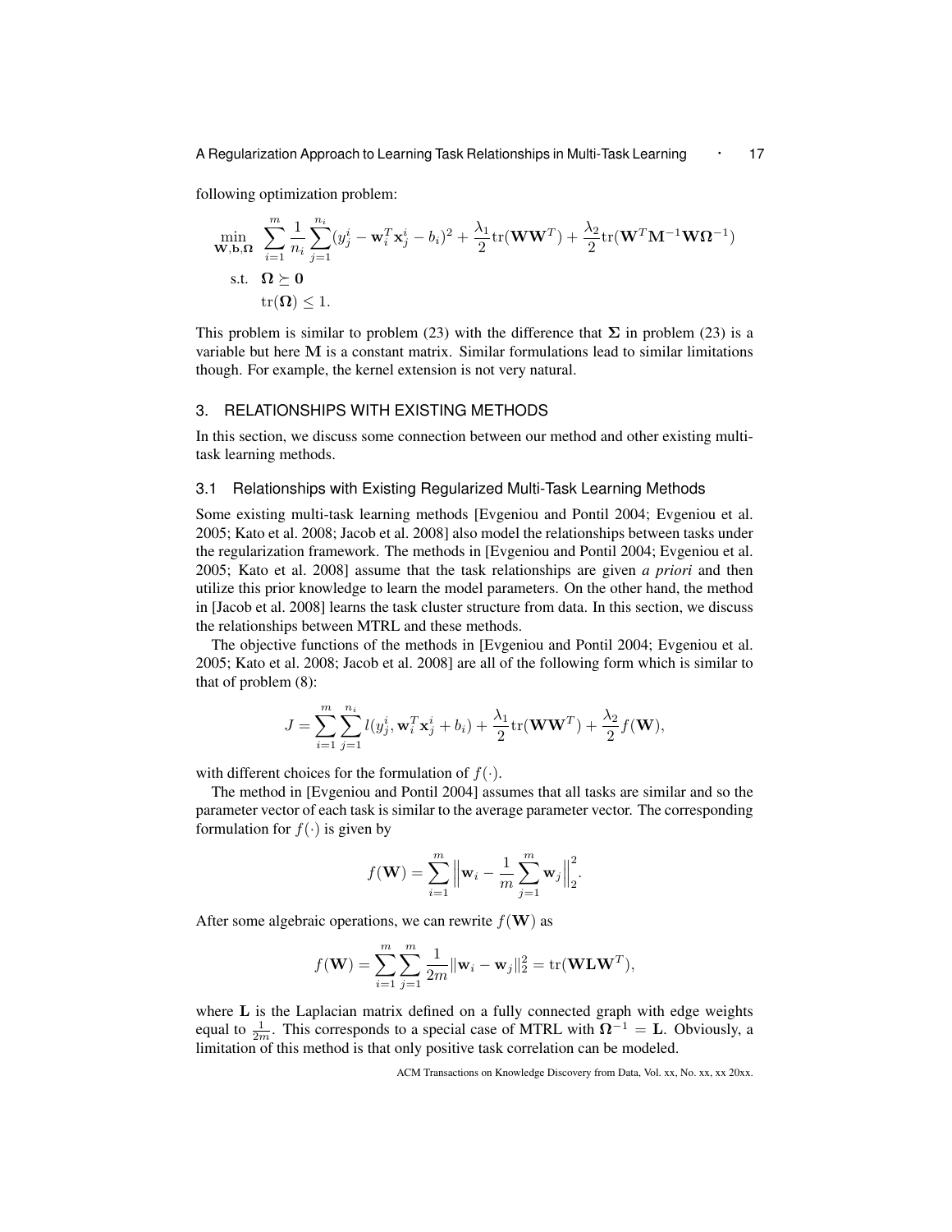following optimization problem:

$$
\begin{aligned}
\min_{\mathbf{W},\mathbf{b},\boldsymbol{\Omega}} \quad & \sum_{i=1}^{m} \frac{1}{n_i} \sum_{j=1}^{n_i} (y_j^i - \mathbf{w}_i^T \mathbf{x}_j^i - b_i)^2 + \frac{\lambda_1}{2} \mathrm{tr}(\mathbf{W}\mathbf{W}^T) + \frac{\lambda_2}{2} \mathrm{tr}(\mathbf{W}^T \mathbf{M}^{-1} \mathbf{W} \boldsymbol{\Omega}^{-1}) \\
\text{s.t.} \quad & \boldsymbol{\Omega} \succeq \mathbf{0} \\
& \mathrm{tr}(\boldsymbol{\Omega}) \leq 1.
\end{aligned}
$$

This problem is similar to problem (23) with the difference that $\boldsymbol{\Sigma}$ in problem (23) is a variable but here $\mathbf{M}$ is a constant matrix. Similar formulations lead to similar limitations though. For example, the kernel extension is not very natural.

## 3. RELATIONSHIPS WITH EXISTING METHODS

In this section, we discuss some connection between our method and other existing multi-task learning methods.

### 3.1 Relationships with Existing Regularized Multi-Task Learning Methods

Some existing multi-task learning methods [Evgeniou and Pontil 2004; Evgeniou et al. 2005; Kato et al. 2008; Jacob et al. 2008] also model the relationships between tasks under the regularization framework. The methods in [Evgeniou and Pontil 2004; Evgeniou et al. 2005; Kato et al. 2008] assume that the task relationships are given *a priori* and then utilize this prior knowledge to learn the model parameters. On the other hand, the method in [Jacob et al. 2008] learns the task cluster structure from data. In this section, we discuss the relationships between MTRL and these methods.

The objective functions of the methods in [Evgeniou and Pontil 2004; Evgeniou et al. 2005; Kato et al. 2008; Jacob et al. 2008] are all of the following form which is similar to that of problem (8):

$$
J = \sum_{i=1}^{m} \sum_{j=1}^{n_i} l(y_j^i, \mathbf{w}_i^T \mathbf{x}_j^i + b_i) + \frac{\lambda_1}{2} \mathrm{tr}(\mathbf{W}\mathbf{W}^T) + \frac{\lambda_2}{2} f(\mathbf{W}),
$$

with different choices for the formulation of $f(\cdot)$.

The method in [Evgeniou and Pontil 2004] assumes that all tasks are similar and so the parameter vector of each task is similar to the average parameter vector. The corresponding formulation for $f(\cdot)$ is given by

$$
f(\mathbf{W}) = \sum_{i=1}^{m} \left\| \mathbf{w}_i - \frac{1}{m} \sum_{j=1}^{m} \mathbf{w}_j \right\|_2^2.
$$

After some algebraic operations, we can rewrite $f(\mathbf{W})$ as

$$
f(\mathbf{W}) = \sum_{i=1}^{m} \sum_{j=1}^{m} \frac{1}{2m} \|\mathbf{w}_i - \mathbf{w}_j\|_2^2 = \mathrm{tr}(\mathbf{W}\mathbf{L}\mathbf{W}^T),
$$

where $\mathbf{L}$ is the Laplacian matrix defined on a fully connected graph with edge weights equal to $\frac{1}{2m}$. This corresponds to a special case of MTRL with $\boldsymbol{\Omega}^{-1} = \mathbf{L}$. Obviously, a limitation of this method is that only positive task correlation can be modeled.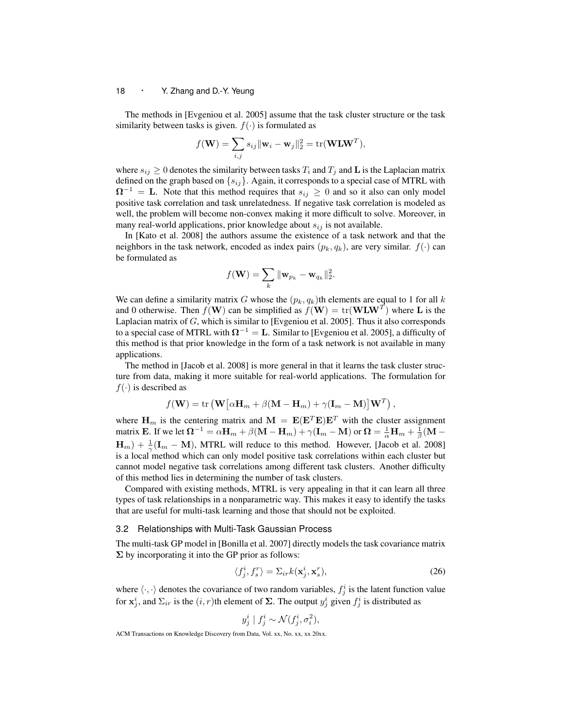The methods in [Evgeniou et al. 2005] assume that the task cluster structure or the task similarity between tasks is given. $f(\cdot)$ is formulated as

$$f(\mathbf{W}) = \sum_{i,j} s_{ij} \|\mathbf{w}_i - \mathbf{w}_j\|_2^2 = \mathrm{tr}(\mathbf{W}\mathbf{L}\mathbf{W}^T),$$

where $s_{ij} \geq 0$ denotes the similarity between tasks $T_i$ and $T_j$ and $\mathbf{L}$ is the Laplacian matrix defined on the graph based on $\{s_{ij}\}$. Again, it corresponds to a special case of MTRL with $\mathbf{\Omega}^{-1} = \mathbf{L}$. Note that this method requires that $s_{ij} \geq 0$ and so it also can only model positive task correlation and task unrelatedness. If negative task correlation is modeled as well, the problem will become non-convex making it more difficult to solve. Moreover, in many real-world applications, prior knowledge about $s_{ij}$ is not available.

In [Kato et al. 2008] the authors assume the existence of a task network and that the neighbors in the task network, encoded as index pairs $(p_k, q_k)$, are very similar. $f(\cdot)$ can be formulated as

$$f(\mathbf{W}) = \sum_{k} \|\mathbf{w}_{p_k} - \mathbf{w}_{q_k}\|_2^2.$$

We can define a similarity matrix $G$ whose the $(p_k, q_k)$th elements are equal to 1 for all $k$ and 0 otherwise. Then $f(\mathbf{W})$ can be simplified as $f(\mathbf{W}) = \mathrm{tr}(\mathbf{W}\mathbf{L}\mathbf{W}^T)$ where $\mathbf{L}$ is the Laplacian matrix of $G$, which is similar to [Evgeniou et al. 2005]. Thus it also corresponds to a special case of MTRL with $\mathbf{\Omega}^{-1} = \mathbf{L}$. Similar to [Evgeniou et al. 2005], a difficulty of this method is that prior knowledge in the form of a task network is not available in many applications.

The method in [Jacob et al. 2008] is more general in that it learns the task cluster structure from data, making it more suitable for real-world applications. The formulation for $f(\cdot)$ is described as

$$f(\mathbf{W}) = \mathrm{tr}\left(\mathbf{W}\big[\alpha\mathbf{H}_m + \beta(\mathbf{M} - \mathbf{H}_m) + \gamma(\mathbf{I}_m - \mathbf{M})\big]\mathbf{W}^T\right),$$

where $\mathbf{H}_m$ is the centering matrix and $\mathbf{M} = \mathbf{E}(\mathbf{E}^T\mathbf{E})\mathbf{E}^T$ with the cluster assignment matrix $\mathbf{E}$. If we let $\mathbf{\Omega}^{-1} = \alpha\mathbf{H}_m + \beta(\mathbf{M} - \mathbf{H}_m) + \gamma(\mathbf{I}_m - \mathbf{M})$ or $\mathbf{\Omega} = \frac{1}{\alpha}\mathbf{H}_m + \frac{1}{\beta}(\mathbf{M} - \mathbf{H}_m) + \frac{1}{\gamma}(\mathbf{I}_m - \mathbf{M})$, MTRL will reduce to this method. However, [Jacob et al. 2008] is a local method which can only model positive task correlations within each cluster but cannot model negative task correlations among different task clusters. Another difficulty of this method lies in determining the number of task clusters.

Compared with existing methods, MTRL is very appealing in that it can learn all three types of task relationships in a nonparametric way. This makes it easy to identify the tasks that are useful for multi-task learning and those that should not be exploited.

### 3.2 Relationships with Multi-Task Gaussian Process

The multi-task GP model in [Bonilla et al. 2007] directly models the task covariance matrix $\mathbf{\Sigma}$ by incorporating it into the GP prior as follows:

$$\langle f_j^i, f_s^r \rangle = \Sigma_{ir} k(\mathbf{x}_j^i, \mathbf{x}_s^r), \tag{26}$$

where $\langle \cdot, \cdot \rangle$ denotes the covariance of two random variables, $f_j^i$ is the latent function value for $\mathbf{x}_j^i$, and $\Sigma_{ir}$ is the $(i, r)$th element of $\mathbf{\Sigma}$. The output $y_j^i$ given $f_j^i$ is distributed as

$$y_j^i \mid f_j^i \sim \mathcal{N}(f_j^i, \sigma_i^2),$$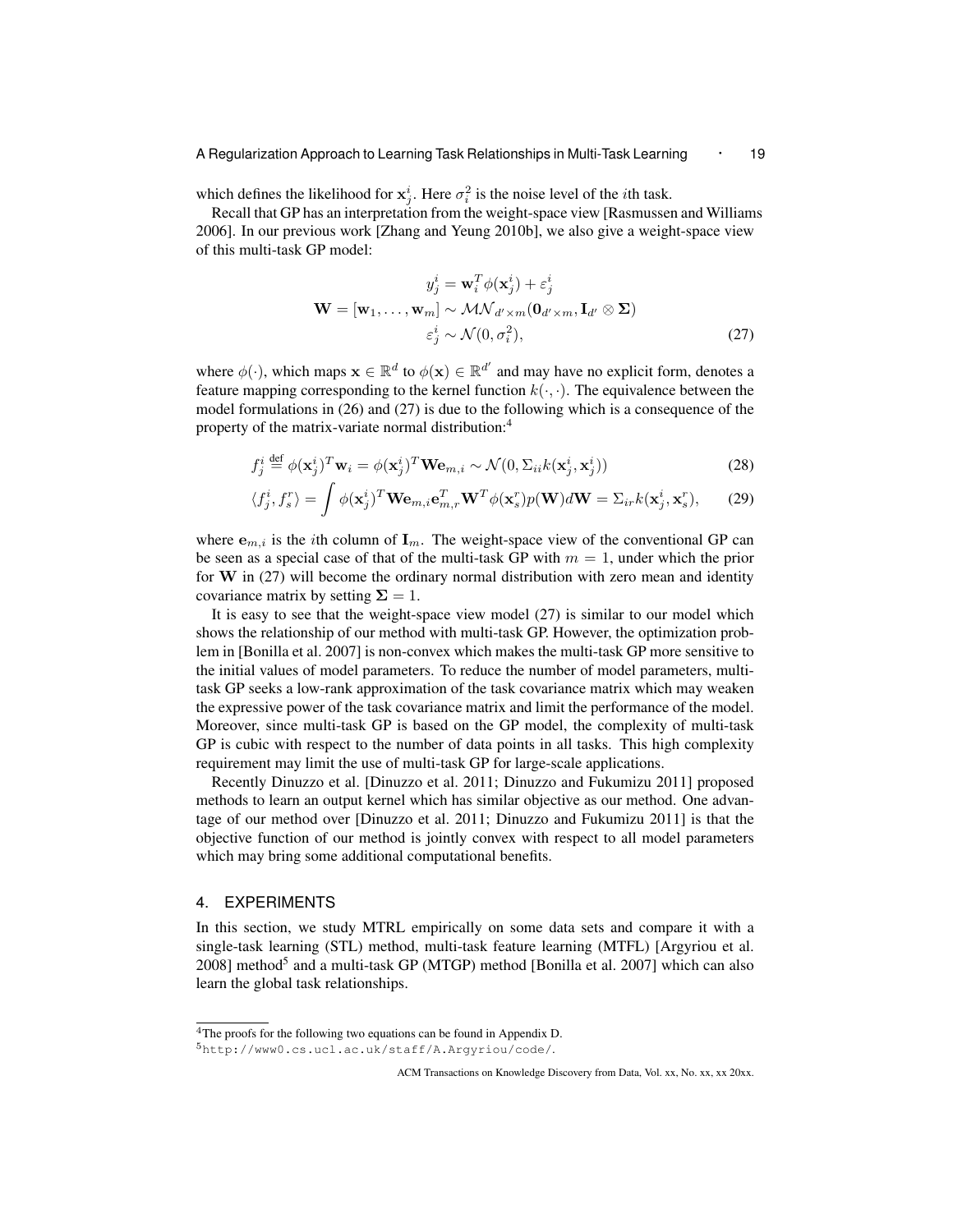which defines the likelihood for $\mathbf{x}_j^i$. Here $\sigma_i^2$ is the noise level of the $i$th task.

Recall that GP has an interpretation from the weight-space view [Rasmussen and Williams 2006]. In our previous work [Zhang and Yeung 2010b], we also give a weight-space view of this multi-task GP model:

$$
\begin{aligned}
y_j^i &= \mathbf{w}_i^T \phi(\mathbf{x}_j^i) + \varepsilon_j^i \\
\mathbf{W} = [\mathbf{w}_1, \ldots, \mathbf{w}_m] &\sim \mathcal{MN}_{d' \times m}(\mathbf{0}_{d' \times m}, \mathbf{I}_{d'} \otimes \mathbf{\Sigma}) \\
\varepsilon_j^i &\sim \mathcal{N}(0, \sigma_i^2),
\end{aligned}
\tag{27}
$$

where $\phi(\cdot)$, which maps $\mathbf{x} \in \mathbb{R}^d$ to $\phi(\mathbf{x}) \in \mathbb{R}^{d'}$ and may have no explicit form, denotes a feature mapping corresponding to the kernel function $k(\cdot, \cdot)$. The equivalence between the model formulations in (26) and (27) is due to the following which is a consequence of the property of the matrix-variate normal distribution:[4]

$$
f_j^i \stackrel{\text{def}}{=} \phi(\mathbf{x}_j^i)^T \mathbf{w}_i = \phi(\mathbf{x}_j^i)^T \mathbf{W} \mathbf{e}_{m,i} \sim \mathcal{N}(0, \Sigma_{ii} k(\mathbf{x}_j^i, \mathbf{x}_j^i))
\tag{28}
$$

$$
\langle f_j^i, f_s^r \rangle = \int \phi(\mathbf{x}_j^i)^T \mathbf{W} \mathbf{e}_{m,i} \mathbf{e}_{m,r}^T \mathbf{W}^T \phi(\mathbf{x}_s^r) p(\mathbf{W}) d\mathbf{W} = \Sigma_{ir} k(\mathbf{x}_j^i, \mathbf{x}_s^r),
\tag{29}
$$

where $\mathbf{e}_{m,i}$ is the $i$th column of $\mathbf{I}_m$. The weight-space view of the conventional GP can be seen as a special case of that of the multi-task GP with $m = 1$, under which the prior for $\mathbf{W}$ in (27) will become the ordinary normal distribution with zero mean and identity covariance matrix by setting $\mathbf{\Sigma} = 1$.

It is easy to see that the weight-space view model (27) is similar to our model which shows the relationship of our method with multi-task GP. However, the optimization problem in [Bonilla et al. 2007] is non-convex which makes the multi-task GP more sensitive to the initial values of model parameters. To reduce the number of model parameters, multi-task GP seeks a low-rank approximation of the task covariance matrix which may weaken the expressive power of the task covariance matrix and limit the performance of the model. Moreover, since multi-task GP is based on the GP model, the complexity of multi-task GP is cubic with respect to the number of data points in all tasks. This high complexity requirement may limit the use of multi-task GP for large-scale applications.

Recently Dinuzzo et al. [Dinuzzo et al. 2011; Dinuzzo and Fukumizu 2011] proposed methods to learn an output kernel which has similar objective as our method. One advantage of our method over [Dinuzzo et al. 2011; Dinuzzo and Fukumizu 2011] is that the objective function of our method is jointly convex with respect to all model parameters which may bring some additional computational benefits.

## 4. EXPERIMENTS

In this section, we study MTRL empirically on some data sets and compare it with a single-task learning (STL) method, multi-task feature learning (MTFL) [Argyriou et al. 2008] method[5] and a multi-task GP (MTGP) method [Bonilla et al. 2007] which can also learn the global task relationships.

---

[4] The proofs for the following two equations can be found in Appendix D.

[5] http://www0.cs.ucl.ac.uk/staff/A.Argyriou/code/.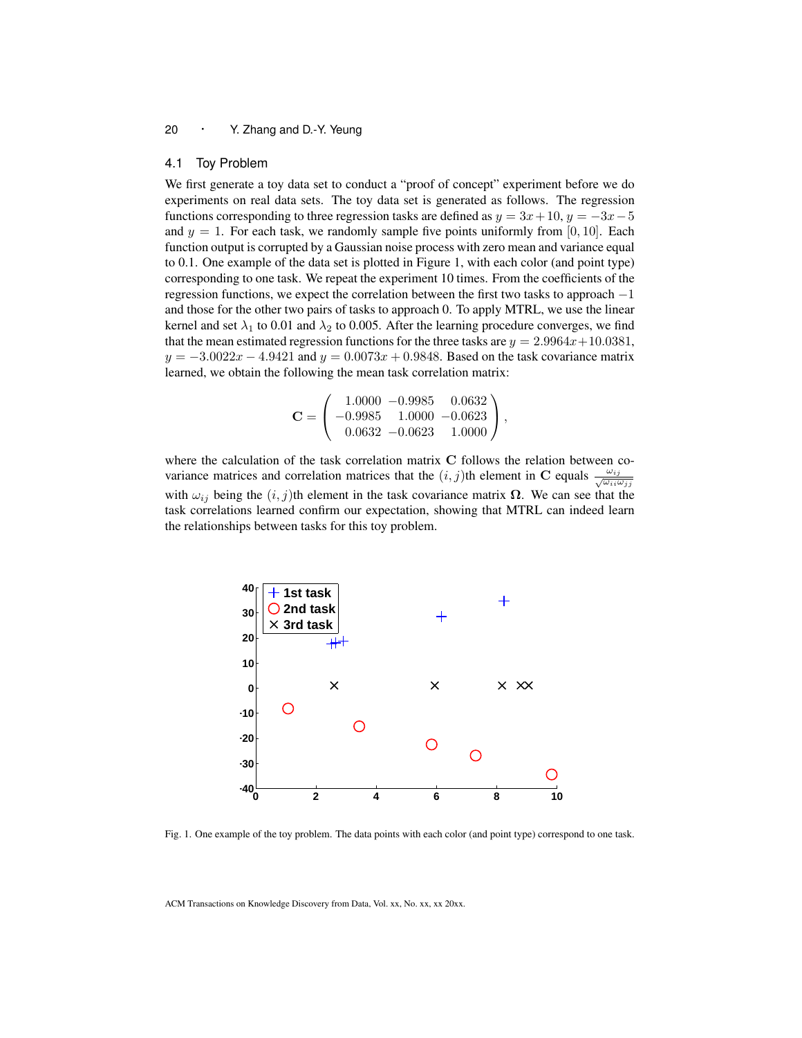### 4.1 Toy Problem

We first generate a toy data set to conduct a "proof of concept" experiment before we do experiments on real data sets. The toy data set is generated as follows. The regression functions corresponding to three regression tasks are defined as $y = 3x + 10$, $y = -3x - 5$ and $y = 1$. For each task, we randomly sample five points uniformly from $[0, 10]$. Each function output is corrupted by a Gaussian noise process with zero mean and variance equal to 0.1. One example of the data set is plotted in Figure 1, with each color (and point type) corresponding to one task. We repeat the experiment 10 times. From the coefficients of the regression functions, we expect the correlation between the first two tasks to approach $-1$ and those for the other two pairs of tasks to approach 0. To apply MTRL, we use the linear kernel and set $\lambda_1$ to 0.01 and $\lambda_2$ to 0.005. After the learning procedure converges, we find that the mean estimated regression functions for the three tasks are $y = 2.9964x + 10.0381$, $y = -3.0022x - 4.9421$ and $y = 0.0073x + 0.9848$. Based on the task covariance matrix learned, we obtain the following the mean task correlation matrix:

$$
\mathbf{C} = \begin{pmatrix} 1.0000 & -0.9985 & 0.0632 \\ -0.9985 & 1.0000 & -0.0623 \\ 0.0632 & -0.0623 & 1.0000 \end{pmatrix},
$$

where the calculation of the task correlation matrix $\mathbf{C}$ follows the relation between covariance matrices and correlation matrices that the $(i, j)$th element in $\mathbf{C}$ equals $\frac{\omega_{ij}}{\sqrt{\omega_{ii}\omega_{jj}}}$ with $\omega_{ij}$ being the $(i, j)$th element in the task covariance matrix $\mathbf{\Omega}$. We can see that the task correlations learned confirm our expectation, showing that MTRL can indeed learn the relationships between tasks for this toy problem.

Fig. 1. One example of the toy problem. The data points with each color (and point type) correspond to one task.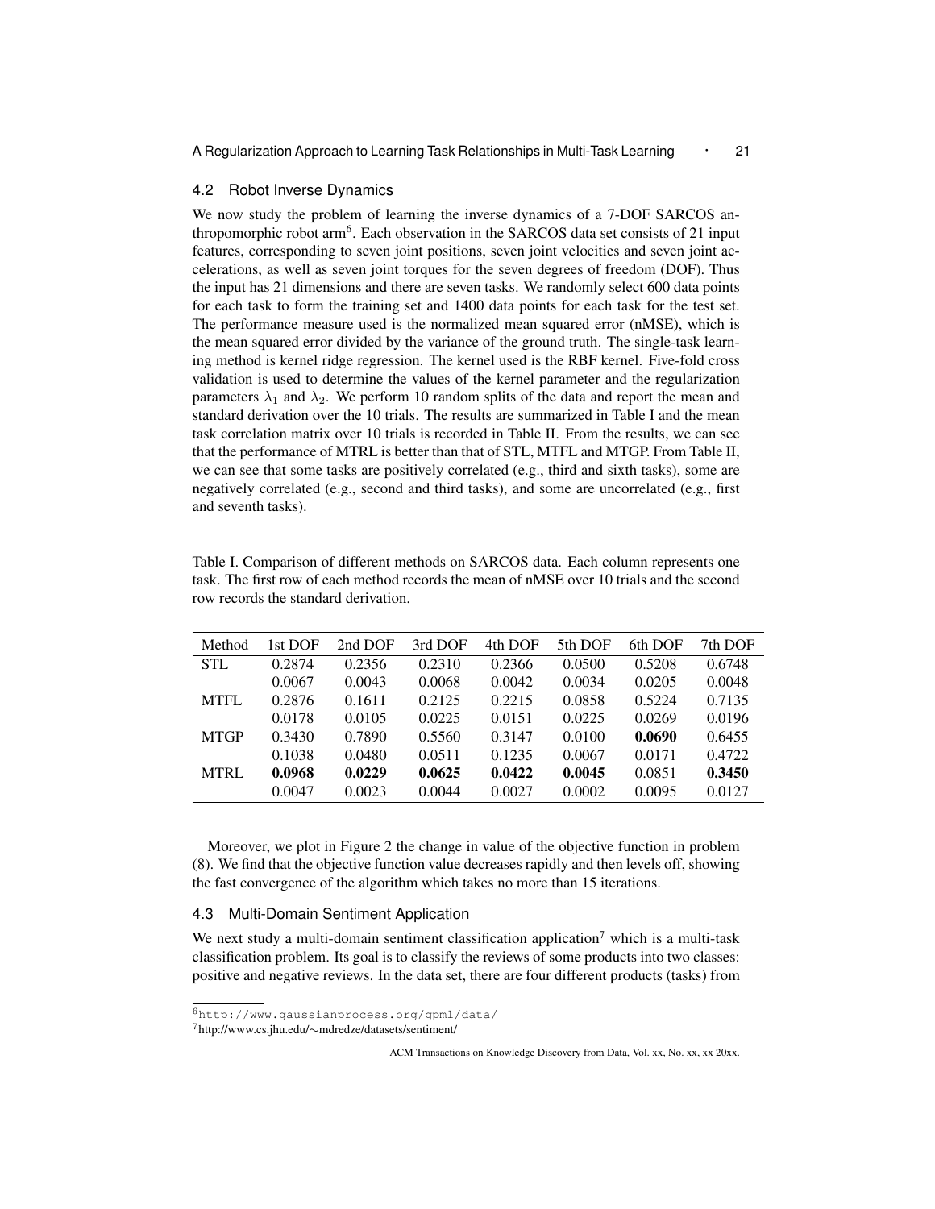### 4.2 Robot Inverse Dynamics

We now study the problem of learning the inverse dynamics of a 7-DOF SARCOS anthropomorphic robot arm[6]. Each observation in the SARCOS data set consists of 21 input features, corresponding to seven joint positions, seven joint velocities and seven joint accelerations, as well as seven joint torques for the seven degrees of freedom (DOF). Thus the input has 21 dimensions and there are seven tasks. We randomly select 600 data points for each task to form the training set and 1400 data points for each task for the test set. The performance measure used is the normalized mean squared error (nMSE), which is the mean squared error divided by the variance of the ground truth. The single-task learning method is kernel ridge regression. The kernel used is the RBF kernel. Five-fold cross validation is used to determine the values of the kernel parameter and the regularization parameters $\lambda_1$ and $\lambda_2$. We perform 10 random splits of the data and report the mean and standard derivation over the 10 trials. The results are summarized in Table I and the mean task correlation matrix over 10 trials is recorded in Table II. From the results, we can see that the performance of MTRL is better than that of STL, MTFL and MTGP. From Table II, we can see that some tasks are positively correlated (e.g., third and sixth tasks), some are negatively correlated (e.g., second and third tasks), and some are uncorrelated (e.g., first and seventh tasks).

Table I. Comparison of different methods on SARCOS data. Each column represents one task. The first row of each method records the mean of nMSE over 10 trials and the second row records the standard derivation.

| Method | 1st DOF | 2nd DOF | 3rd DOF | 4th DOF | 5th DOF | 6th DOF | 7th DOF |
|---|---|---|---|---|---|---|---|
| STL | 0.2874 | 0.2356 | 0.2310 | 0.2366 | 0.0500 | 0.5208 | 0.6748 |
| | 0.0067 | 0.0043 | 0.0068 | 0.0042 | 0.0034 | 0.0205 | 0.0048 |
| MTFL | 0.2876 | 0.1611 | 0.2125 | 0.2215 | 0.0858 | 0.5224 | 0.7135 |
| | 0.0178 | 0.0105 | 0.0225 | 0.0151 | 0.0225 | 0.0269 | 0.0196 |
| MTGP | 0.3430 | 0.7890 | 0.5560 | 0.3147 | 0.0100 | **0.0690** | 0.6455 |
| | 0.1038 | 0.0480 | 0.0511 | 0.1235 | 0.0067 | 0.0171 | 0.4722 |
| MTRL | **0.0968** | **0.0229** | **0.0625** | **0.0422** | **0.0045** | 0.0851 | **0.3450** |
| | 0.0047 | 0.0023 | 0.0044 | 0.0027 | 0.0002 | 0.0095 | 0.0127 |

Moreover, we plot in Figure 2 the change in value of the objective function in problem (8). We find that the objective function value decreases rapidly and then levels off, showing the fast convergence of the algorithm which takes no more than 15 iterations.

### 4.3 Multi-Domain Sentiment Application

We next study a multi-domain sentiment classification application[7] which is a multi-task classification problem. Its goal is to classify the reviews of some products into two classes: positive and negative reviews. In the data set, there are four different products (tasks) from

[6] http://www.gaussianprocess.org/gpml/data/

[7] http://www.cs.jhu.edu/∼mdredze/datasets/sentiment/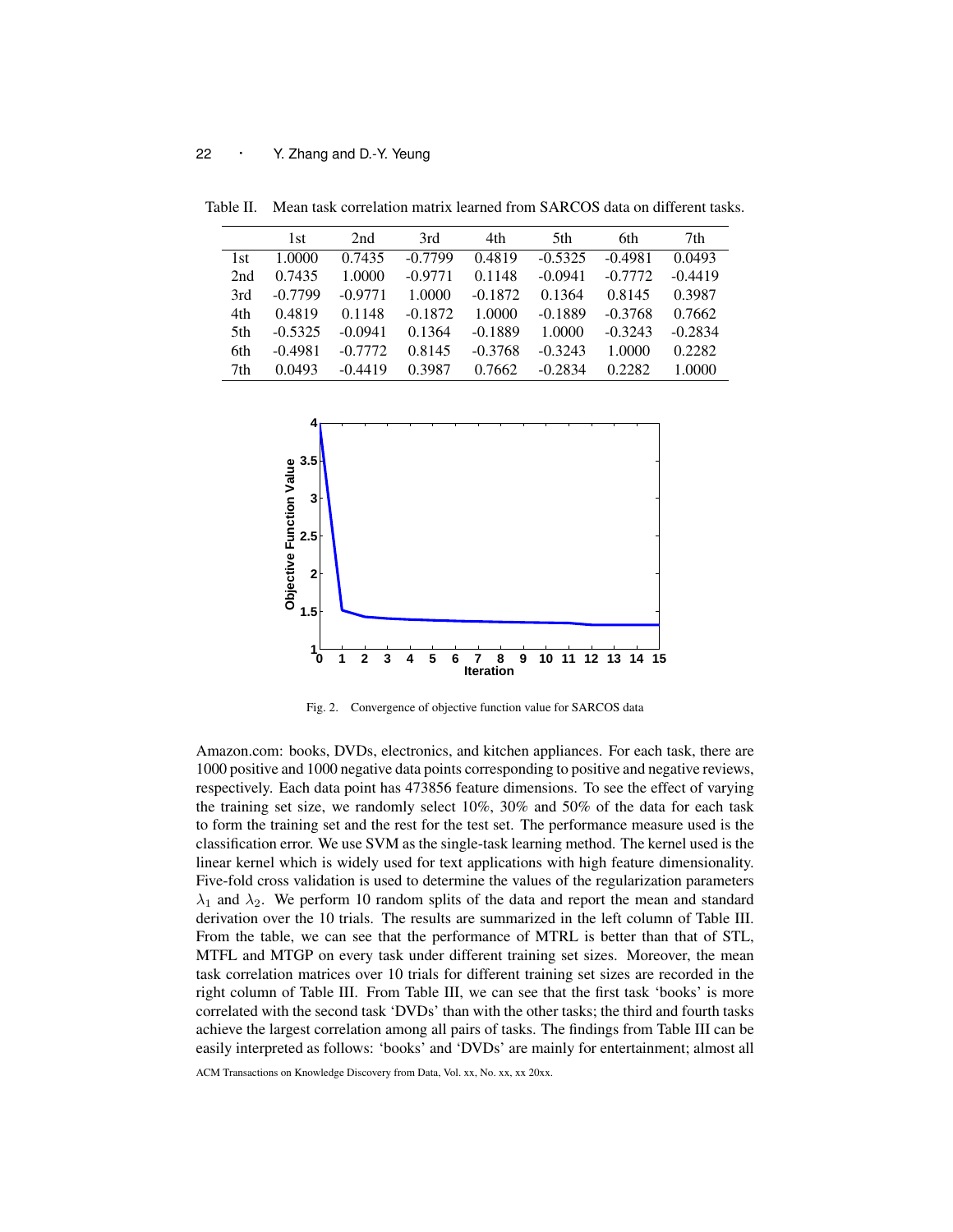Table II. Mean task correlation matrix learned from SARCOS data on different tasks.

| | 1st | 2nd | 3rd | 4th | 5th | 6th | 7th |
|---|---|---|---|---|---|---|---|
| 1st | 1.0000 | 0.7435 | -0.7799 | 0.4819 | -0.5325 | -0.4981 | 0.0493 |
| 2nd | 0.7435 | 1.0000 | -0.9771 | 0.1148 | -0.0941 | -0.7772 | -0.4419 |
| 3rd | -0.7799 | -0.9771 | 1.0000 | -0.1872 | 0.1364 | 0.8145 | 0.3987 |
| 4th | 0.4819 | 0.1148 | -0.1872 | 1.0000 | -0.1889 | -0.3768 | 0.7662 |
| 5th | -0.5325 | -0.0941 | 0.1364 | -0.1889 | 1.0000 | -0.3243 | -0.2834 |
| 6th | -0.4981 | -0.7772 | 0.8145 | -0.3768 | -0.3243 | 1.0000 | 0.2282 |
| 7th | 0.0493 | -0.4419 | 0.3987 | 0.7662 | -0.2834 | 0.2282 | 1.0000 |

Fig. 2. Convergence of objective function value for SARCOS data

Amazon.com: books, DVDs, electronics, and kitchen appliances. For each task, there are 1000 positive and 1000 negative data points corresponding to positive and negative reviews, respectively. Each data point has 473856 feature dimensions. To see the effect of varying the training set size, we randomly select 10%, 30% and 50% of the data for each task to form the training set and the rest for the test set. The performance measure used is the classification error. We use SVM as the single-task learning method. The kernel used is the linear kernel which is widely used for text applications with high feature dimensionality. Five-fold cross validation is used to determine the values of the regularization parameters $\lambda_1$ and $\lambda_2$. We perform 10 random splits of the data and report the mean and standard derivation over the 10 trials. The results are summarized in the left column of Table III. From the table, we can see that the performance of MTRL is better than that of STL, MTFL and MTGP on every task under different training set sizes. Moreover, the mean task correlation matrices over 10 trials for different training set sizes are recorded in the right column of Table III. From Table III, we can see that the first task 'books' is more correlated with the second task 'DVDs' than with the other tasks; the third and fourth tasks achieve the largest correlation among all pairs of tasks. The findings from Table III can be easily interpreted as follows: 'books' and 'DVDs' are mainly for entertainment; almost all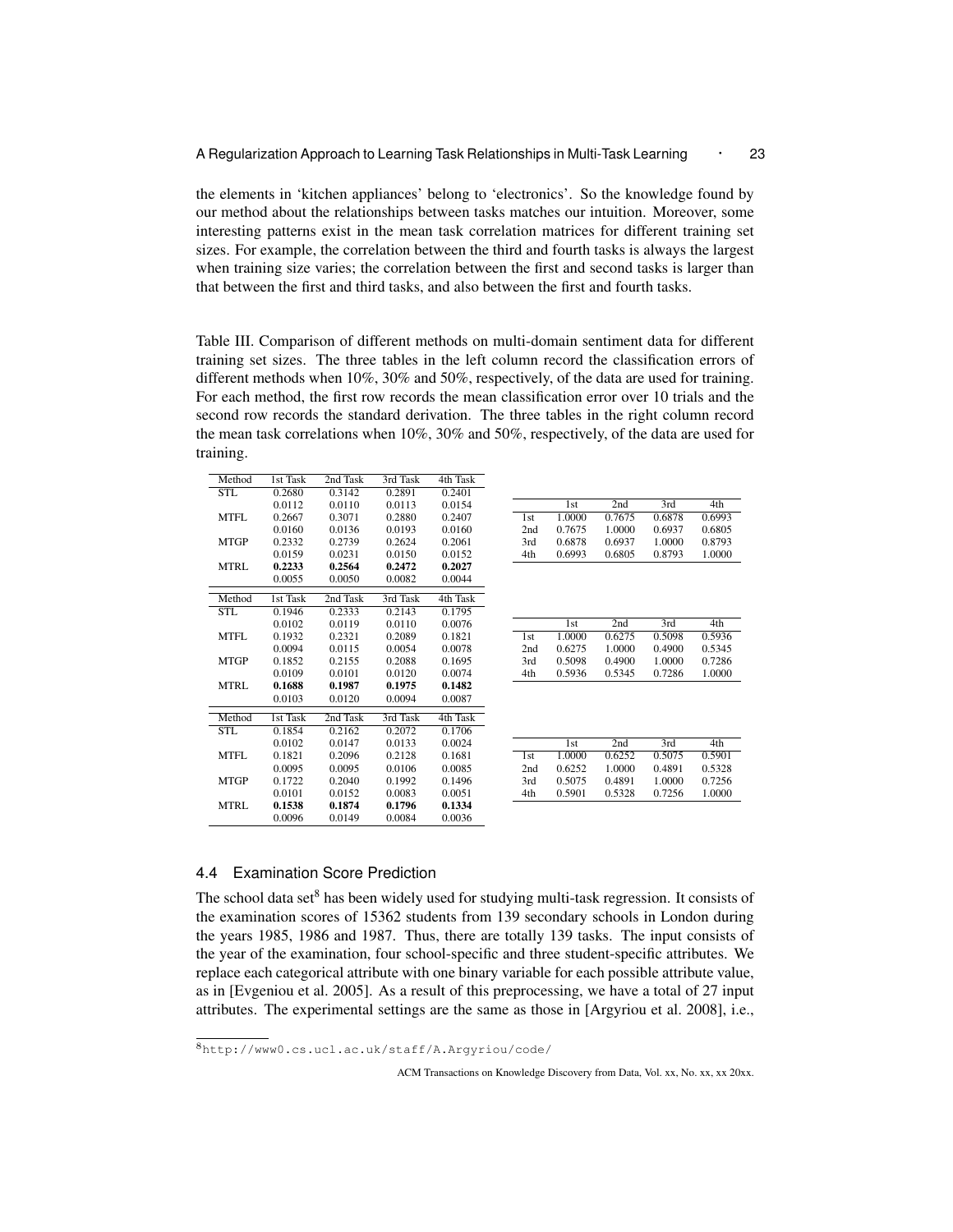the elements in 'kitchen appliances' belong to 'electronics'. So the knowledge found by our method about the relationships between tasks matches our intuition. Moreover, some interesting patterns exist in the mean task correlation matrices for different training set sizes. For example, the correlation between the third and fourth tasks is always the largest when training size varies; the correlation between the first and second tasks is larger than that between the first and third tasks, and also between the first and fourth tasks.

Table III. Comparison of different methods on multi-domain sentiment data for different training set sizes. The three tables in the left column record the classification errors of different methods when 10%, 30% and 50%, respectively, of the data are used for training. For each method, the first row records the mean classification error over 10 trials and the second row records the standard derivation. The three tables in the right column record the mean task correlations when 10%, 30% and 50%, respectively, of the data are used for training.

| Method | 1st Task | 2nd Task | 3rd Task | 4th Task |
|---|---|---|---|---|
| STL | 0.2680 | 0.3142 | 0.2891 | 0.2401 |
| | 0.0112 | 0.0110 | 0.0113 | 0.0154 |
| MTFL | 0.2667 | 0.3071 | 0.2880 | 0.2407 |
| | 0.0160 | 0.0136 | 0.0193 | 0.0160 |
| MTGP | 0.2332 | 0.2739 | 0.2624 | 0.2061 |
| | 0.0159 | 0.0231 | 0.0150 | 0.0152 |
| MTRL | **0.2233** | **0.2564** | **0.2472** | **0.2027** |
| | 0.0055 | 0.0050 | 0.0082 | 0.0044 |

| | 1st | 2nd | 3rd | 4th |
|---|---|---|---|---|
| 1st | 1.0000 | 0.7675 | 0.6878 | 0.6993 |
| 2nd | 0.7675 | 1.0000 | 0.6937 | 0.6805 |
| 3rd | 0.6878 | 0.6937 | 1.0000 | 0.8793 |
| 4th | 0.6993 | 0.6805 | 0.8793 | 1.0000 |

| Method | 1st Task | 2nd Task | 3rd Task | 4th Task |
|---|---|---|---|---|
| STL | 0.1946 | 0.2333 | 0.2143 | 0.1795 |
| | 0.0102 | 0.0119 | 0.0110 | 0.0076 |
| MTFL | 0.1932 | 0.2321 | 0.2089 | 0.1821 |
| | 0.0094 | 0.0115 | 0.0054 | 0.0078 |
| MTGP | 0.1852 | 0.2155 | 0.2088 | 0.1695 |
| | 0.0109 | 0.0101 | 0.0120 | 0.0074 |
| MTRL | **0.1688** | **0.1987** | **0.1975** | **0.1482** |
| | 0.0103 | 0.0120 | 0.0094 | 0.0087 |

| | 1st | 2nd | 3rd | 4th |
|---|---|---|---|---|
| 1st | 1.0000 | 0.6275 | 0.5098 | 0.5936 |
| 2nd | 0.6275 | 1.0000 | 0.4900 | 0.5345 |
| 3rd | 0.5098 | 0.4900 | 1.0000 | 0.7286 |
| 4th | 0.5936 | 0.5345 | 0.7286 | 1.0000 |

| Method | 1st Task | 2nd Task | 3rd Task | 4th Task |
|---|---|---|---|---|
| STL | 0.1854 | 0.2162 | 0.2072 | 0.1706 |
| | 0.0102 | 0.0147 | 0.0133 | 0.0024 |
| MTFL | 0.1821 | 0.2096 | 0.2128 | 0.1681 |
| | 0.0095 | 0.0095 | 0.0106 | 0.0085 |
| MTGP | 0.1722 | 0.2040 | 0.1992 | 0.1496 |
| | 0.0101 | 0.0152 | 0.0083 | 0.0051 |
| MTRL | **0.1538** | **0.1874** | **0.1796** | **0.1334** |
| | 0.0096 | 0.0149 | 0.0084 | 0.0036 |

| | 1st | 2nd | 3rd | 4th |
|---|---|---|---|---|
| 1st | 1.0000 | 0.6252 | 0.5075 | 0.5901 |
| 2nd | 0.6252 | 1.0000 | 0.4891 | 0.5328 |
| 3rd | 0.5075 | 0.4891 | 1.0000 | 0.7256 |
| 4th | 0.5901 | 0.5328 | 0.7256 | 1.0000 |

## 4.4 Examination Score Prediction

The school data set[8] has been widely used for studying multi-task regression. It consists of the examination scores of 15362 students from 139 secondary schools in London during the years 1985, 1986 and 1987. Thus, there are totally 139 tasks. The input consists of the year of the examination, four school-specific and three student-specific attributes. We replace each categorical attribute with one binary variable for each possible attribute value, as in [Evgeniou et al. 2005]. As a result of this preprocessing, we have a total of 27 input attributes. The experimental settings are the same as those in [Argyriou et al. 2008], i.e.,

[8] http://www0.cs.ucl.ac.uk/staff/A.Argyriou/code/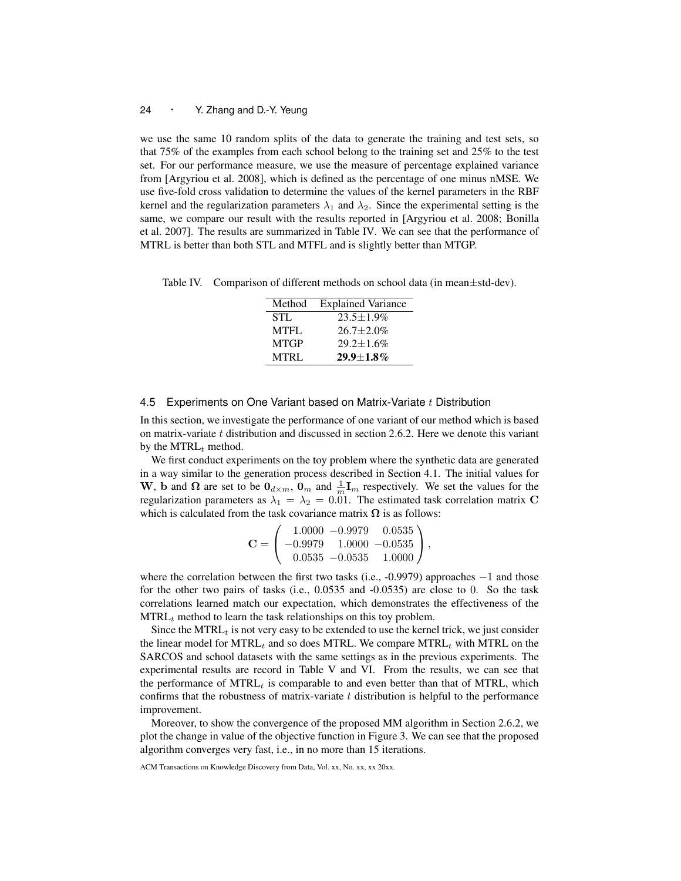we use the same 10 random splits of the data to generate the training and test sets, so that 75% of the examples from each school belong to the training set and 25% to the test set. For our performance measure, we use the measure of percentage explained variance from [Argyriou et al. 2008], which is defined as the percentage of one minus nMSE. We use five-fold cross validation to determine the values of the kernel parameters in the RBF kernel and the regularization parameters $\lambda_1$ and $\lambda_2$. Since the experimental setting is the same, we compare our result with the results reported in [Argyriou et al. 2008; Bonilla et al. 2007]. The results are summarized in Table IV. We can see that the performance of MTRL is better than both STL and MTFL and is slightly better than MTGP.

Table IV. Comparison of different methods on school data (in mean±std-dev).

| Method | Explained Variance |
|---|---|
| STL | 23.5±1.9% |
| MTFL | 26.7±2.0% |
| MTGP | 29.2±1.6% |
| MTRL | **29.9±1.8%** |

### 4.5 Experiments on One Variant based on Matrix-Variate $t$ Distribution

In this section, we investigate the performance of one variant of our method which is based on matrix-variate $t$ distribution and discussed in section 2.6.2. Here we denote this variant by the MTRL$_t$ method.

We first conduct experiments on the toy problem where the synthetic data are generated in a way similar to the generation process described in Section 4.1. The initial values for $\mathbf{W}$, $\mathbf{b}$ and $\mathbf{\Omega}$ are set to be $\mathbf{0}_{d\times m}$, $\mathbf{0}_m$ and $\frac{1}{m}\mathbf{I}_m$ respectively. We set the values for the regularization parameters as $\lambda_1 = \lambda_2 = 0.01$. The estimated task correlation matrix $\mathbf{C}$ which is calculated from the task covariance matrix $\mathbf{\Omega}$ is as follows:

$$\mathbf{C} = \begin{pmatrix} 1.0000 & -0.9979 & 0.0535 \\ -0.9979 & 1.0000 & -0.0535 \\ 0.0535 & -0.0535 & 1.0000 \end{pmatrix},$$

where the correlation between the first two tasks (i.e., -0.9979) approaches $-1$ and those for the other two pairs of tasks (i.e., 0.0535 and -0.0535) are close to 0. So the task correlations learned match our expectation, which demonstrates the effectiveness of the MTRL$_t$ method to learn the task relationships on this toy problem.

Since the MTRL$_t$ is not very easy to be extended to use the kernel trick, we just consider the linear model for MTRL$_t$ and so does MTRL. We compare MTRL$_t$ with MTRL on the SARCOS and school datasets with the same settings as in the previous experiments. The experimental results are record in Table V and VI. From the results, we can see that the performance of MTRL$_t$ is comparable to and even better than that of MTRL, which confirms that the robustness of matrix-variate $t$ distribution is helpful to the performance improvement.

Moreover, to show the convergence of the proposed MM algorithm in Section 2.6.2, we plot the change in value of the objective function in Figure 3. We can see that the proposed algorithm converges very fast, i.e., in no more than 15 iterations.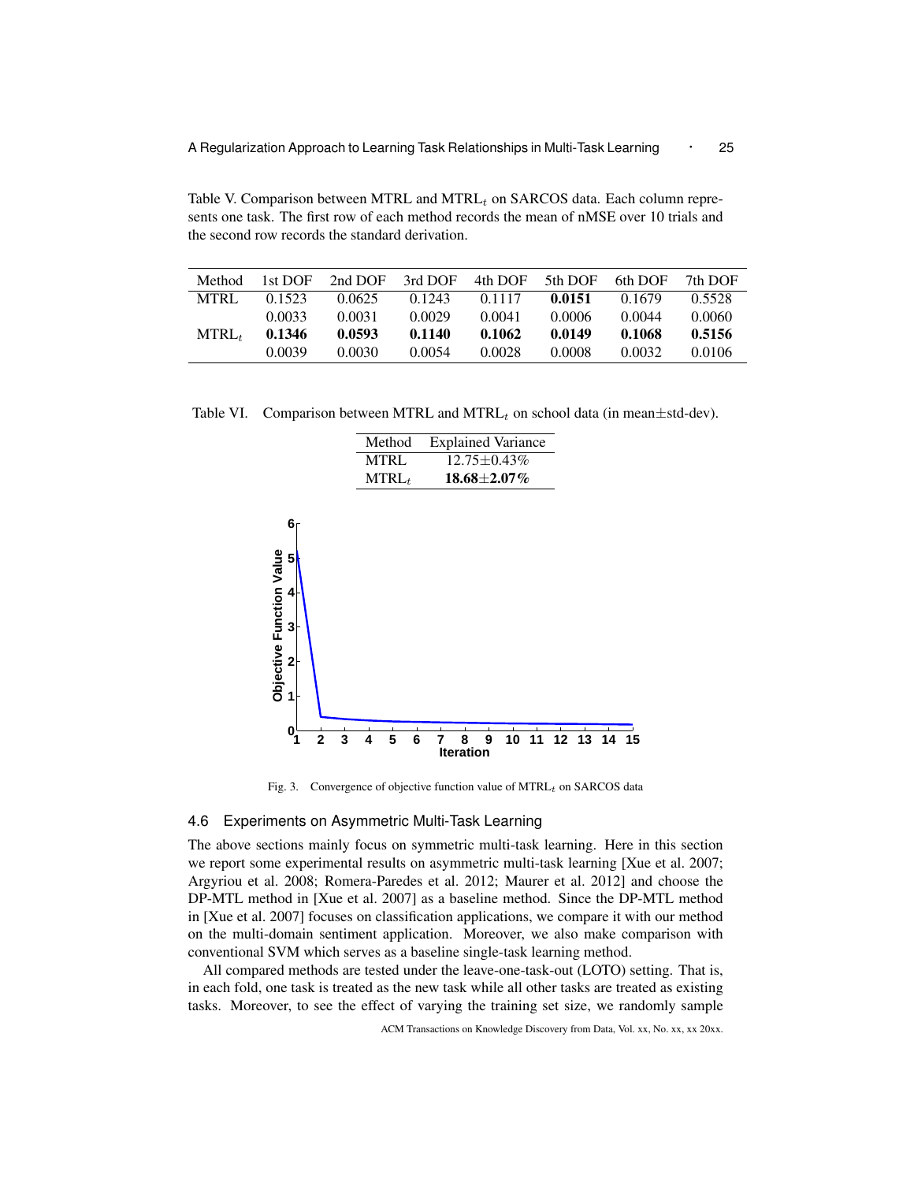Table V. Comparison between MTRL and MTRL$_t$ on SARCOS data. Each column represents one task. The first row of each method records the mean of nMSE over 10 trials and the second row records the standard derivation.

| Method | 1st DOF | 2nd DOF | 3rd DOF | 4th DOF | 5th DOF | 6th DOF | 7th DOF |
|---|---|---|---|---|---|---|---|
| MTRL | 0.1523 | 0.0625 | 0.1243 | 0.1117 | **0.0151** | 0.1679 | 0.5528 |
| | 0.0033 | 0.0031 | 0.0029 | 0.0041 | 0.0006 | 0.0044 | 0.0060 |
| MTRL$_t$ | **0.1346** | **0.0593** | **0.1140** | **0.1062** | **0.0149** | **0.1068** | **0.5156** |
| | 0.0039 | 0.0030 | 0.0054 | 0.0028 | 0.0008 | 0.0032 | 0.0106 |

Table VI. Comparison between MTRL and MTRL$_t$ on school data (in mean±std-dev).

| Method | Explained Variance |
|---|---|
| MTRL | 12.75±0.43% |
| MTRL$_t$ | **18.68±2.07%** |

Fig. 3. Convergence of objective function value of MTRL$_t$ on SARCOS data

### 4.6 Experiments on Asymmetric Multi-Task Learning

The above sections mainly focus on symmetric multi-task learning. Here in this section we report some experimental results on asymmetric multi-task learning [Xue et al. 2007; Argyriou et al. 2008; Romera-Paredes et al. 2012; Maurer et al. 2012] and choose the DP-MTL method in [Xue et al. 2007] as a baseline method. Since the DP-MTL method in [Xue et al. 2007] focuses on classification applications, we compare it with our method on the multi-domain sentiment application. Moreover, we also make comparison with conventional SVM which serves as a baseline single-task learning method.

All compared methods are tested under the leave-one-task-out (LOTO) setting. That is, in each fold, one task is treated as the new task while all other tasks are treated as existing tasks. Moreover, to see the effect of varying the training set size, we randomly sample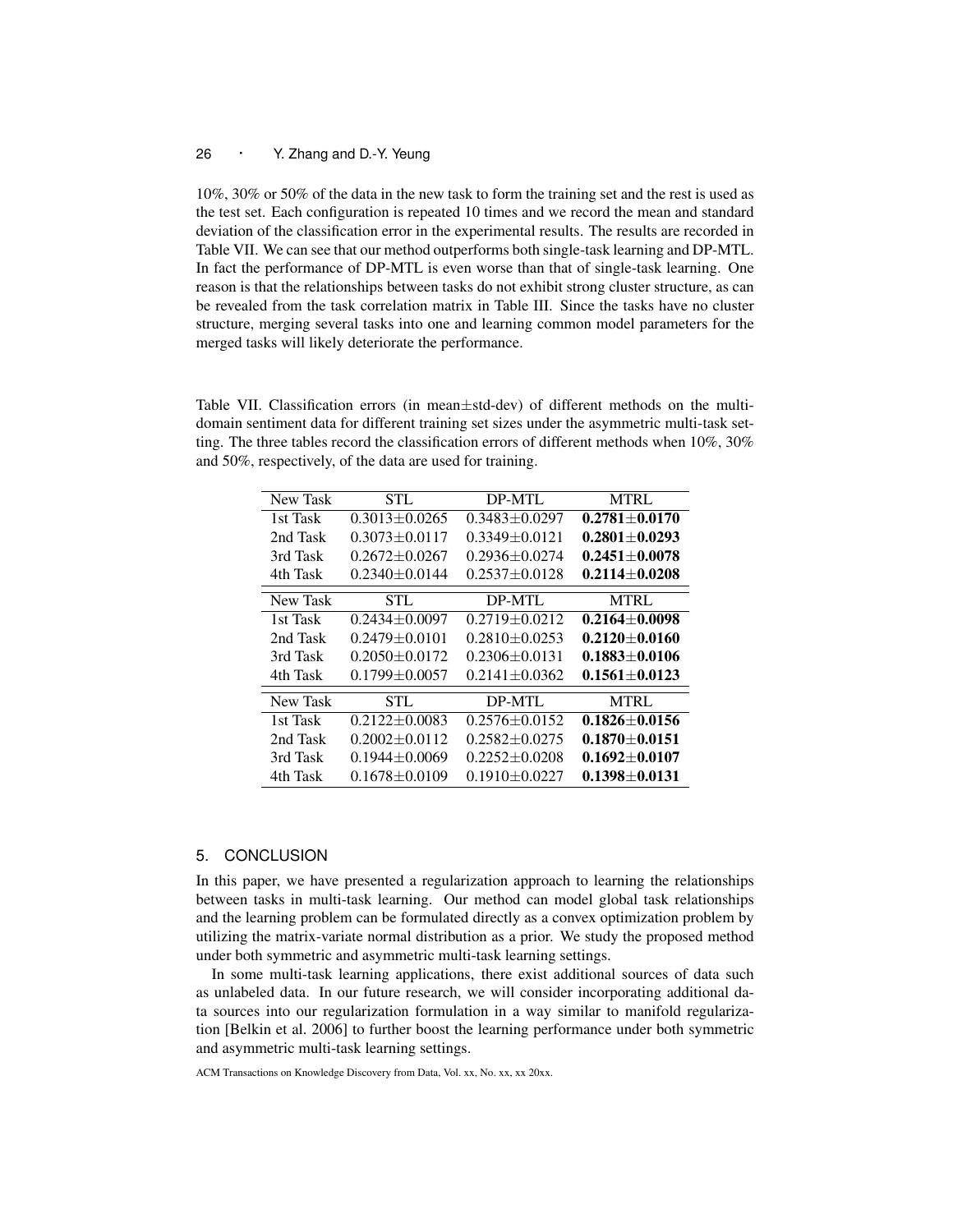10%, 30% or 50% of the data in the new task to form the training set and the rest is used as the test set. Each configuration is repeated 10 times and we record the mean and standard deviation of the classification error in the experimental results. The results are recorded in Table VII. We can see that our method outperforms both single-task learning and DP-MTL. In fact the performance of DP-MTL is even worse than that of single-task learning. One reason is that the relationships between tasks do not exhibit strong cluster structure, as can be revealed from the task correlation matrix in Table III. Since the tasks have no cluster structure, merging several tasks into one and learning common model parameters for the merged tasks will likely deteriorate the performance.

Table VII. Classification errors (in mean±std-dev) of different methods on the multi-domain sentiment data for different training set sizes under the asymmetric multi-task setting. The three tables record the classification errors of different methods when 10%, 30% and 50%, respectively, of the data are used for training.

| New Task | STL | DP-MTL | MTRL |
|---|---|---|---|
| 1st Task | 0.3013±0.0265 | 0.3483±0.0297 | **0.2781±0.0170** |
| 2nd Task | 0.3073±0.0117 | 0.3349±0.0121 | **0.2801±0.0293** |
| 3rd Task | 0.2672±0.0267 | 0.2936±0.0274 | **0.2451±0.0078** |
| 4th Task | 0.2340±0.0144 | 0.2537±0.0128 | **0.2114±0.0208** |

| New Task | STL | DP-MTL | MTRL |
|---|---|---|---|
| 1st Task | 0.2434±0.0097 | 0.2719±0.0212 | **0.2164±0.0098** |
| 2nd Task | 0.2479±0.0101 | 0.2810±0.0253 | **0.2120±0.0160** |
| 3rd Task | 0.2050±0.0172 | 0.2306±0.0131 | **0.1883±0.0106** |
| 4th Task | 0.1799±0.0057 | 0.2141±0.0362 | **0.1561±0.0123** |

| New Task | STL | DP-MTL | MTRL |
|---|---|---|---|
| 1st Task | 0.2122±0.0083 | 0.2576±0.0152 | **0.1826±0.0156** |
| 2nd Task | 0.2002±0.0112 | 0.2582±0.0275 | **0.1870±0.0151** |
| 3rd Task | 0.1944±0.0069 | 0.2252±0.0208 | **0.1692±0.0107** |
| 4th Task | 0.1678±0.0109 | 0.1910±0.0227 | **0.1398±0.0131** |

## 5. CONCLUSION

In this paper, we have presented a regularization approach to learning the relationships between tasks in multi-task learning. Our method can model global task relationships and the learning problem can be formulated directly as a convex optimization problem by utilizing the matrix-variate normal distribution as a prior. We study the proposed method under both symmetric and asymmetric multi-task learning settings.

In some multi-task learning applications, there exist additional sources of data such as unlabeled data. In our future research, we will consider incorporating additional data sources into our regularization formulation in a way similar to manifold regularization [Belkin et al. 2006] to further boost the learning performance under both symmetric and asymmetric multi-task learning settings.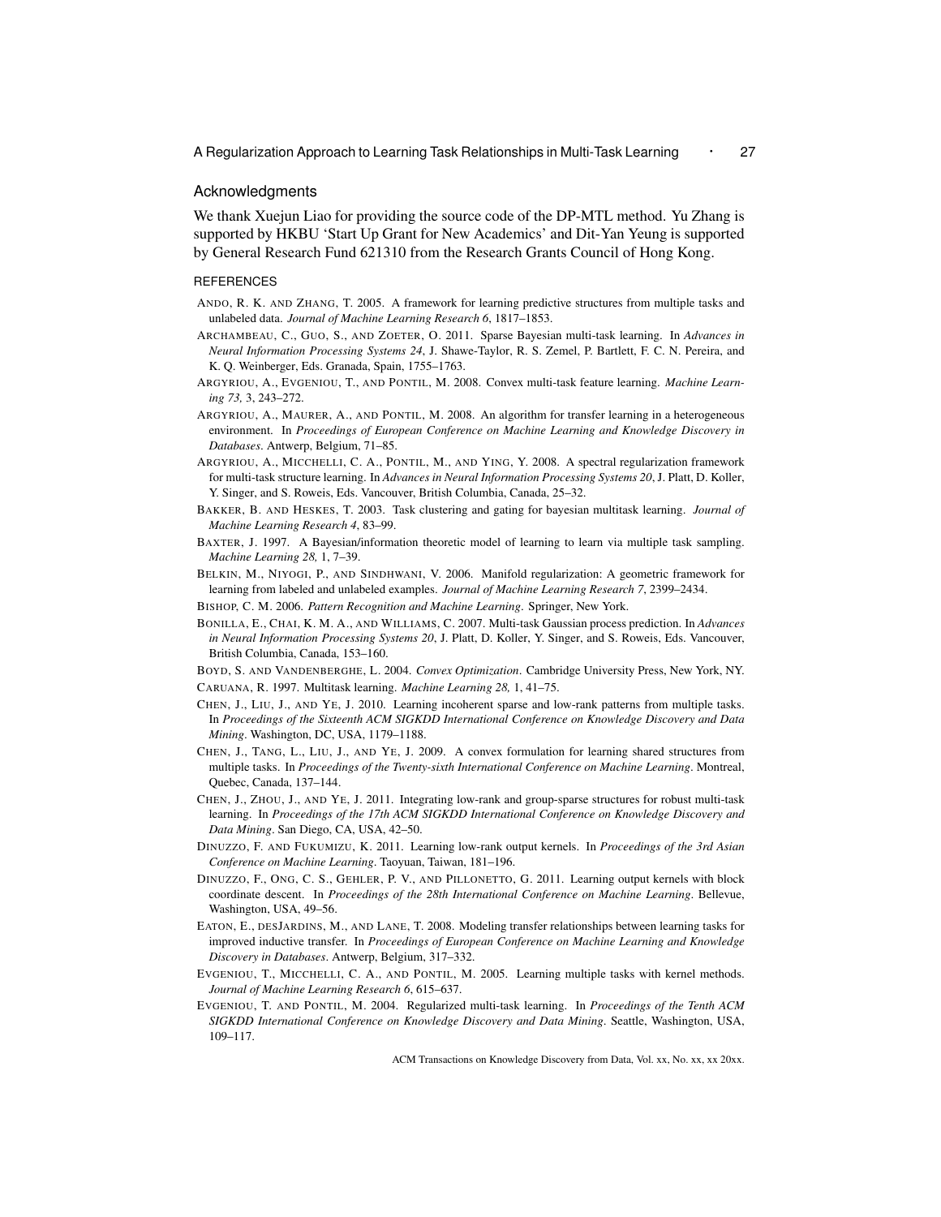## Acknowledgments

We thank Xuejun Liao for providing the source code of the DP-MTL method. Yu Zhang is supported by HKBU 'Start Up Grant for New Academics' and Dit-Yan Yeung is supported by General Research Fund 621310 from the Research Grants Council of Hong Kong.

## REFERENCES

ANDO, R. K. AND ZHANG, T. 2005. A framework for learning predictive structures from multiple tasks and unlabeled data. *Journal of Machine Learning Research 6*, 1817–1853.

ARCHAMBEAU, C., GUO, S., AND ZOETER, O. 2011. Sparse Bayesian multi-task learning. In *Advances in Neural Information Processing Systems 24*, J. Shawe-Taylor, R. S. Zemel, P. Bartlett, F. C. N. Pereira, and K. Q. Weinberger, Eds. Granada, Spain, 1755–1763.

ARGYRIOU, A., EVGENIOU, T., AND PONTIL, M. 2008. Convex multi-task feature learning. *Machine Learning 73,* 3, 243–272.

ARGYRIOU, A., MAURER, A., AND PONTIL, M. 2008. An algorithm for transfer learning in a heterogeneous environment. In *Proceedings of European Conference on Machine Learning and Knowledge Discovery in Databases*. Antwerp, Belgium, 71–85.

ARGYRIOU, A., MICCHELLI, C. A., PONTIL, M., AND YING, Y. 2008. A spectral regularization framework for multi-task structure learning. In *Advances in Neural Information Processing Systems 20*, J. Platt, D. Koller, Y. Singer, and S. Roweis, Eds. Vancouver, British Columbia, Canada, 25–32.

BAKKER, B. AND HESKES, T. 2003. Task clustering and gating for bayesian multitask learning. *Journal of Machine Learning Research 4*, 83–99.

BAXTER, J. 1997. A Bayesian/information theoretic model of learning to learn via multiple task sampling. *Machine Learning 28,* 1, 7–39.

BELKIN, M., NIYOGI, P., AND SINDHWANI, V. 2006. Manifold regularization: A geometric framework for learning from labeled and unlabeled examples. *Journal of Machine Learning Research 7*, 2399–2434.

BISHOP, C. M. 2006. *Pattern Recognition and Machine Learning*. Springer, New York.

BONILLA, E., CHAI, K. M. A., AND WILLIAMS, C. 2007. Multi-task Gaussian process prediction. In *Advances in Neural Information Processing Systems 20*, J. Platt, D. Koller, Y. Singer, and S. Roweis, Eds. Vancouver, British Columbia, Canada, 153–160.

BOYD, S. AND VANDENBERGHE, L. 2004. *Convex Optimization*. Cambridge University Press, New York, NY.

CARUANA, R. 1997. Multitask learning. *Machine Learning 28,* 1, 41–75.

CHEN, J., LIU, J., AND YE, J. 2010. Learning incoherent sparse and low-rank patterns from multiple tasks. In *Proceedings of the Sixteenth ACM SIGKDD International Conference on Knowledge Discovery and Data Mining*. Washington, DC, USA, 1179–1188.

CHEN, J., TANG, L., LIU, J., AND YE, J. 2009. A convex formulation for learning shared structures from multiple tasks. In *Proceedings of the Twenty-sixth International Conference on Machine Learning*. Montreal, Quebec, Canada, 137–144.

CHEN, J., ZHOU, J., AND YE, J. 2011. Integrating low-rank and group-sparse structures for robust multi-task learning. In *Proceedings of the 17th ACM SIGKDD International Conference on Knowledge Discovery and Data Mining*. San Diego, CA, USA, 42–50.

DINUZZO, F. AND FUKUMIZU, K. 2011. Learning low-rank output kernels. In *Proceedings of the 3rd Asian Conference on Machine Learning*. Taoyuan, Taiwan, 181–196.

DINUZZO, F., ONG, C. S., GEHLER, P. V., AND PILLONETTO, G. 2011. Learning output kernels with block coordinate descent. In *Proceedings of the 28th International Conference on Machine Learning*. Bellevue, Washington, USA, 49–56.

EATON, E., DESJARDINS, M., AND LANE, T. 2008. Modeling transfer relationships between learning tasks for improved inductive transfer. In *Proceedings of European Conference on Machine Learning and Knowledge Discovery in Databases*. Antwerp, Belgium, 317–332.

EVGENIOU, T., MICCHELLI, C. A., AND PONTIL, M. 2005. Learning multiple tasks with kernel methods. *Journal of Machine Learning Research 6*, 615–637.

EVGENIOU, T. AND PONTIL, M. 2004. Regularized multi-task learning. In *Proceedings of the Tenth ACM SIGKDD International Conference on Knowledge Discovery and Data Mining*. Seattle, Washington, USA, 109–117.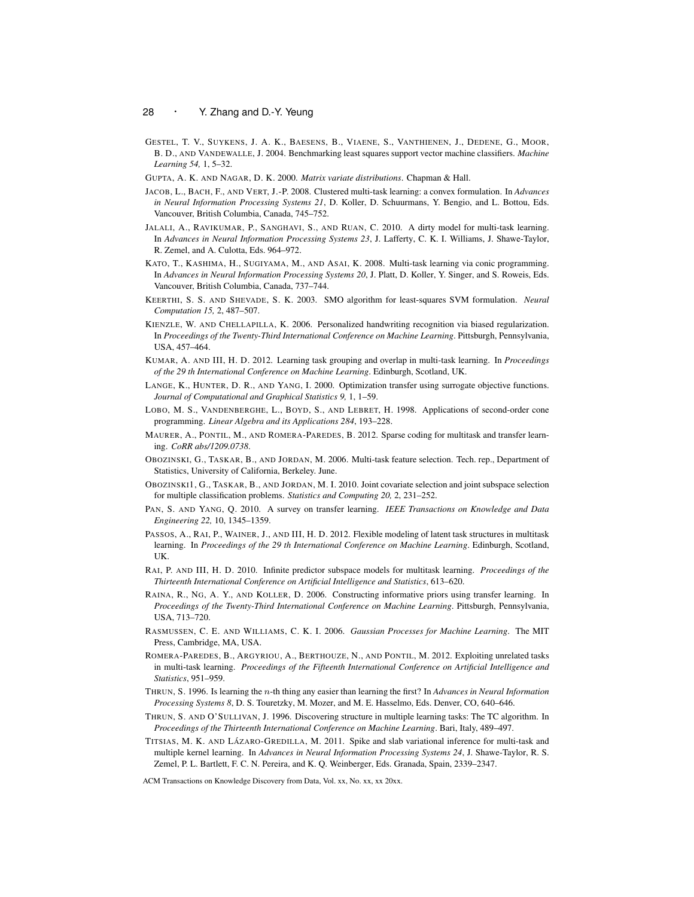GESTEL, T. V., SUYKENS, J. A. K., BAESENS, B., VIAENE, S., VANTHIENEN, J., DEDENE, G., MOOR, B. D., AND VANDEWALLE, J. 2004. Benchmarking least squares support vector machine classifiers. *Machine Learning 54,* 1, 5–32.

GUPTA, A. K. AND NAGAR, D. K. 2000. *Matrix variate distributions*. Chapman & Hall.

JACOB, L., BACH, F., AND VERT, J.-P. 2008. Clustered multi-task learning: a convex formulation. In *Advances in Neural Information Processing Systems 21*, D. Koller, D. Schuurmans, Y. Bengio, and L. Bottou, Eds. Vancouver, British Columbia, Canada, 745–752.

JALALI, A., RAVIKUMAR, P., SANGHAVI, S., AND RUAN, C. 2010. A dirty model for multi-task learning. In *Advances in Neural Information Processing Systems 23*, J. Lafferty, C. K. I. Williams, J. Shawe-Taylor, R. Zemel, and A. Culotta, Eds. 964–972.

KATO, T., KASHIMA, H., SUGIYAMA, M., AND ASAI, K. 2008. Multi-task learning via conic programming. In *Advances in Neural Information Processing Systems 20*, J. Platt, D. Koller, Y. Singer, and S. Roweis, Eds. Vancouver, British Columbia, Canada, 737–744.

KEERTHI, S. S. AND SHEVADE, S. K. 2003. SMO algorithm for least-squares SVM formulation. *Neural Computation 15,* 2, 487–507.

KIENZLE, W. AND CHELLAPILLA, K. 2006. Personalized handwriting recognition via biased regularization. In *Proceedings of the Twenty-Third International Conference on Machine Learning*. Pittsburgh, Pennsylvania, USA, 457–464.

KUMAR, A. AND III, H. D. 2012. Learning task grouping and overlap in multi-task learning. In *Proceedings of the 29 th International Conference on Machine Learning*. Edinburgh, Scotland, UK.

LANGE, K., HUNTER, D. R., AND YANG, I. 2000. Optimization transfer using surrogate objective functions. *Journal of Computational and Graphical Statistics 9,* 1, 1–59.

LOBO, M. S., VANDENBERGHE, L., BOYD, S., AND LEBRET, H. 1998. Applications of second-order cone programming. *Linear Algebra and its Applications 284*, 193–228.

MAURER, A., PONTIL, M., AND ROMERA-PAREDES, B. 2012. Sparse coding for multitask and transfer learning. *CoRR abs/1209.0738*.

OBOZINSKI, G., TASKAR, B., AND JORDAN, M. 2006. Multi-task feature selection. Tech. rep., Department of Statistics, University of California, Berkeley. June.

OBOZINSKI1, G., TASKAR, B., AND JORDAN, M. I. 2010. Joint covariate selection and joint subspace selection for multiple classification problems. *Statistics and Computing 20,* 2, 231–252.

PAN, S. AND YANG, Q. 2010. A survey on transfer learning. *IEEE Transactions on Knowledge and Data Engineering 22,* 10, 1345–1359.

PASSOS, A., RAI, P., WAINER, J., AND III, H. D. 2012. Flexible modeling of latent task structures in multitask learning. In *Proceedings of the 29 th International Conference on Machine Learning*. Edinburgh, Scotland, UK.

RAI, P. AND III, H. D. 2010. Infinite predictor subspace models for multitask learning. *Proceedings of the Thirteenth International Conference on Artificial Intelligence and Statistics*, 613–620.

RAINA, R., NG, A. Y., AND KOLLER, D. 2006. Constructing informative priors using transfer learning. In *Proceedings of the Twenty-Third International Conference on Machine Learning*. Pittsburgh, Pennsylvania, USA, 713–720.

RASMUSSEN, C. E. AND WILLIAMS, C. K. I. 2006. *Gaussian Processes for Machine Learning*. The MIT Press, Cambridge, MA, USA.

ROMERA-PAREDES, B., ARGYRIOU, A., BERTHOUZE, N., AND PONTIL, M. 2012. Exploiting unrelated tasks in multi-task learning. *Proceedings of the Fifteenth International Conference on Artificial Intelligence and Statistics*, 951–959.

THRUN, S. 1996. Is learning the $n$-th thing any easier than learning the first? In *Advances in Neural Information Processing Systems 8*, D. S. Touretzky, M. Mozer, and M. E. Hasselmo, Eds. Denver, CO, 640–646.

THRUN, S. AND O'SULLIVAN, J. 1996. Discovering structure in multiple learning tasks: The TC algorithm. In *Proceedings of the Thirteenth International Conference on Machine Learning*. Bari, Italy, 489–497.

TITSIAS, M. K. AND LÁZARO-GREDILLA, M. 2011. Spike and slab variational inference for multi-task and multiple kernel learning. In *Advances in Neural Information Processing Systems 24*, J. Shawe-Taylor, R. S. Zemel, P. L. Bartlett, F. C. N. Pereira, and K. Q. Weinberger, Eds. Granada, Spain, 2339–2347.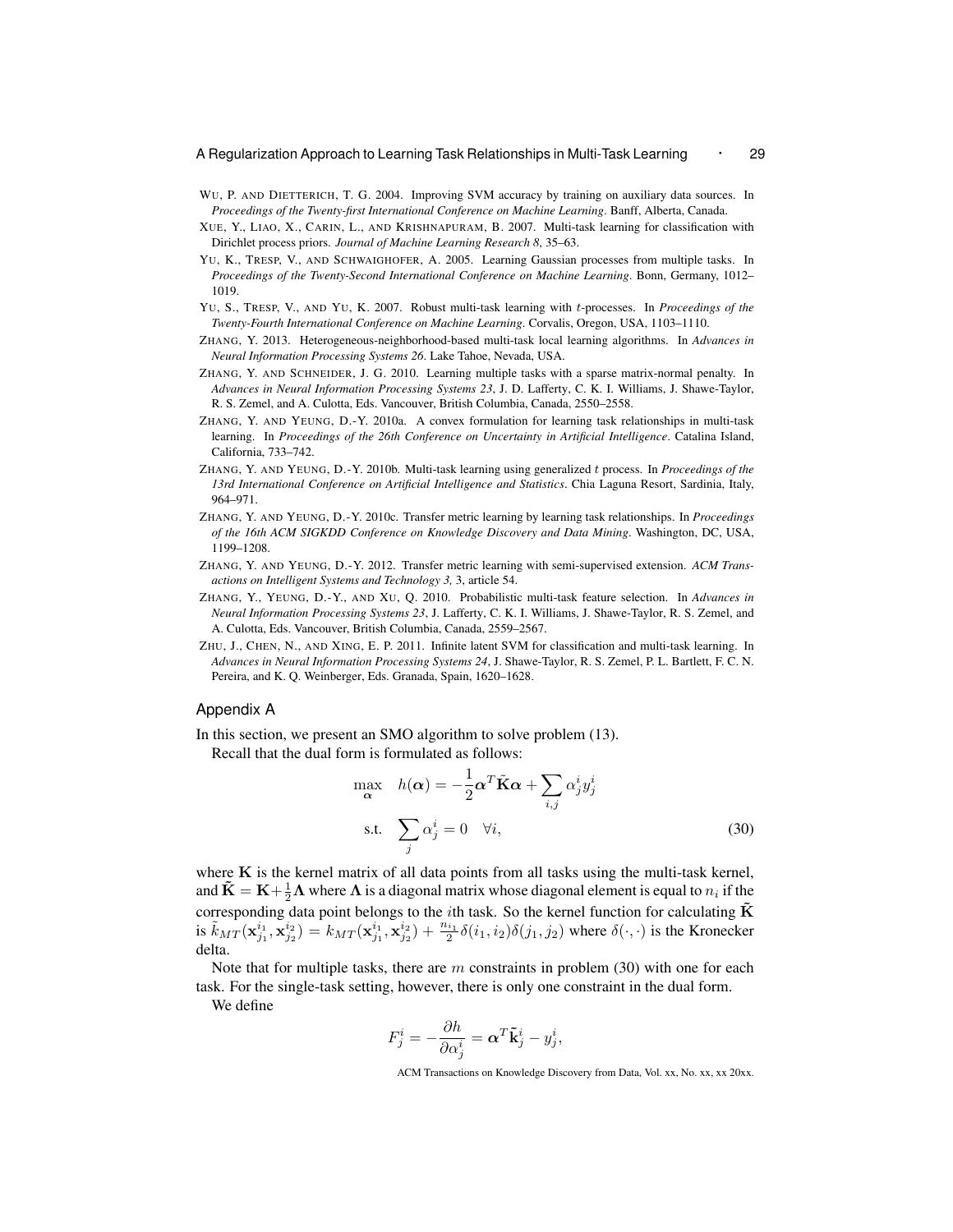WU, P. AND DIETTERICH, T. G. 2004. Improving SVM accuracy by training on auxiliary data sources. In *Proceedings of the Twenty-first International Conference on Machine Learning*. Banff, Alberta, Canada.

XUE, Y., LIAO, X., CARIN, L., AND KRISHNAPURAM, B. 2007. Multi-task learning for classification with Dirichlet process priors. *Journal of Machine Learning Research 8*, 35–63.

YU, K., TRESP, V., AND SCHWAIGHOFER, A. 2005. Learning Gaussian processes from multiple tasks. In *Proceedings of the Twenty-Second International Conference on Machine Learning*. Bonn, Germany, 1012–1019.

YU, S., TRESP, V., AND YU, K. 2007. Robust multi-task learning with $t$-processes. In *Proceedings of the Twenty-Fourth International Conference on Machine Learning*. Corvalis, Oregon, USA, 1103–1110.

ZHANG, Y. 2013. Heterogeneous-neighborhood-based multi-task local learning algorithms. In *Advances in Neural Information Processing Systems 26*. Lake Tahoe, Nevada, USA.

ZHANG, Y. AND SCHNEIDER, J. G. 2010. Learning multiple tasks with a sparse matrix-normal penalty. In *Advances in Neural Information Processing Systems 23*, J. D. Lafferty, C. K. I. Williams, J. Shawe-Taylor, R. S. Zemel, and A. Culotta, Eds. Vancouver, British Columbia, Canada, 2550–2558.

ZHANG, Y. AND YEUNG, D.-Y. 2010a. A convex formulation for learning task relationships in multi-task learning. In *Proceedings of the 26th Conference on Uncertainty in Artificial Intelligence*. Catalina Island, California, 733–742.

ZHANG, Y. AND YEUNG, D.-Y. 2010b. Multi-task learning using generalized $t$ process. In *Proceedings of the 13rd International Conference on Artificial Intelligence and Statistics*. Chia Laguna Resort, Sardinia, Italy, 964–971.

ZHANG, Y. AND YEUNG, D.-Y. 2010c. Transfer metric learning by learning task relationships. In *Proceedings of the 16th ACM SIGKDD Conference on Knowledge Discovery and Data Mining*. Washington, DC, USA, 1199–1208.

ZHANG, Y. AND YEUNG, D.-Y. 2012. Transfer metric learning with semi-supervised extension. *ACM Transactions on Intelligent Systems and Technology 3,* 3, article 54.

ZHANG, Y., YEUNG, D.-Y., AND XU, Q. 2010. Probabilistic multi-task feature selection. In *Advances in Neural Information Processing Systems 23*, J. Lafferty, C. K. I. Williams, J. Shawe-Taylor, R. S. Zemel, and A. Culotta, Eds. Vancouver, British Columbia, Canada, 2559–2567.

ZHU, J., CHEN, N., AND XING, E. P. 2011. Infinite latent SVM for classification and multi-task learning. In *Advances in Neural Information Processing Systems 24*, J. Shawe-Taylor, R. S. Zemel, P. L. Bartlett, F. C. N. Pereira, and K. Q. Weinberger, Eds. Granada, Spain, 1620–1628.

## Appendix A

In this section, we present an SMO algorithm to solve problem (13).

Recall that the dual form is formulated as follows:

$$\begin{aligned}
\max_{\boldsymbol{\alpha}} \quad & h(\boldsymbol{\alpha}) = -\frac{1}{2}\boldsymbol{\alpha}^T \tilde{\mathbf{K}} \boldsymbol{\alpha} + \sum_{i,j} \alpha_j^i y_j^i \\
\text{s.t.} \quad & \sum_j \alpha_j^i = 0 \quad \forall i,
\end{aligned} \tag{30}$$

where $\mathbf{K}$ is the kernel matrix of all data points from all tasks using the multi-task kernel, and $\tilde{\mathbf{K}} = \mathbf{K} + \frac{1}{2}\boldsymbol{\Lambda}$ where $\boldsymbol{\Lambda}$ is a diagonal matrix whose diagonal element is equal to $n_i$ if the corresponding data point belongs to the $i$th task. So the kernel function for calculating $\tilde{\mathbf{K}}$ is $\tilde{k}_{MT}(\mathbf{x}_{j_1}^{i_1}, \mathbf{x}_{j_2}^{i_2}) = k_{MT}(\mathbf{x}_{j_1}^{i_1}, \mathbf{x}_{j_2}^{i_2}) + \frac{n_{i_1}}{2}\delta(i_1, i_2)\delta(j_1, j_2)$ where $\delta(\cdot, \cdot)$ is the Kronecker delta.

Note that for multiple tasks, there are $m$ constraints in problem (30) with one for each task. For the single-task setting, however, there is only one constraint in the dual form.

We define

$$F_j^i = -\frac{\partial h}{\partial \alpha_j^i} = \boldsymbol{\alpha}^T \tilde{\mathbf{k}}_j^i - y_j^i,$$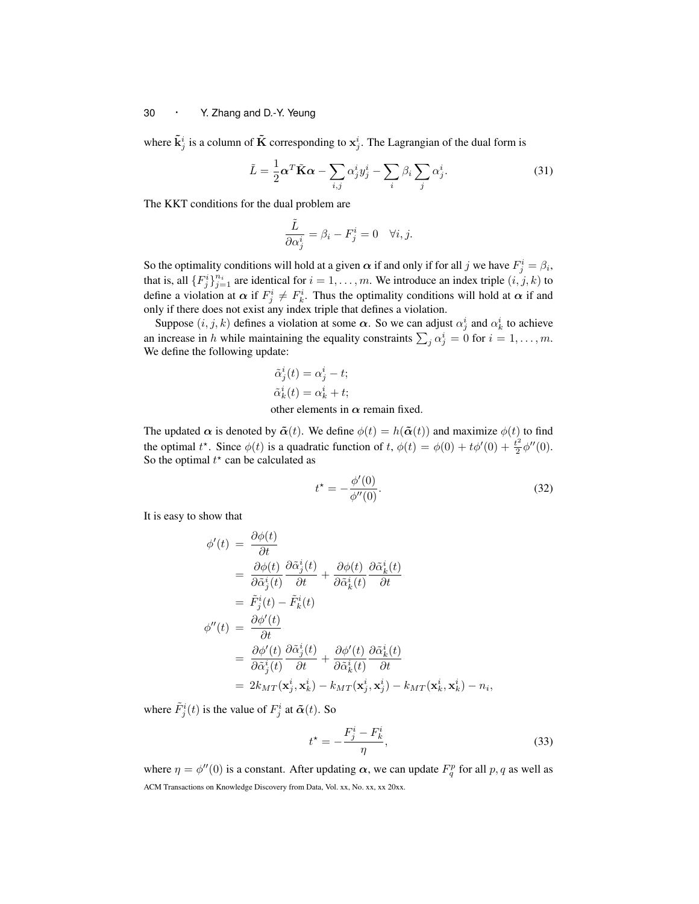where $\tilde{\mathbf{k}}_j^i$ is a column of $\tilde{\mathbf{K}}$ corresponding to $\mathbf{x}_j^i$. The Lagrangian of the dual form is

$$
\tilde{L} = \frac{1}{2}\boldsymbol{\alpha}^T \tilde{\mathbf{K}} \boldsymbol{\alpha} - \sum_{i,j} \alpha_j^i y_j^i - \sum_i \beta_i \sum_j \alpha_j^i. \tag{31}
$$

The KKT conditions for the dual problem are

$$
\frac{\tilde{L}}{\partial \alpha_j^i} = \beta_i - F_j^i = 0 \quad \forall i, j.
$$

So the optimality conditions will hold at a given $\boldsymbol{\alpha}$ if and only if for all $j$ we have $F_j^i = \beta_i$, that is, all $\{F_j^i\}_{j=1}^{n_i}$ are identical for $i = 1, \ldots, m$. We introduce an index triple $(i, j, k)$ to define a violation at $\boldsymbol{\alpha}$ if $F_j^i \neq F_k^i$. Thus the optimality conditions will hold at $\boldsymbol{\alpha}$ if and only if there does not exist any index triple that defines a violation.

Suppose $(i, j, k)$ defines a violation at some $\boldsymbol{\alpha}$. So we can adjust $\alpha_j^i$ and $\alpha_k^i$ to achieve an increase in $h$ while maintaining the equality constraints $\sum_j \alpha_j^i = 0$ for $i = 1, \ldots, m$. We define the following update:

$$
\begin{aligned}
&\tilde{\alpha}_j^i(t) = \alpha_j^i - t; \\
&\tilde{\alpha}_k^i(t) = \alpha_k^i + t; \\
&\text{other elements in } \boldsymbol{\alpha} \text{ remain fixed.}
\end{aligned}
$$

The updated $\boldsymbol{\alpha}$ is denoted by $\tilde{\boldsymbol{\alpha}}(t)$. We define $\phi(t) = h(\tilde{\boldsymbol{\alpha}}(t))$ and maximize $\phi(t)$ to find the optimal $t^\star$. Since $\phi(t)$ is a quadratic function of $t$, $\phi(t) = \phi(0) + t\phi'(0) + \frac{t^2}{2}\phi''(0)$. So the optimal $t^\star$ can be calculated as

$$
t^\star = -\frac{\phi'(0)}{\phi''(0)}. \tag{32}
$$

It is easy to show that

$$
\begin{aligned}
\phi'(t) &= \frac{\partial \phi(t)}{\partial t} \\
&= \frac{\partial \phi(t)}{\partial \tilde{\alpha}_j^i(t)} \frac{\partial \tilde{\alpha}_j^i(t)}{\partial t} + \frac{\partial \phi(t)}{\partial \tilde{\alpha}_k^i(t)} \frac{\partial \tilde{\alpha}_k^i(t)}{\partial t} \\
&= \tilde{F}_j^i(t) - \tilde{F}_k^i(t) \\
\phi''(t) &= \frac{\partial \phi'(t)}{\partial t} \\
&= \frac{\partial \phi'(t)}{\partial \tilde{\alpha}_j^i(t)} \frac{\partial \tilde{\alpha}_j^i(t)}{\partial t} + \frac{\partial \phi'(t)}{\partial \tilde{\alpha}_k^i(t)} \frac{\partial \tilde{\alpha}_k^i(t)}{\partial t} \\
&= 2k_{MT}(\mathbf{x}_j^i, \mathbf{x}_k^i) - k_{MT}(\mathbf{x}_j^i, \mathbf{x}_j^i) - k_{MT}(\mathbf{x}_k^i, \mathbf{x}_k^i) - n_i,
\end{aligned}
$$

where $\tilde{F}_j^i(t)$ is the value of $F_j^i$ at $\tilde{\boldsymbol{\alpha}}(t)$. So

$$
t^\star = -\frac{F_j^i - F_k^i}{\eta}, \tag{33}
$$

where $\eta = \phi''(0)$ is a constant. After updating $\boldsymbol{\alpha}$, we can update $F_q^p$ for all $p, q$ as well as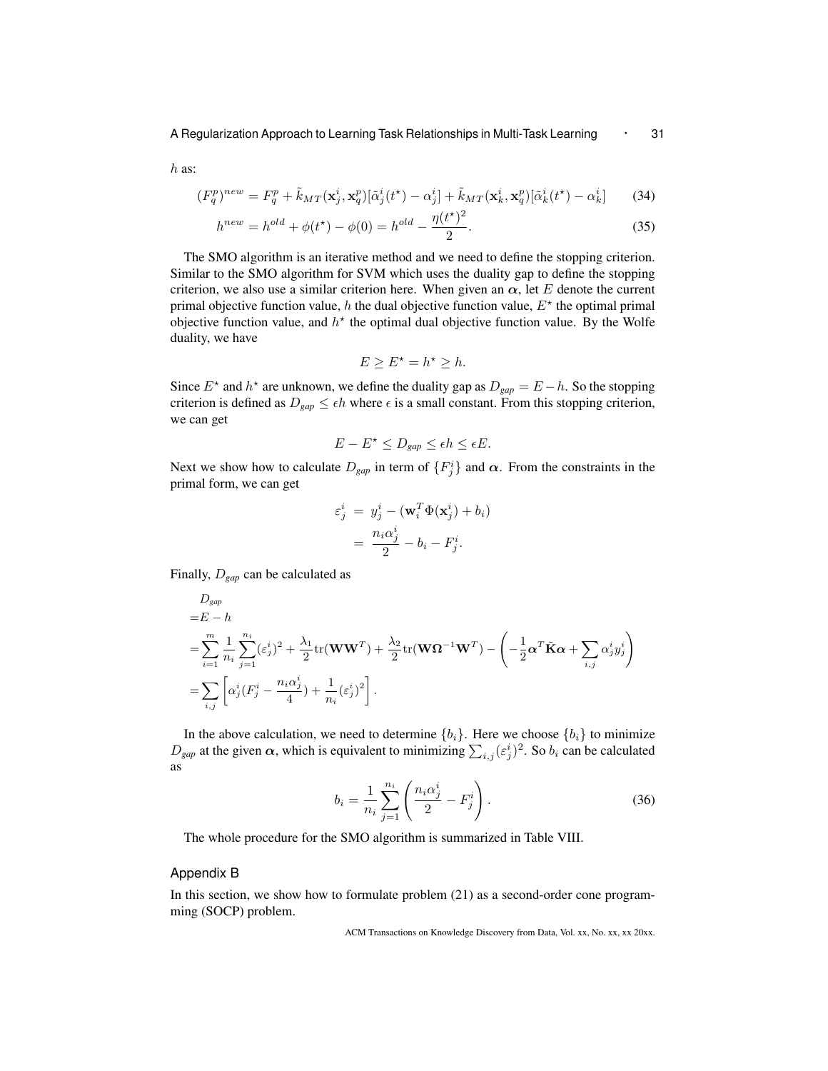$h$ as:

$$(F_q^p)^{new} = F_q^p + \tilde{k}_{MT}(\mathbf{x}_j^i, \mathbf{x}_q^p)[\tilde{\alpha}_j^i(t^\star) - \alpha_j^i] + \tilde{k}_{MT}(\mathbf{x}_k^i, \mathbf{x}_q^p)[\tilde{\alpha}_k^i(t^\star) - \alpha_k^i] \quad (34)$$

$$h^{new} = h^{old} + \phi(t^\star) - \phi(0) = h^{old} - \frac{\eta(t^\star)^2}{2}. \quad (35)$$

The SMO algorithm is an iterative method and we need to define the stopping criterion. Similar to the SMO algorithm for SVM which uses the duality gap to define the stopping criterion, we also use a similar criterion here. When given an $\boldsymbol{\alpha}$, let $E$ denote the current primal objective function value, $h$ the dual objective function value, $E^\star$ the optimal primal objective function value, and $h^\star$ the optimal dual objective function value. By the Wolfe duality, we have

$$E \geq E^\star = h^\star \geq h.$$

Since $E^\star$ and $h^\star$ are unknown, we define the duality gap as $D_{gap} = E - h$. So the stopping criterion is defined as $D_{gap} \leq \epsilon h$ where $\epsilon$ is a small constant. From this stopping criterion, we can get

$$E - E^\star \leq D_{gap} \leq \epsilon h \leq \epsilon E.$$

Next we show how to calculate $D_{gap}$ in term of $\{F_j^i\}$ and $\boldsymbol{\alpha}$. From the constraints in the primal form, we can get

$$\begin{aligned}
\varepsilon_j^i &= y_j^i - (\mathbf{w}_i^T \Phi(\mathbf{x}_j^i) + b_i) \\
&= \frac{n_i \alpha_j^i}{2} - b_i - F_j^i.
\end{aligned}$$

Finally, $D_{gap}$ can be calculated as

$$\begin{aligned}
& D_{gap} \\
=& E - h \\
=& \sum_{i=1}^m \frac{1}{n_i} \sum_{j=1}^{n_i} (\varepsilon_j^i)^2 + \frac{\lambda_1}{2} \mathrm{tr}(\mathbf{W}\mathbf{W}^T) + \frac{\lambda_2}{2} \mathrm{tr}(\mathbf{W}\boldsymbol{\Omega}^{-1}\mathbf{W}^T) - \left( -\frac{1}{2} \boldsymbol{\alpha}^T \tilde{\mathbf{K}} \boldsymbol{\alpha} + \sum_{i,j} \alpha_j^i y_j^i \right) \\
=& \sum_{i,j} \left[ \alpha_j^i (F_j^i - \frac{n_i \alpha_j^i}{4}) + \frac{1}{n_i} (\varepsilon_j^i)^2 \right].
\end{aligned}$$

In the above calculation, we need to determine $\{b_i\}$. Here we choose $\{b_i\}$ to minimize $D_{gap}$ at the given $\boldsymbol{\alpha}$, which is equivalent to minimizing $\sum_{i,j} (\varepsilon_j^i)^2$. So $b_i$ can be calculated as

$$b_i = \frac{1}{n_i} \sum_{j=1}^{n_i} \left( \frac{n_i \alpha_j^i}{2} - F_j^i \right). \quad (36)$$

The whole procedure for the SMO algorithm is summarized in Table VIII.

## Appendix B

In this section, we show how to formulate problem (21) as a second-order cone programming (SOCP) problem.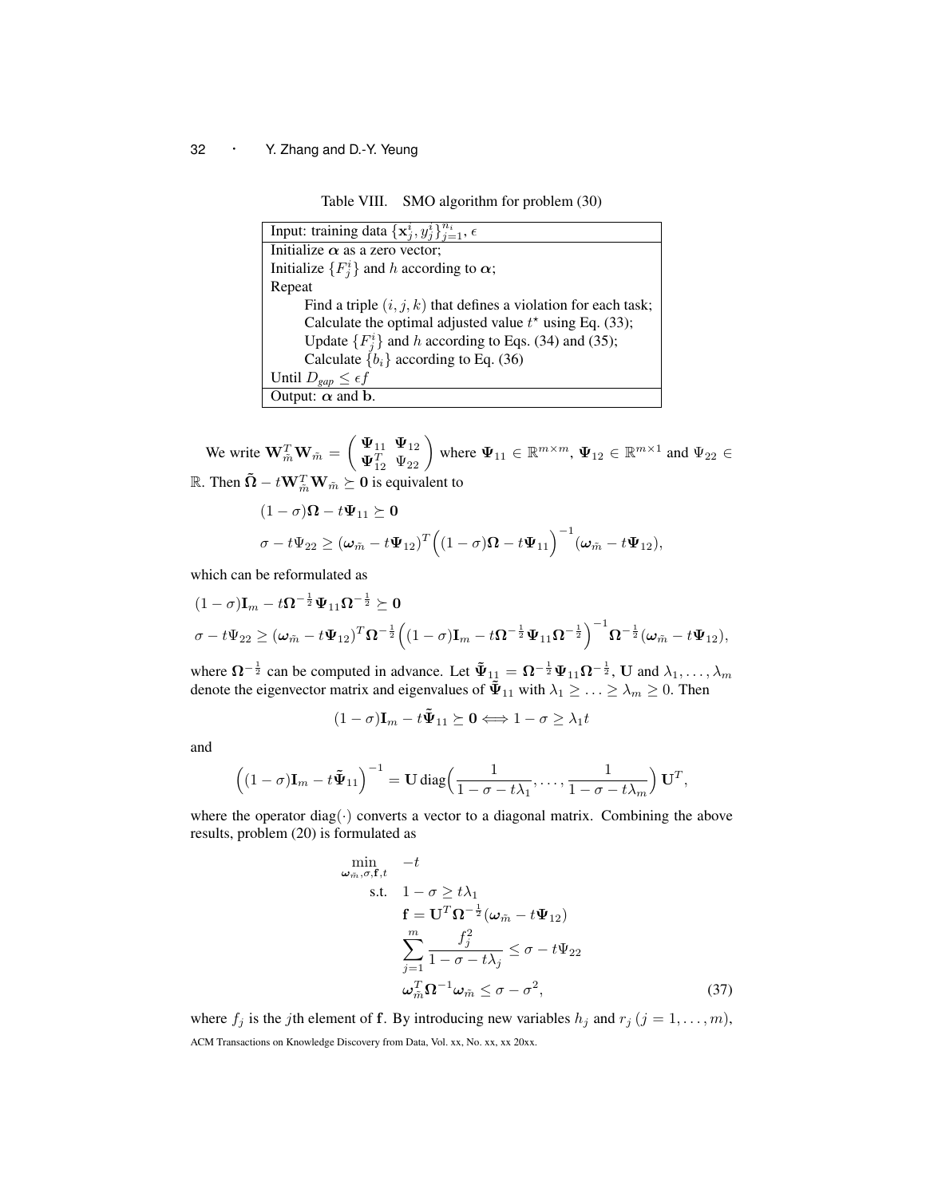Table VIII. SMO algorithm for problem (30)

| Input: training data $\{\mathbf{x}_j^i, y_j^i\}_{j=1}^{n_i}$, $\epsilon$ |
|---|
| Initialize $\boldsymbol{\alpha}$ as a zero vector; |
| Initialize $\{F_j^i\}$ and $h$ according to $\boldsymbol{\alpha}$; |
| Repeat |
| Find a triple $(i, j, k)$ that defines a violation for each task; |
| Calculate the optimal adjusted value $t^\star$ using Eq. (33); |
| Update $\{F_j^i\}$ and $h$ according to Eqs. (34) and (35); |
| Calculate $\{b_i\}$ according to Eq. (36) |
| Until $D_{gap} \leq \epsilon f$ |
| Output: $\boldsymbol{\alpha}$ and $\mathbf{b}$. |

We write $\mathbf{W}_{\tilde{m}}^T \mathbf{W}_{\tilde{m}} = \begin{pmatrix} \boldsymbol{\Psi}_{11} & \boldsymbol{\Psi}_{12} \\ \boldsymbol{\Psi}_{12}^T & \Psi_{22} \end{pmatrix}$ where $\boldsymbol{\Psi}_{11} \in \mathbb{R}^{m \times m}$, $\boldsymbol{\Psi}_{12} \in \mathbb{R}^{m \times 1}$ and $\Psi_{22} \in \mathbb{R}$. Then $\tilde{\boldsymbol{\Omega}} - t\mathbf{W}_{\tilde{m}}^T \mathbf{W}_{\tilde{m}} \succeq \mathbf{0}$ is equivalent to

$$
\begin{aligned}
&(1-\sigma)\boldsymbol{\Omega} - t\boldsymbol{\Psi}_{11} \succeq \mathbf{0} \\
&\sigma - t\Psi_{22} \geq (\boldsymbol{\omega}_{\tilde{m}} - t\boldsymbol{\Psi}_{12})^T \Big((1-\sigma)\boldsymbol{\Omega} - t\boldsymbol{\Psi}_{11}\Big)^{-1} (\boldsymbol{\omega}_{\tilde{m}} - t\boldsymbol{\Psi}_{12}),
\end{aligned}
$$

which can be reformulated as

$$
\begin{aligned}
&(1-\sigma)\mathbf{I}_m - t\boldsymbol{\Omega}^{-\frac{1}{2}}\boldsymbol{\Psi}_{11}\boldsymbol{\Omega}^{-\frac{1}{2}} \succeq \mathbf{0} \\
&\sigma - t\Psi_{22} \geq (\boldsymbol{\omega}_{\tilde{m}} - t\boldsymbol{\Psi}_{12})^T \boldsymbol{\Omega}^{-\frac{1}{2}} \Big((1-\sigma)\mathbf{I}_m - t\boldsymbol{\Omega}^{-\frac{1}{2}}\boldsymbol{\Psi}_{11}\boldsymbol{\Omega}^{-\frac{1}{2}}\Big)^{-1} \boldsymbol{\Omega}^{-\frac{1}{2}} (\boldsymbol{\omega}_{\tilde{m}} - t\boldsymbol{\Psi}_{12}),
\end{aligned}
$$

where $\boldsymbol{\Omega}^{-\frac{1}{2}}$ can be computed in advance. Let $\tilde{\boldsymbol{\Psi}}_{11} = \boldsymbol{\Omega}^{-\frac{1}{2}}\boldsymbol{\Psi}_{11}\boldsymbol{\Omega}^{-\frac{1}{2}}$, $\mathbf{U}$ and $\lambda_1, \ldots, \lambda_m$ denote the eigenvector matrix and eigenvalues of $\tilde{\boldsymbol{\Psi}}_{11}$ with $\lambda_1 \geq \ldots \geq \lambda_m \geq 0$. Then

$$
(1-\sigma)\mathbf{I}_m - t\tilde{\boldsymbol{\Psi}}_{11} \succeq \mathbf{0} \Longleftrightarrow 1 - \sigma \geq \lambda_1 t
$$

and

$$
\Big((1-\sigma)\mathbf{I}_m - t\tilde{\boldsymbol{\Psi}}_{11}\Big)^{-1} = \mathbf{U}\,\mathrm{diag}\Big(\frac{1}{1-\sigma-t\lambda_1}, \ldots, \frac{1}{1-\sigma-t\lambda_m}\Big)\,\mathbf{U}^T,
$$

where the operator $\mathrm{diag}(\cdot)$ converts a vector to a diagonal matrix. Combining the above results, problem (20) is formulated as

$$
\begin{aligned}
\min_{\boldsymbol{\omega}_{\tilde{m}}, \sigma, \mathbf{f}, t} \quad & -t \\
\text{s.t.} \quad & 1 - \sigma \geq t\lambda_1 \\
& \mathbf{f} = \mathbf{U}^T \boldsymbol{\Omega}^{-\frac{1}{2}} (\boldsymbol{\omega}_{\tilde{m}} - t\boldsymbol{\Psi}_{12}) \\
& \sum_{j=1}^{m} \frac{f_j^2}{1-\sigma-t\lambda_j} \leq \sigma - t\Psi_{22} \\
& \boldsymbol{\omega}_{\tilde{m}}^T \boldsymbol{\Omega}^{-1} \boldsymbol{\omega}_{\tilde{m}} \leq \sigma - \sigma^2,
\end{aligned} \tag{37}
$$

where $f_j$ is the $j$th element of $\mathbf{f}$. By introducing new variables $h_j$ and $r_j$ $(j = 1, \ldots, m)$,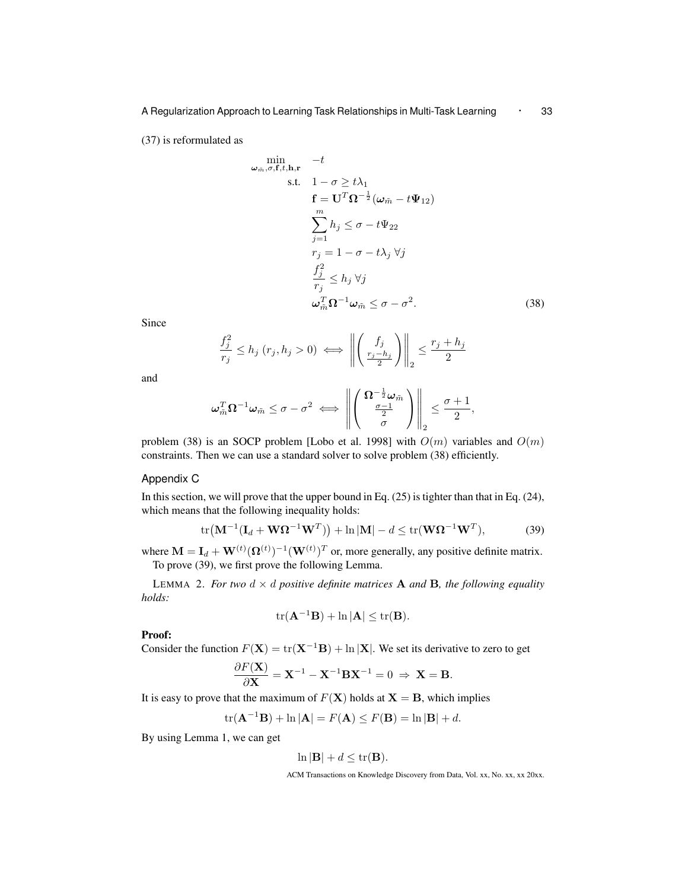(37) is reformulated as

$$
\begin{aligned}
\min_{\boldsymbol{\omega}_{\tilde{m}},\sigma,\mathbf{f},t,\mathbf{h},\mathbf{r}} \quad & -t \\
\text{s.t.} \quad & 1-\sigma \geq t\lambda_1 \\
& \mathbf{f} = \mathbf{U}^T\boldsymbol{\Omega}^{-\frac{1}{2}}(\boldsymbol{\omega}_{\tilde{m}} - t\boldsymbol{\Psi}_{12}) \\
& \sum_{j=1}^{m} h_j \leq \sigma - t\Psi_{22} \\
& r_j = 1 - \sigma - t\lambda_j \ \forall j \\
& \frac{f_j^2}{r_j} \leq h_j \ \forall j \\
& \boldsymbol{\omega}_{\tilde{m}}^T\boldsymbol{\Omega}^{-1}\boldsymbol{\omega}_{\tilde{m}} \leq \sigma - \sigma^2.
\end{aligned} \tag{38}
$$

Since

$$
\frac{f_j^2}{r_j} \leq h_j \ (r_j, h_j > 0) \iff \left\| \begin{pmatrix} f_j \\ \frac{r_j - h_j}{2} \end{pmatrix} \right\|_2 \leq \frac{r_j + h_j}{2}
$$

and

$$
\boldsymbol{\omega}_{\tilde{m}}^T\boldsymbol{\Omega}^{-1}\boldsymbol{\omega}_{\tilde{m}} \leq \sigma - \sigma^2 \iff \left\| \begin{pmatrix} \boldsymbol{\Omega}^{-\frac{1}{2}}\boldsymbol{\omega}_{\tilde{m}} \\ \frac{\sigma-1}{2} \\ \sigma \end{pmatrix} \right\|_2 \leq \frac{\sigma+1}{2},
$$

problem (38) is an SOCP problem [Lobo et al. 1998] with $O(m)$ variables and $O(m)$ constraints. Then we can use a standard solver to solve problem (38) efficiently.

## Appendix C

In this section, we will prove that the upper bound in Eq. (25) is tighter than that in Eq. (24), which means that the following inequality holds:

$$
\operatorname{tr}\big(\mathbf{M}^{-1}(\mathbf{I}_d + \mathbf{W}\boldsymbol{\Omega}^{-1}\mathbf{W}^T)\big) + \ln|\mathbf{M}| - d \leq \operatorname{tr}(\mathbf{W}\boldsymbol{\Omega}^{-1}\mathbf{W}^T), \tag{39}
$$

where $\mathbf{M} = \mathbf{I}_d + \mathbf{W}^{(t)}(\boldsymbol{\Omega}^{(t)})^{-1}(\mathbf{W}^{(t)})^T$ or, more generally, any positive definite matrix.

To prove (39), we first prove the following Lemma.

LEMMA 2. *For two $d \times d$ positive definite matrices $\mathbf{A}$ and $\mathbf{B}$, the following equality holds:*

$$
\operatorname{tr}(\mathbf{A}^{-1}\mathbf{B}) + \ln|\mathbf{A}| \leq \operatorname{tr}(\mathbf{B}).
$$

**Proof:**
Consider the function $F(\mathbf{X}) = \operatorname{tr}(\mathbf{X}^{-1}\mathbf{B}) + \ln|\mathbf{X}|$. We set its derivative to zero to get

$$
\frac{\partial F(\mathbf{X})}{\partial \mathbf{X}} = \mathbf{X}^{-1} - \mathbf{X}^{-1}\mathbf{B}\mathbf{X}^{-1} = 0 \ \Rightarrow \ \mathbf{X} = \mathbf{B}.
$$

It is easy to prove that the maximum of $F(\mathbf{X})$ holds at $\mathbf{X} = \mathbf{B}$, which implies

$$
\operatorname{tr}(\mathbf{A}^{-1}\mathbf{B}) + \ln|\mathbf{A}| = F(\mathbf{A}) \leq F(\mathbf{B}) = \ln|\mathbf{B}| + d.
$$

By using Lemma 1, we can get

$$
\ln|\mathbf{B}| + d \leq \operatorname{tr}(\mathbf{B}).
$$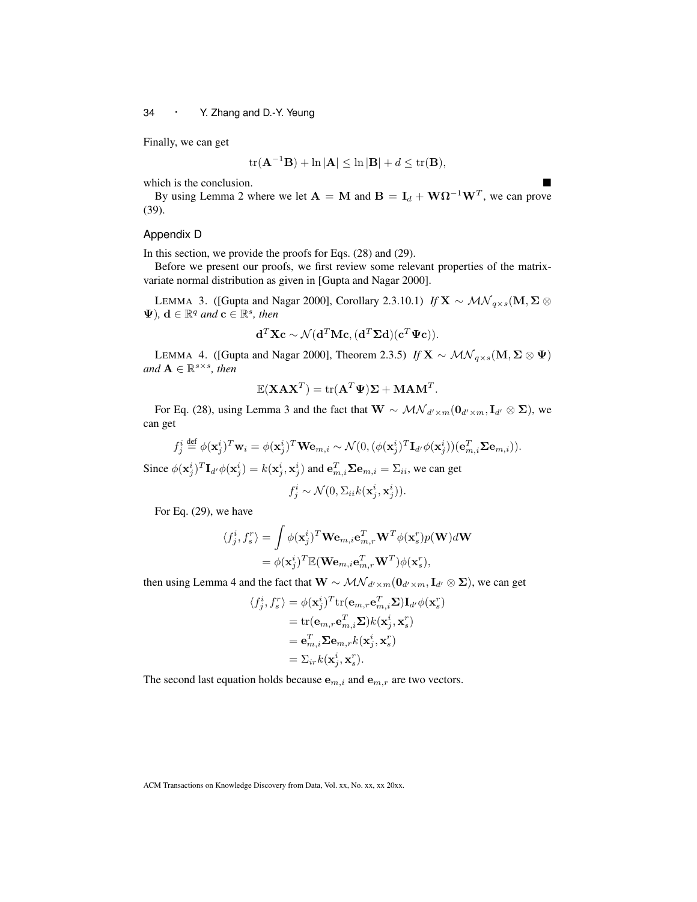Finally, we can get

$$\mathrm{tr}(\mathbf{A}^{-1}\mathbf{B}) + \ln |\mathbf{A}| \leq \ln |\mathbf{B}| + d \leq \mathrm{tr}(\mathbf{B}),$$

which is the conclusion. ■

By using Lemma 2 where we let $\mathbf{A} = \mathbf{M}$ and $\mathbf{B} = \mathbf{I}_d + \mathbf{W}\mathbf{\Omega}^{-1}\mathbf{W}^T$, we can prove (39).

## Appendix D

In this section, we provide the proofs for Eqs. (28) and (29).

Before we present our proofs, we first review some relevant properties of the matrix-variate normal distribution as given in [Gupta and Nagar 2000].

LEMMA 3. ([Gupta and Nagar 2000], Corollary 2.3.10.1) *If* $\mathbf{X} \sim \mathcal{MN}_{q\times s}(\mathbf{M}, \mathbf{\Sigma} \otimes \mathbf{\Psi})$*,* $\mathbf{d} \in \mathbb{R}^q$ *and* $\mathbf{c} \in \mathbb{R}^s$*, then*

$$\mathbf{d}^T\mathbf{X}\mathbf{c} \sim \mathcal{N}(\mathbf{d}^T\mathbf{M}\mathbf{c}, (\mathbf{d}^T\mathbf{\Sigma}\mathbf{d})(\mathbf{c}^T\mathbf{\Psi}\mathbf{c})).$$

LEMMA 4. ([Gupta and Nagar 2000], Theorem 2.3.5) *If* $\mathbf{X} \sim \mathcal{MN}_{q\times s}(\mathbf{M}, \mathbf{\Sigma} \otimes \mathbf{\Psi})$ *and* $\mathbf{A} \in \mathbb{R}^{s\times s}$*, then*

$$\mathbb{E}(\mathbf{X}\mathbf{A}\mathbf{X}^T) = \mathrm{tr}(\mathbf{A}^T\mathbf{\Psi})\mathbf{\Sigma} + \mathbf{M}\mathbf{A}\mathbf{M}^T.$$

For Eq. (28), using Lemma 3 and the fact that $\mathbf{W} \sim \mathcal{MN}_{d'\times m}(\mathbf{0}_{d'\times m}, \mathbf{I}_{d'} \otimes \mathbf{\Sigma})$, we can get

$$f_j^i \stackrel{\text{def}}{=} \phi(\mathbf{x}_j^i)^T\mathbf{w}_i = \phi(\mathbf{x}_j^i)^T\mathbf{W}\mathbf{e}_{m,i} \sim \mathcal{N}(0, (\phi(\mathbf{x}_j^i)^T\mathbf{I}_{d'}\phi(\mathbf{x}_j^i))(\mathbf{e}_{m,i}^T\mathbf{\Sigma}\mathbf{e}_{m,i})).$$

Since $\phi(\mathbf{x}_j^i)^T\mathbf{I}_{d'}\phi(\mathbf{x}_j^i) = k(\mathbf{x}_j^i, \mathbf{x}_j^i)$ and $\mathbf{e}_{m,i}^T\mathbf{\Sigma}\mathbf{e}_{m,i} = \Sigma_{ii}$, we can get

$$f_j^i \sim \mathcal{N}(0, \Sigma_{ii}k(\mathbf{x}_j^i, \mathbf{x}_j^i)).$$

For Eq. (29), we have

$$\begin{aligned}
\langle f_j^i, f_s^r \rangle &= \int \phi(\mathbf{x}_j^i)^T\mathbf{W}\mathbf{e}_{m,i}\mathbf{e}_{m,r}^T\mathbf{W}^T\phi(\mathbf{x}_s^r)p(\mathbf{W})d\mathbf{W} \\
&= \phi(\mathbf{x}_j^i)^T\mathbb{E}(\mathbf{W}\mathbf{e}_{m,i}\mathbf{e}_{m,r}^T\mathbf{W}^T)\phi(\mathbf{x}_s^r),
\end{aligned}$$

then using Lemma 4 and the fact that $\mathbf{W} \sim \mathcal{MN}_{d'\times m}(\mathbf{0}_{d'\times m}, \mathbf{I}_{d'} \otimes \mathbf{\Sigma})$, we can get

$$\begin{aligned}
\langle f_j^i, f_s^r \rangle &= \phi(\mathbf{x}_j^i)^T\mathrm{tr}(\mathbf{e}_{m,r}\mathbf{e}_{m,i}^T\mathbf{\Sigma})\mathbf{I}_{d'}\phi(\mathbf{x}_s^r) \\
&= \mathrm{tr}(\mathbf{e}_{m,r}\mathbf{e}_{m,i}^T\mathbf{\Sigma})k(\mathbf{x}_j^i, \mathbf{x}_s^r) \\
&= \mathbf{e}_{m,i}^T\mathbf{\Sigma}\mathbf{e}_{m,r}k(\mathbf{x}_j^i, \mathbf{x}_s^r) \\
&= \Sigma_{ir}k(\mathbf{x}_j^i, \mathbf{x}_s^r).
\end{aligned}$$

The second last equation holds because $\mathbf{e}_{m,i}$ and $\mathbf{e}_{m,r}$ are two vectors.